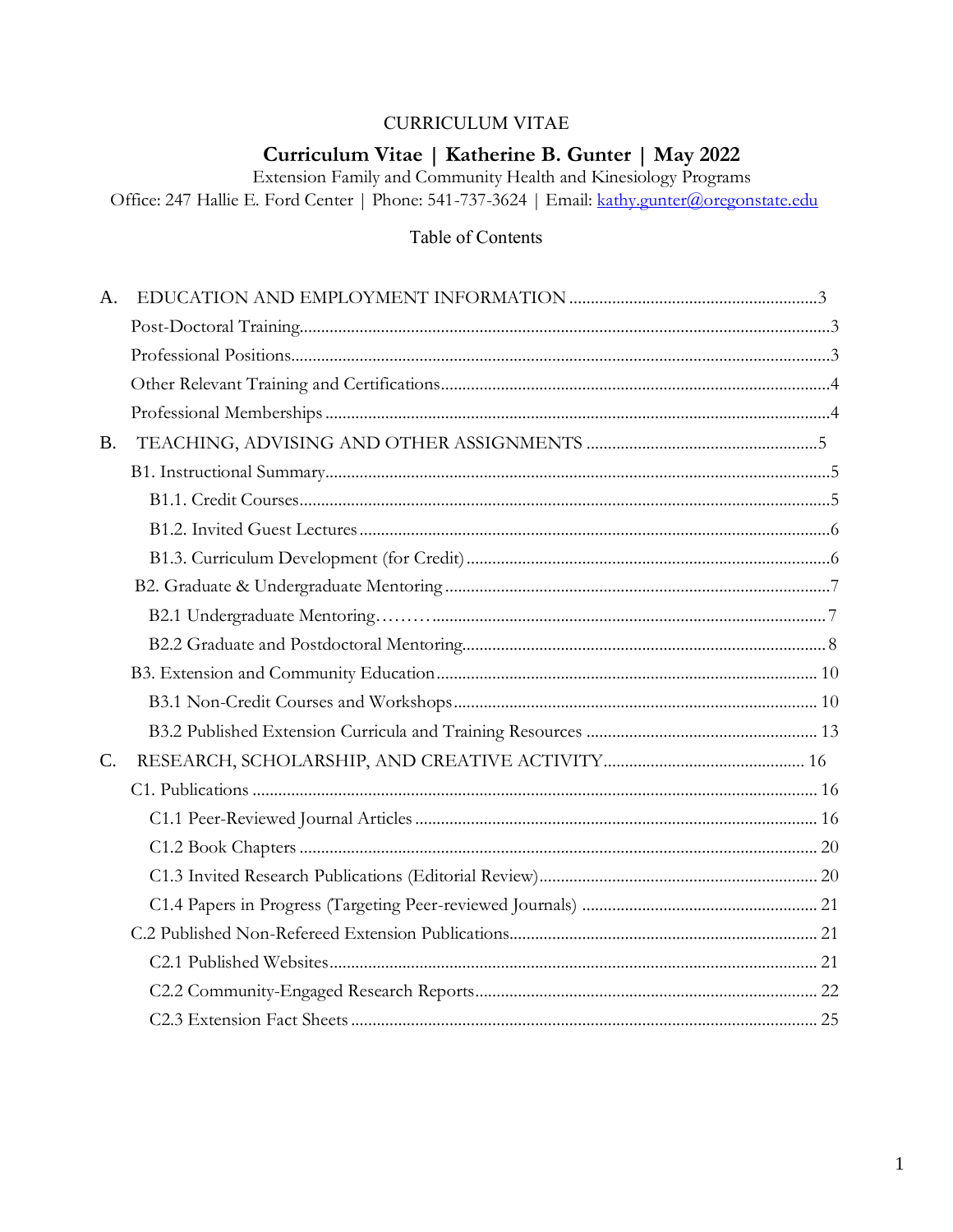CURRICULUM VITAE

# Curriculum Vitae | Katherine B. Gunter | May 2022

Extension Family and Community Health and Kinesiology Programs

Office: 247 Hallie E. Ford Center | Phone: 541-737-3624 | Email: kathy.gunter@oregonstate.edu

## Table of Contents

A. EDUCATION AND EMPLOYMENT INFORMATION ........................................................3

- Post-Doctoral Training..........................................................................................................3
- Professional Positions...........................................................................................................3
- Other Relevant Training and Certifications.........................................................................4
- Professional Memberships ...................................................................................................4

B. TEACHING, ADVISING AND OTHER ASSIGNMENTS .....................................................5

- B1. Instructional Summary....................................................................................................5
  - B1.1. Credit Courses..........................................................................................................5
  - B1.2. Invited Guest Lectures ............................................................................................6
  - B1.3. Curriculum Development (for Credit) ...................................................................6
- B2. Graduate & Undergraduate Mentoring ........................................................................7
  - B2.1 Undergraduate Mentoring………..........................................................................7
  - B2.2 Graduate and Postdoctoral Mentoring...................................................................8
- B3. Extension and Community Education ........................................................................ 10
  - B3.1 Non-Credit Courses and Workshops ................................................................... 10
  - B3.2 Published Extension Curricula and Training Resources .................................... 13

C. RESEARCH, SCHOLARSHIP, AND CREATIVE ACTIVITY............................................. 16

- C1. Publications .................................................................................................................. 16
  - C1.1 Peer-Reviewed Journal Articles ........................................................................... 16
  - C1.2 Book Chapters ....................................................................................................... 20
  - C1.3 Invited Research Publications (Editorial Review)................................................ 20
  - C1.4 Papers in Progress (Targeting Peer-reviewed Journals) ...................................... 21
- C.2 Published Non-Refereed Extension Publications...................................................... 21
  - C2.1 Published Websites................................................................................................ 21
  - C2.2 Community-Engaged Research Reports.............................................................. 22
  - C2.3 Extension Fact Sheets ........................................................................................... 25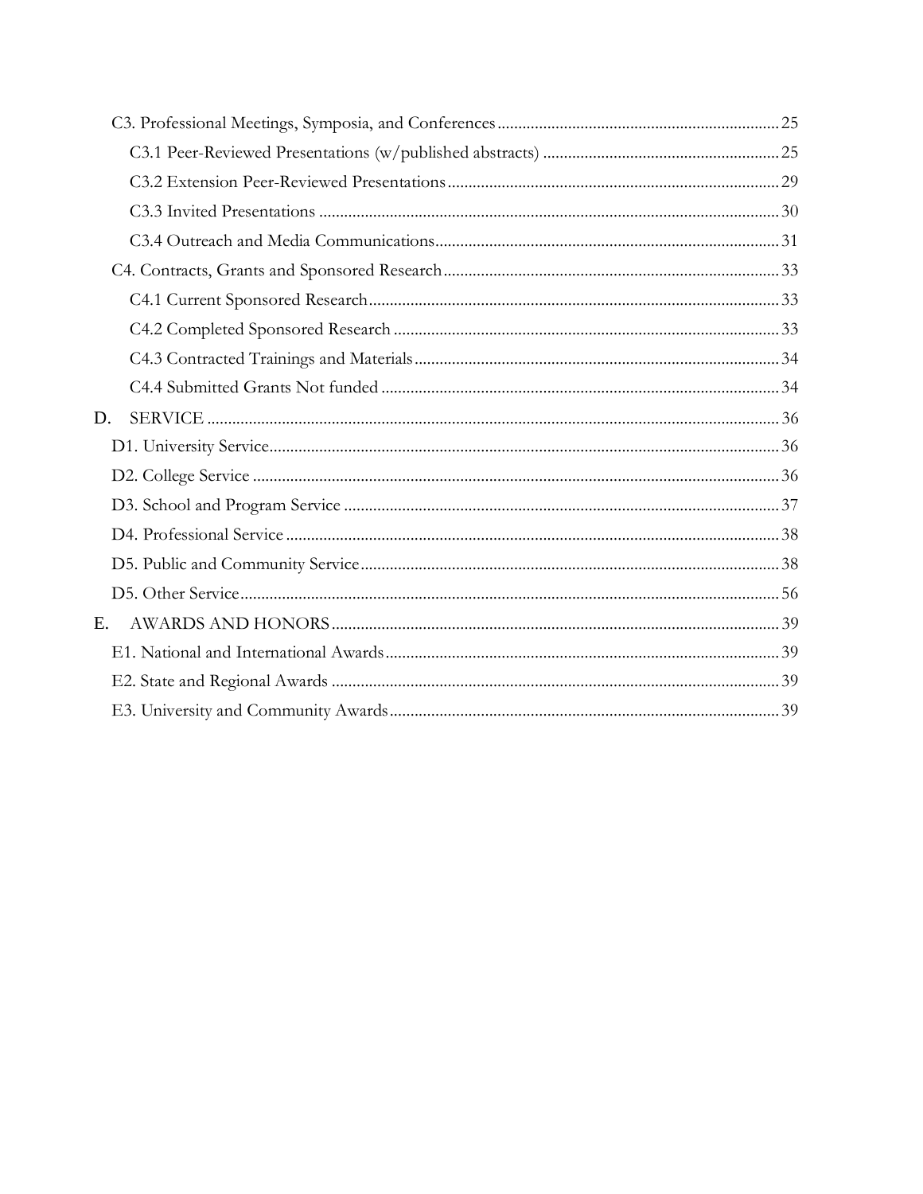- C3. Professional Meetings, Symposia, and Conferences .......... 25
  - C3.1 Peer-Reviewed Presentations (w/published abstracts) .......... 25
  - C3.2 Extension Peer-Reviewed Presentations .......... 29
  - C3.3 Invited Presentations .......... 30
  - C3.4 Outreach and Media Communications .......... 31
- C4. Contracts, Grants and Sponsored Research .......... 33
  - C4.1 Current Sponsored Research .......... 33
  - C4.2 Completed Sponsored Research .......... 33
  - C4.3 Contracted Trainings and Materials .......... 34
  - C4.4 Submitted Grants Not funded .......... 34

D. SERVICE .......... 36

- D1. University Service .......... 36
- D2. College Service .......... 36
- D3. School and Program Service .......... 37
- D4. Professional Service .......... 38
- D5. Public and Community Service .......... 38
- D5. Other Service .......... 56

E. AWARDS AND HONORS .......... 39

- E1. National and International Awards .......... 39
- E2. State and Regional Awards .......... 39
- E3. University and Community Awards .......... 39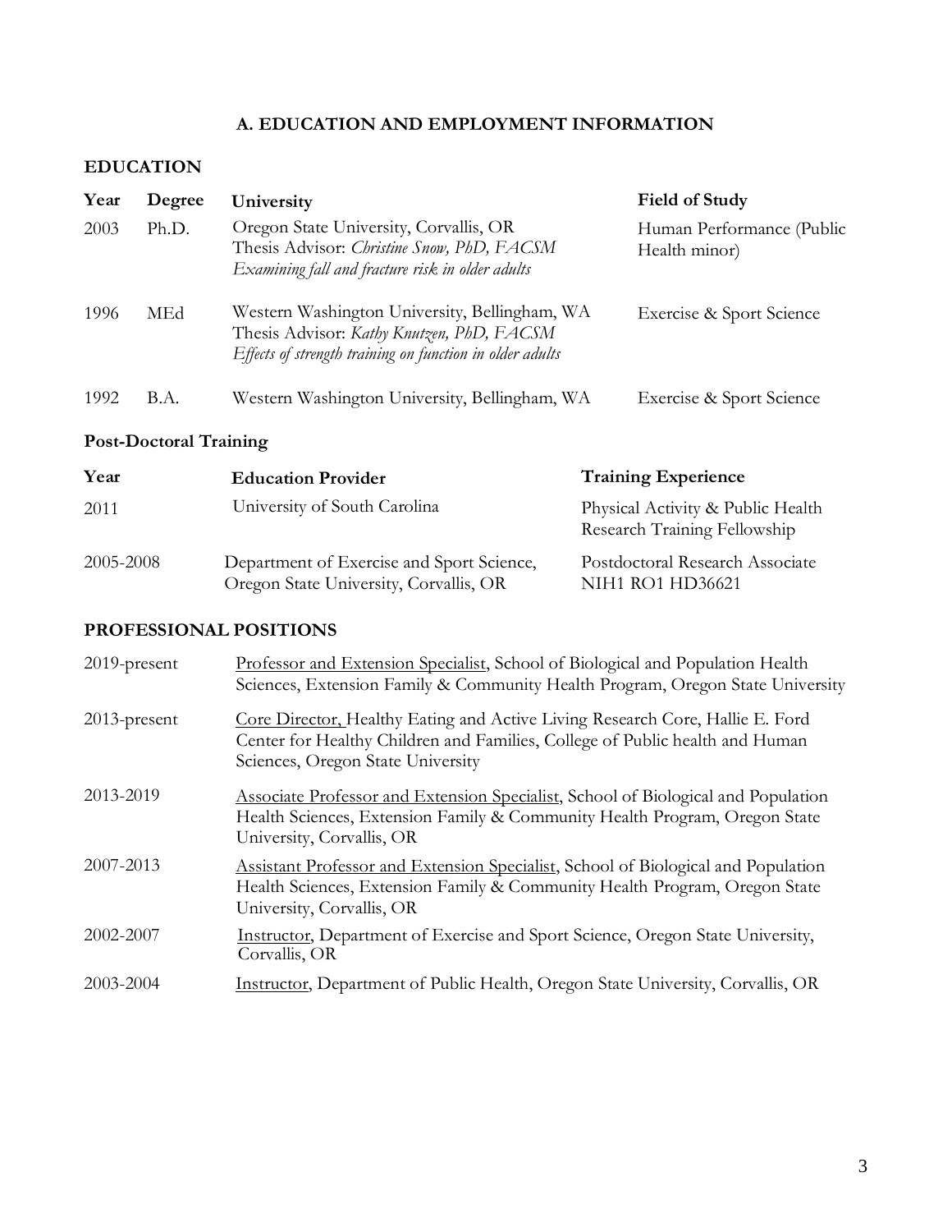## A. EDUCATION AND EMPLOYMENT INFORMATION

### EDUCATION

| Year | Degree | University | Field of Study |
|---|---|---|---|
| 2003 | Ph.D. | Oregon State University, Corvallis, OR<br>Thesis Advisor: *Christine Snow, PhD, FACSM*<br>*Examining fall and fracture risk in older adults* | Human Performance (Public Health minor) |
| 1996 | MEd | Western Washington University, Bellingham, WA<br>Thesis Advisor: *Kathy Knutzen, PhD, FACSM*<br>*Effects of strength training on function in older adults* | Exercise & Sport Science |
| 1992 | B.A. | Western Washington University, Bellingham, WA | Exercise & Sport Science |

### Post-Doctoral Training

| Year | Education Provider | Training Experience |
|---|---|---|
| 2011 | University of South Carolina | Physical Activity & Public Health Research Training Fellowship |
| 2005-2008 | Department of Exercise and Sport Science, Oregon State University, Corvallis, OR | Postdoctoral Research Associate NIH1 RO1 HD36621 |

### PROFESSIONAL POSITIONS

| | |
|---|---|
| 2019-present | Professor and Extension Specialist, School of Biological and Population Health Sciences, Extension Family & Community Health Program, Oregon State University |
| 2013-present | Core Director, Healthy Eating and Active Living Research Core, Hallie E. Ford Center for Healthy Children and Families, College of Public health and Human Sciences, Oregon State University |
| 2013-2019 | Associate Professor and Extension Specialist, School of Biological and Population Health Sciences, Extension Family & Community Health Program, Oregon State University, Corvallis, OR |
| 2007-2013 | Assistant Professor and Extension Specialist, School of Biological and Population Health Sciences, Extension Family & Community Health Program, Oregon State University, Corvallis, OR |
| 2002-2007 | Instructor, Department of Exercise and Sport Science, Oregon State University, Corvallis, OR |
| 2003-2004 | Instructor, Department of Public Health, Oregon State University, Corvallis, OR |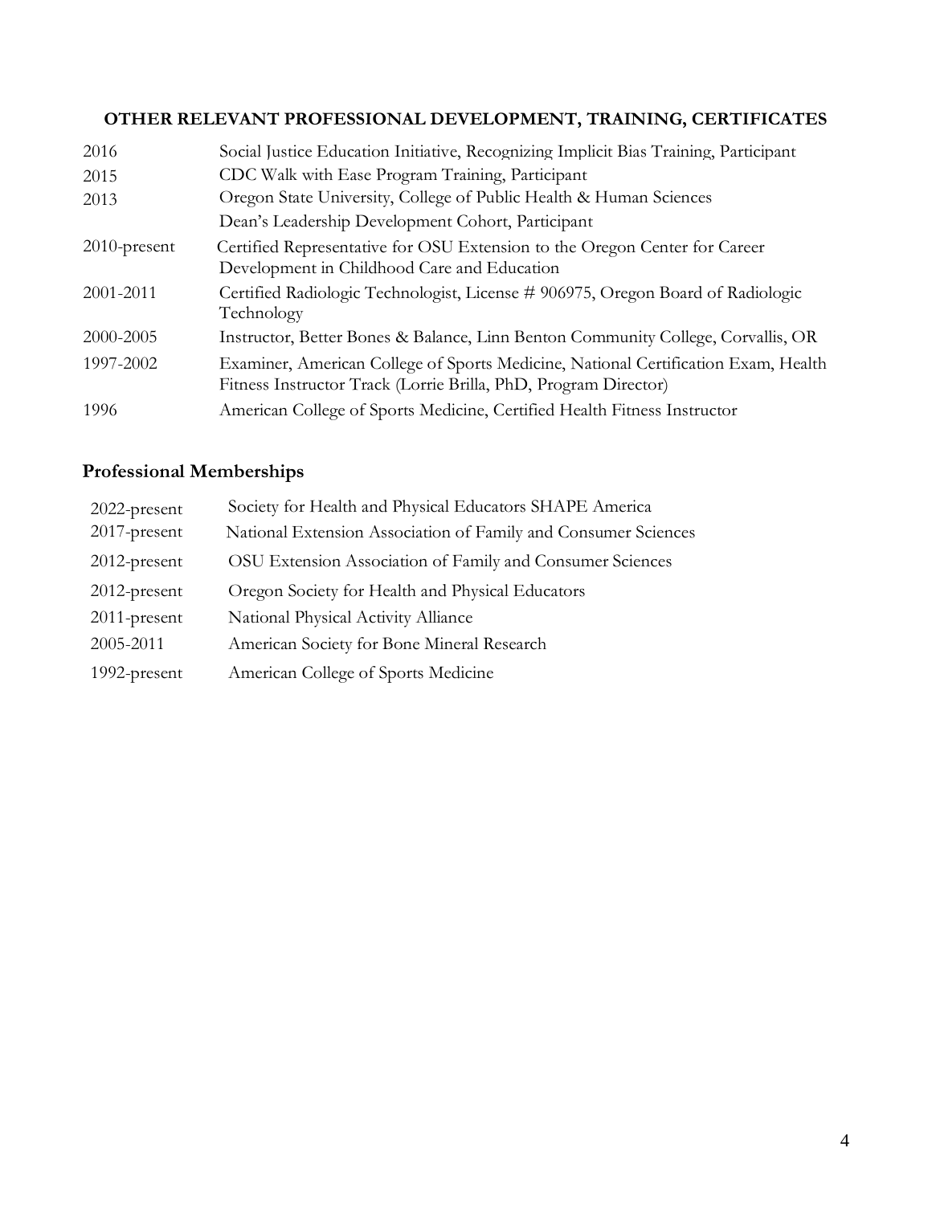## OTHER RELEVANT PROFESSIONAL DEVELOPMENT, TRAINING, CERTIFICATES

| | |
|---|---|
| 2016 | Social Justice Education Initiative, Recognizing Implicit Bias Training, Participant |
| 2015 | CDC Walk with Ease Program Training, Participant |
| 2013 | Oregon State University, College of Public Health & Human Sciences Dean's Leadership Development Cohort, Participant |
| 2010-present | Certified Representative for OSU Extension to the Oregon Center for Career Development in Childhood Care and Education |
| 2001-2011 | Certified Radiologic Technologist, License # 906975, Oregon Board of Radiologic Technology |
| 2000-2005 | Instructor, Better Bones & Balance, Linn Benton Community College, Corvallis, OR |
| 1997-2002 | Examiner, American College of Sports Medicine, National Certification Exam, Health Fitness Instructor Track (Lorrie Brilla, PhD, Program Director) |
| 1996 | American College of Sports Medicine, Certified Health Fitness Instructor |

## Professional Memberships

| | |
|---|---|
| 2022-present | Society for Health and Physical Educators SHAPE America |
| 2017-present | National Extension Association of Family and Consumer Sciences |
| 2012-present | OSU Extension Association of Family and Consumer Sciences |
| 2012-present | Oregon Society for Health and Physical Educators |
| 2011-present | National Physical Activity Alliance |
| 2005-2011 | American Society for Bone Mineral Research |
| 1992-present | American College of Sports Medicine |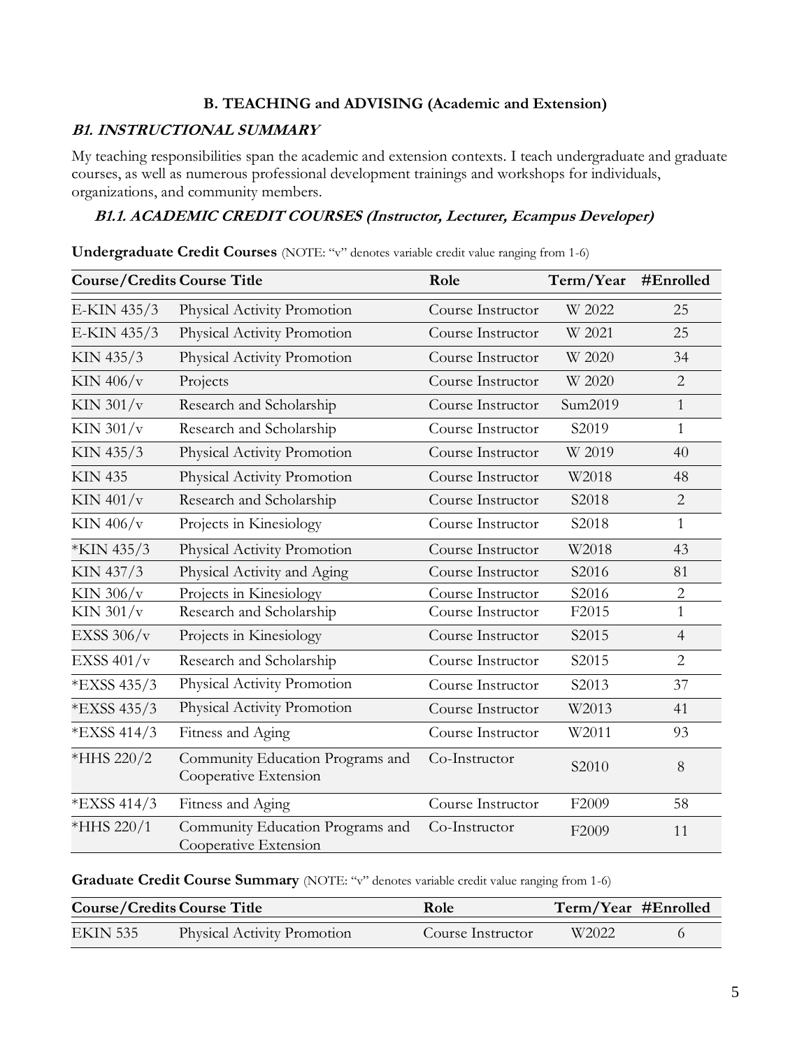### B. TEACHING and ADVISING (Academic and Extension)

***B1. INSTRUCTIONAL SUMMARY***

My teaching responsibilities span the academic and extension contexts. I teach undergraduate and graduate courses, as well as numerous professional development trainings and workshops for individuals, organizations, and community members.

***B1.1. ACADEMIC CREDIT COURSES (Instructor, Lecturer, Ecampus Developer)***

**Undergraduate Credit Courses** (NOTE: "v" denotes variable credit value ranging from 1-6)

| Course/Credits | Course Title | Role | Term/Year | #Enrolled |
|---|---|---|---|---|
| E-KIN 435/3 | Physical Activity Promotion | Course Instructor | W 2022 | 25 |
| E-KIN 435/3 | Physical Activity Promotion | Course Instructor | W 2021 | 25 |
| KIN 435/3 | Physical Activity Promotion | Course Instructor | W 2020 | 34 |
| KIN 406/v | Projects | Course Instructor | W 2020 | 2 |
| KIN 301/v | Research and Scholarship | Course Instructor | Sum2019 | 1 |
| KIN 301/v | Research and Scholarship | Course Instructor | S2019 | 1 |
| KIN 435/3 | Physical Activity Promotion | Course Instructor | W 2019 | 40 |
| KIN 435 | Physical Activity Promotion | Course Instructor | W2018 | 48 |
| KIN 401/v | Research and Scholarship | Course Instructor | S2018 | 2 |
| KIN 406/v | Projects in Kinesiology | Course Instructor | S2018 | 1 |
| *KIN 435/3 | Physical Activity Promotion | Course Instructor | W2018 | 43 |
| KIN 437/3 | Physical Activity and Aging | Course Instructor | S2016 | 81 |
| KIN 306/v | Projects in Kinesiology | Course Instructor | S2016 | 2 |
| KIN 301/v | Research and Scholarship | Course Instructor | F2015 | 1 |
| EXSS 306/v | Projects in Kinesiology | Course Instructor | S2015 | 4 |
| EXSS 401/v | Research and Scholarship | Course Instructor | S2015 | 2 |
| *EXSS 435/3 | Physical Activity Promotion | Course Instructor | S2013 | 37 |
| *EXSS 435/3 | Physical Activity Promotion | Course Instructor | W2013 | 41 |
| *EXSS 414/3 | Fitness and Aging | Course Instructor | W2011 | 93 |
| *HHS 220/2 | Community Education Programs and Cooperative Extension | Co-Instructor | S2010 | 8 |
| *EXSS 414/3 | Fitness and Aging | Course Instructor | F2009 | 58 |
| *HHS 220/1 | Community Education Programs and Cooperative Extension | Co-Instructor | F2009 | 11 |

**Graduate Credit Course Summary** (NOTE: "v" denotes variable credit value ranging from 1-6)

| Course/Credits | Course Title | Role | Term/Year | #Enrolled |
|---|---|---|---|---|
| EKIN 535 | Physical Activity Promotion | Course Instructor | W2022 | 6 |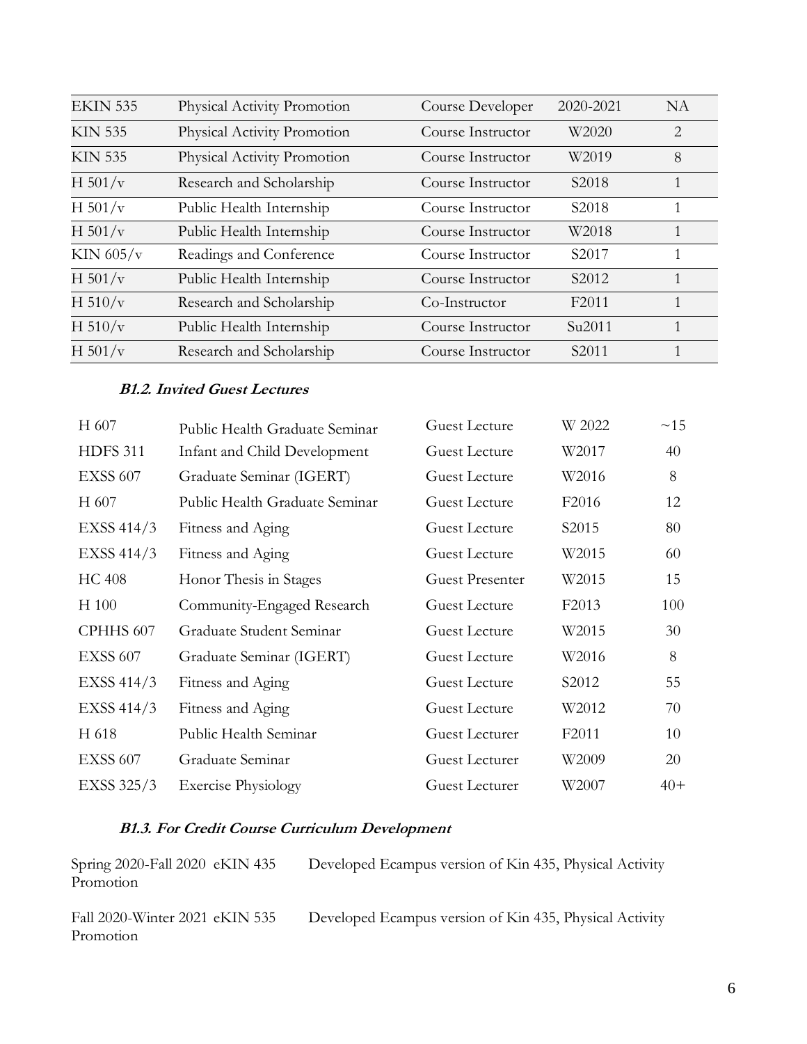| EKIN 535 | Physical Activity Promotion | Course Developer | 2020-2021 | NA |
|---|---|---|---|---|
| KIN 535 | Physical Activity Promotion | Course Instructor | W2020 | 2 |
| KIN 535 | Physical Activity Promotion | Course Instructor | W2019 | 8 |
| H 501/v | Research and Scholarship | Course Instructor | S2018 | 1 |
| H 501/v | Public Health Internship | Course Instructor | S2018 | 1 |
| H 501/v | Public Health Internship | Course Instructor | W2018 | 1 |
| KIN 605/v | Readings and Conference | Course Instructor | S2017 | 1 |
| H 501/v | Public Health Internship | Course Instructor | S2012 | 1 |
| H 510/v | Research and Scholarship | Co-Instructor | F2011 | 1 |
| H 510/v | Public Health Internship | Course Instructor | Su2011 | 1 |
| H 501/v | Research and Scholarship | Course Instructor | S2011 | 1 |

### *B1.2. Invited Guest Lectures*

| H 607 | Public Health Graduate Seminar | Guest Lecture | W 2022 | ~15 |
|---|---|---|---|---|
| HDFS 311 | Infant and Child Development | Guest Lecture | W2017 | 40 |
| EXSS 607 | Graduate Seminar (IGERT) | Guest Lecture | W2016 | 8 |
| H 607 | Public Health Graduate Seminar | Guest Lecture | F2016 | 12 |
| EXSS 414/3 | Fitness and Aging | Guest Lecture | S2015 | 80 |
| EXSS 414/3 | Fitness and Aging | Guest Lecture | W2015 | 60 |
| HC 408 | Honor Thesis in Stages | Guest Presenter | W2015 | 15 |
| H 100 | Community-Engaged Research | Guest Lecture | F2013 | 100 |
| CPHHS 607 | Graduate Student Seminar | Guest Lecture | W2015 | 30 |
| EXSS 607 | Graduate Seminar (IGERT) | Guest Lecture | W2016 | 8 |
| EXSS 414/3 | Fitness and Aging | Guest Lecture | S2012 | 55 |
| EXSS 414/3 | Fitness and Aging | Guest Lecture | W2012 | 70 |
| H 618 | Public Health Seminar | Guest Lecturer | F2011 | 10 |
| EXSS 607 | Graduate Seminar | Guest Lecturer | W2009 | 20 |
| EXSS 325/3 | Exercise Physiology | Guest Lecturer | W2007 | 40+ |

### *B1.3. For Credit Course Curriculum Development*

Spring 2020-Fall 2020 eKIN 435 Developed Ecampus version of Kin 435, Physical Activity Promotion

Fall 2020-Winter 2021 eKIN 535 Developed Ecampus version of Kin 435, Physical Activity Promotion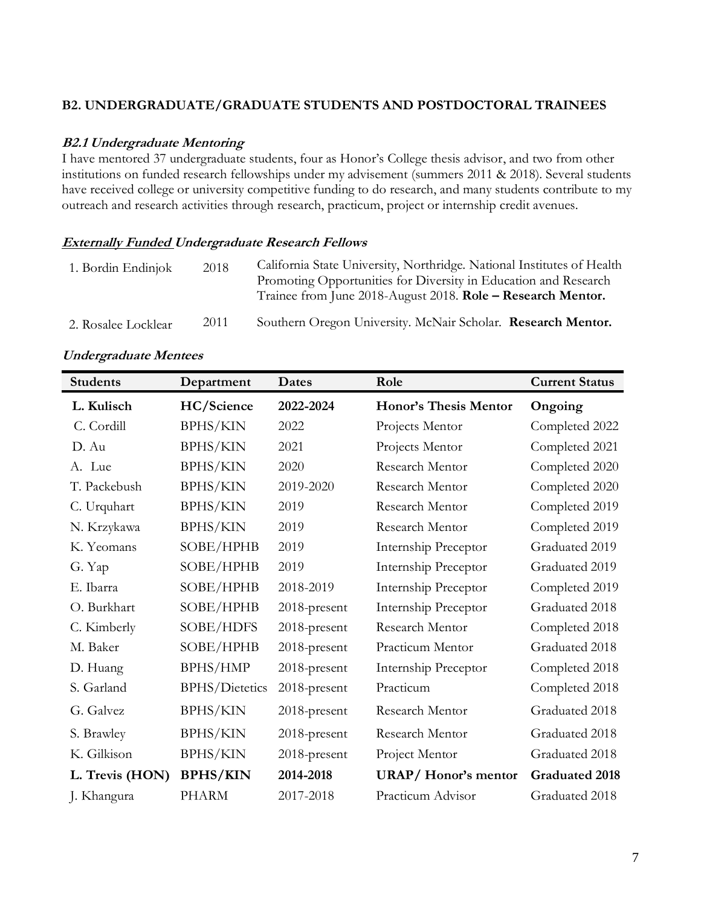## B2. UNDERGRADUATE/GRADUATE STUDENTS AND POSTDOCTORAL TRAINEES

### *B2.1 Undergraduate Mentoring*

I have mentored 37 undergraduate students, four as Honor's College thesis advisor, and two from other institutions on funded research fellowships under my advisement (summers 2011 & 2018). Several students have received college or university competitive funding to do research, and many students contribute to my outreach and research activities through research, practicum, project or internship credit avenues.

#### ***Externally Funded Undergraduate Research Fellows***

| | | |
|---|---|---|
| 1. Bordin Endinjok | 2018 | California State University, Northridge. National Institutes of Health Promoting Opportunities for Diversity in Education and Research Trainee from June 2018-August 2018. **Role – Research Mentor.** |
| 2. Rosalee Locklear | 2011 | Southern Oregon University. McNair Scholar. **Research Mentor.** |

#### ***Undergraduate Mentees***

| Students | Department | Dates | Role | Current Status |
|---|---|---|---|---|
| **L. Kulisch** | **HC/Science** | **2022-2024** | **Honor's Thesis Mentor** | **Ongoing** |
| C. Cordill | BPHS/KIN | 2022 | Projects Mentor | Completed 2022 |
| D. Au | BPHS/KIN | 2021 | Projects Mentor | Completed 2021 |
| A. Lue | BPHS/KIN | 2020 | Research Mentor | Completed 2020 |
| T. Packebush | BPHS/KIN | 2019-2020 | Research Mentor | Completed 2020 |
| C. Urquhart | BPHS/KIN | 2019 | Research Mentor | Completed 2019 |
| N. Krzykawa | BPHS/KIN | 2019 | Research Mentor | Completed 2019 |
| K. Yeomans | SOBE/HPHB | 2019 | Internship Preceptor | Graduated 2019 |
| G. Yap | SOBE/HPHB | 2019 | Internship Preceptor | Graduated 2019 |
| E. Ibarra | SOBE/HPHB | 2018-2019 | Internship Preceptor | Completed 2019 |
| O. Burkhart | SOBE/HPHB | 2018-present | Internship Preceptor | Graduated 2018 |
| C. Kimberly | SOBE/HDFS | 2018-present | Research Mentor | Completed 2018 |
| M. Baker | SOBE/HPHB | 2018-present | Practicum Mentor | Graduated 2018 |
| D. Huang | BPHS/HMP | 2018-present | Internship Preceptor | Completed 2018 |
| S. Garland | BPHS/Dietetics | 2018-present | Practicum | Completed 2018 |
| G. Galvez | BPHS/KIN | 2018-present | Research Mentor | Graduated 2018 |
| S. Brawley | BPHS/KIN | 2018-present | Research Mentor | Graduated 2018 |
| K. Gilkison | BPHS/KIN | 2018-present | Project Mentor | Graduated 2018 |
| **L. Trevis (HON)** | **BPHS/KIN** | **2014-2018** | **URAP/ Honor's mentor** | **Graduated 2018** |
| J. Khangura | PHARM | 2017-2018 | Practicum Advisor | Graduated 2018 |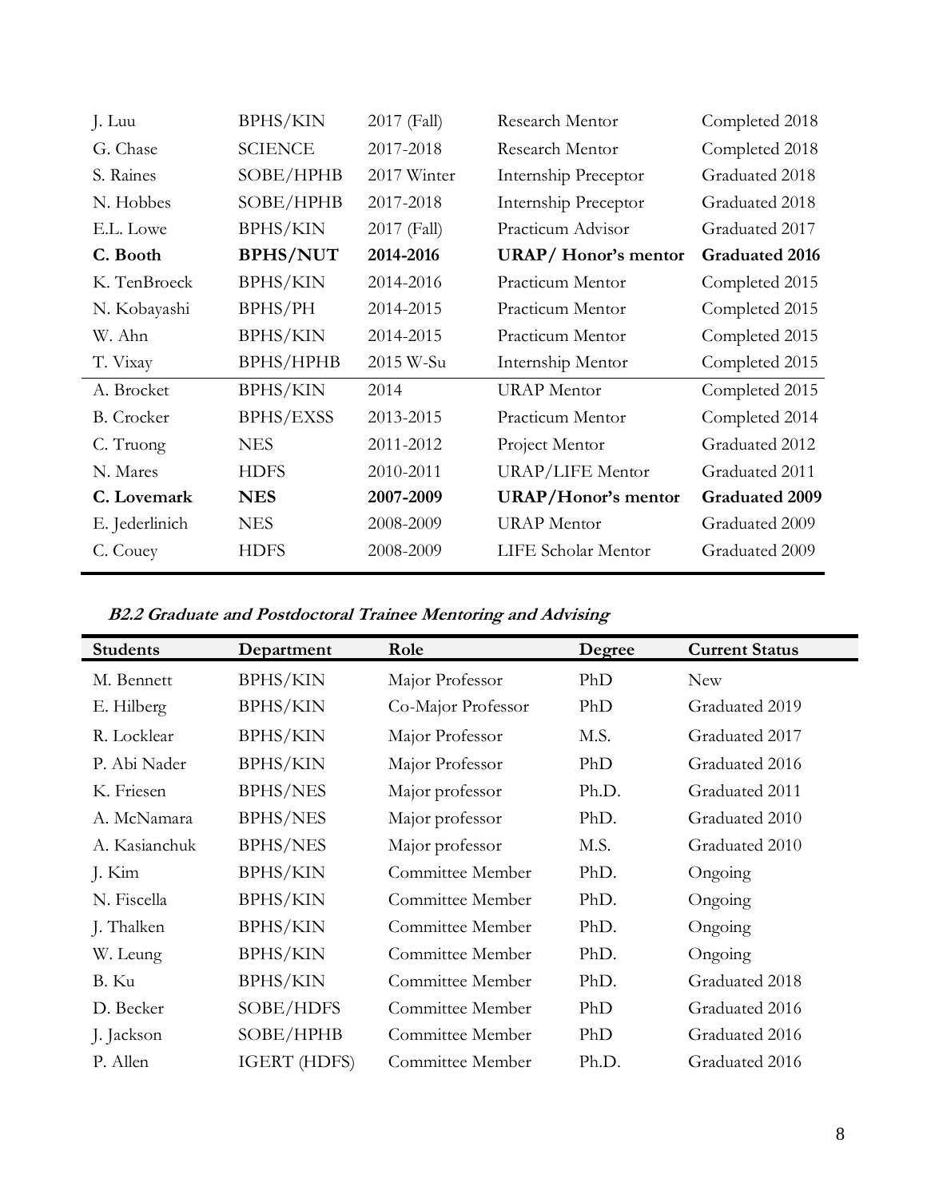| | | | | |
|---|---|---|---|---|
| J. Luu | BPHS/KIN | 2017 (Fall) | Research Mentor | Completed 2018 |
| G. Chase | SCIENCE | 2017-2018 | Research Mentor | Completed 2018 |
| S. Raines | SOBE/HPHB | 2017 Winter | Internship Preceptor | Graduated 2018 |
| N. Hobbes | SOBE/HPHB | 2017-2018 | Internship Preceptor | Graduated 2018 |
| E.L. Lowe | BPHS/KIN | 2017 (Fall) | Practicum Advisor | Graduated 2017 |
| **C. Booth** | **BPHS/NUT** | **2014-2016** | **URAP/ Honor's mentor** | **Graduated 2016** |
| K. TenBroeck | BPHS/KIN | 2014-2016 | Practicum Mentor | Completed 2015 |
| N. Kobayashi | BPHS/PH | 2014-2015 | Practicum Mentor | Completed 2015 |
| W. Ahn | BPHS/KIN | 2014-2015 | Practicum Mentor | Completed 2015 |
| T. Vixay | BPHS/HPHB | 2015 W-Su | Internship Mentor | Completed 2015 |
| A. Brocket | BPHS/KIN | 2014 | URAP Mentor | Completed 2015 |
| B. Crocker | BPHS/EXSS | 2013-2015 | Practicum Mentor | Completed 2014 |
| C. Truong | NES | 2011-2012 | Project Mentor | Graduated 2012 |
| N. Mares | HDFS | 2010-2011 | URAP/LIFE Mentor | Graduated 2011 |
| **C. Lovemark** | **NES** | **2007-2009** | **URAP/Honor's mentor** | **Graduated 2009** |
| E. Jederlinich | NES | 2008-2009 | URAP Mentor | Graduated 2009 |
| C. Couey | HDFS | 2008-2009 | LIFE Scholar Mentor | Graduated 2009 |

***B2.2 Graduate and Postdoctoral Trainee Mentoring and Advising***

| Students | Department | Role | Degree | Current Status |
|---|---|---|---|---|
| M. Bennett | BPHS/KIN | Major Professor | PhD | New |
| E. Hilberg | BPHS/KIN | Co-Major Professor | PhD | Graduated 2019 |
| R. Locklear | BPHS/KIN | Major Professor | M.S. | Graduated 2017 |
| P. Abi Nader | BPHS/KIN | Major Professor | PhD | Graduated 2016 |
| K. Friesen | BPHS/NES | Major professor | Ph.D. | Graduated 2011 |
| A. McNamara | BPHS/NES | Major professor | PhD. | Graduated 2010 |
| A. Kasianchuk | BPHS/NES | Major professor | M.S. | Graduated 2010 |
| J. Kim | BPHS/KIN | Committee Member | PhD. | Ongoing |
| N. Fiscella | BPHS/KIN | Committee Member | PhD. | Ongoing |
| J. Thalken | BPHS/KIN | Committee Member | PhD. | Ongoing |
| W. Leung | BPHS/KIN | Committee Member | PhD. | Ongoing |
| B. Ku | BPHS/KIN | Committee Member | PhD. | Graduated 2018 |
| D. Becker | SOBE/HDFS | Committee Member | PhD | Graduated 2016 |
| J. Jackson | SOBE/HPHB | Committee Member | PhD | Graduated 2016 |
| P. Allen | IGERT (HDFS) | Committee Member | Ph.D. | Graduated 2016 |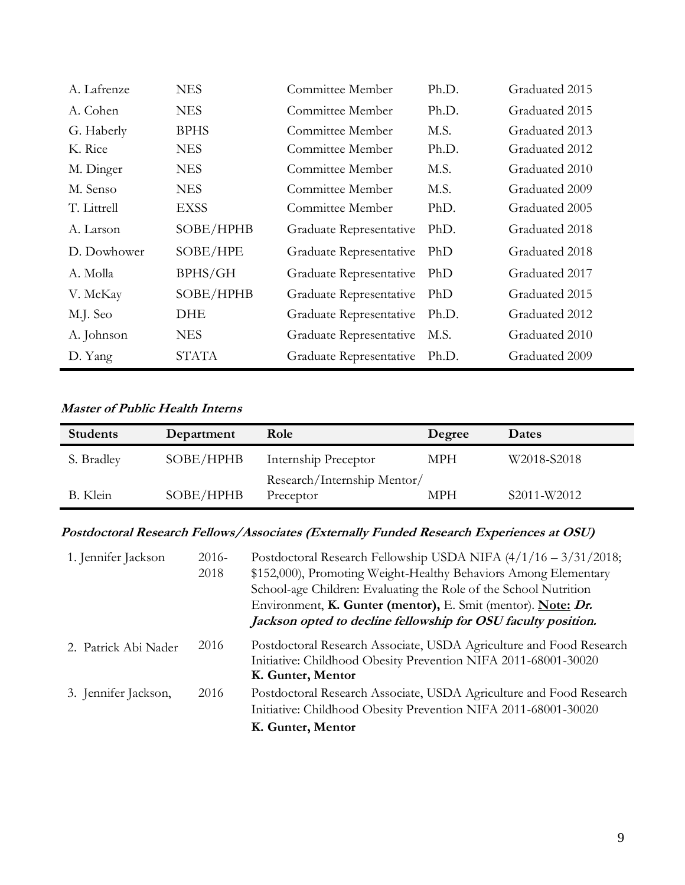| | | | | |
|---|---|---|---|---|
| A. Lafrenze | NES | Committee Member | Ph.D. | Graduated 2015 |
| A. Cohen | NES | Committee Member | Ph.D. | Graduated 2015 |
| G. Haberly | BPHS | Committee Member | M.S. | Graduated 2013 |
| K. Rice | NES | Committee Member | Ph.D. | Graduated 2012 |
| M. Dinger | NES | Committee Member | M.S. | Graduated 2010 |
| M. Senso | NES | Committee Member | M.S. | Graduated 2009 |
| T. Littrell | EXSS | Committee Member | PhD. | Graduated 2005 |
| A. Larson | SOBE/HPHB | Graduate Representative | PhD. | Graduated 2018 |
| D. Dowhower | SOBE/HPE | Graduate Representative | PhD | Graduated 2018 |
| A. Molla | BPHS/GH | Graduate Representative | PhD | Graduated 2017 |
| V. McKay | SOBE/HPHB | Graduate Representative | PhD | Graduated 2015 |
| M.J. Seo | DHE | Graduate Representative | Ph.D. | Graduated 2012 |
| A. Johnson | NES | Graduate Representative | M.S. | Graduated 2010 |
| D. Yang | STATA | Graduate Representative | Ph.D. | Graduated 2009 |

***Master of Public Health Interns***

| Students | Department | Role | Degree | Dates |
|---|---|---|---|---|
| S. Bradley | SOBE/HPHB | Internship Preceptor | MPH | W2018-S2018 |
| B. Klein | SOBE/HPHB | Research/Internship Mentor/ Preceptor | MPH | S2011-W2012 |

***Postdoctoral Research Fellows/Associates (Externally Funded Research Experiences at OSU)***

1. Jennifer Jackson — 2016-2018 — Postdoctoral Research Fellowship USDA NIFA (4/1/16 – 3/31/2018; $152,000), Promoting Weight-Healthy Behaviors Among Elementary School-age Children: Evaluating the Role of the School Nutrition Environment, **K. Gunter (mentor),** E. Smit (mentor). **Note:** ***Dr. Jackson opted to decline fellowship for OSU faculty position.***

2. Patrick Abi Nader — 2016 — Postdoctoral Research Associate, USDA Agriculture and Food Research Initiative: Childhood Obesity Prevention NIFA 2011-68001-30020 **K. Gunter, Mentor**

3. Jennifer Jackson, — 2016 — Postdoctoral Research Associate, USDA Agriculture and Food Research Initiative: Childhood Obesity Prevention NIFA 2011-68001-30020 **K. Gunter, Mentor**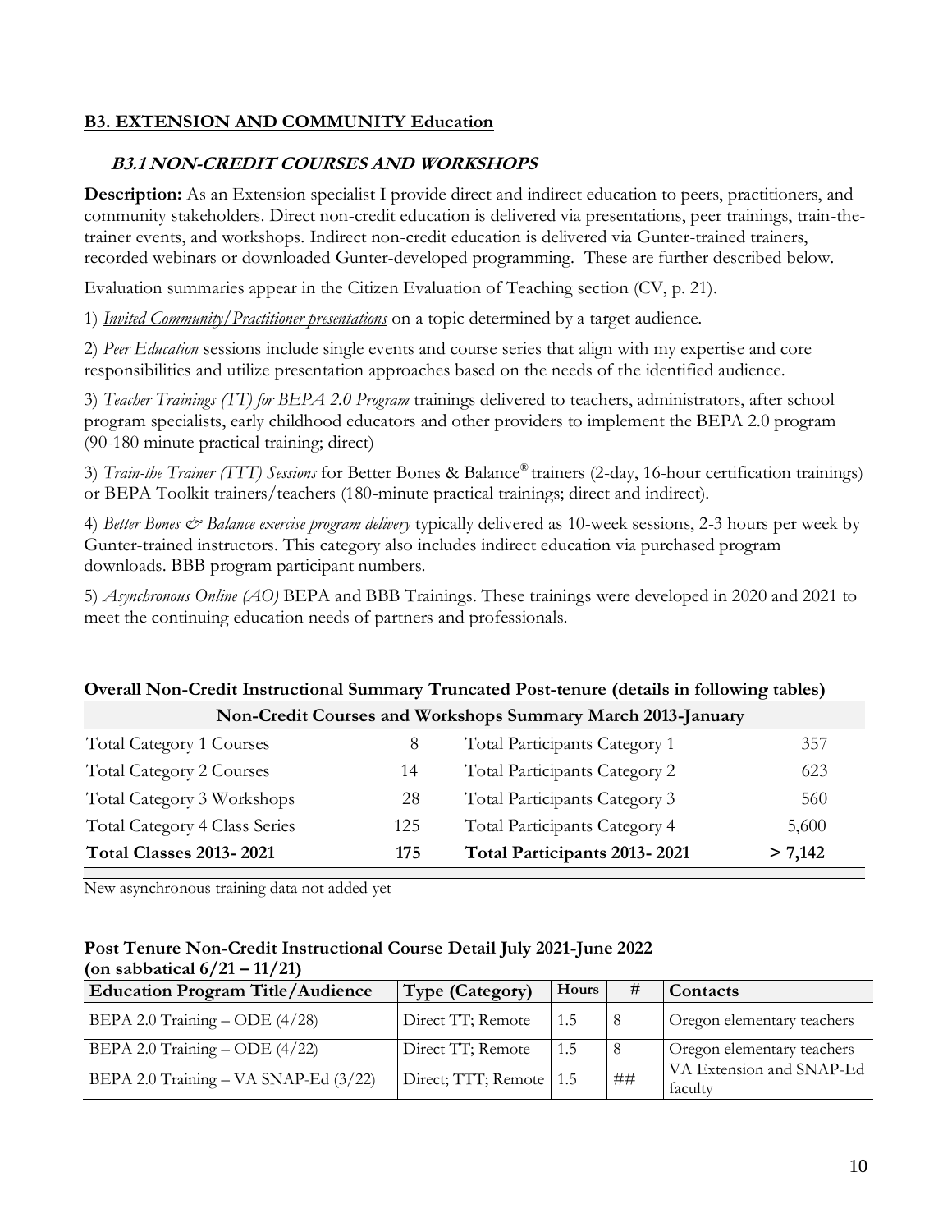## B3. EXTENSION AND COMMUNITY Education

### *B3.1 NON-CREDIT COURSES AND WORKSHOPS*

**Description:** As an Extension specialist I provide direct and indirect education to peers, practitioners, and community stakeholders. Direct non-credit education is delivered via presentations, peer trainings, train-the-trainer events, and workshops. Indirect non-credit education is delivered via Gunter-trained trainers, recorded webinars or downloaded Gunter-developed programming. These are further described below.

Evaluation summaries appear in the Citizen Evaluation of Teaching section (CV, p. 21).

1) *Invited Community/Practitioner presentations* on a topic determined by a target audience.

2) *Peer Education* sessions include single events and course series that align with my expertise and core responsibilities and utilize presentation approaches based on the needs of the identified audience.

3) *Teacher Trainings (TT) for BEPA 2.0 Program* trainings delivered to teachers, administrators, after school program specialists, early childhood educators and other providers to implement the BEPA 2.0 program (90-180 minute practical training; direct)

3) *Train-the Trainer (TTT) Sessions* for Better Bones & Balance® trainers (2-day, 16-hour certification trainings) or BEPA Toolkit trainers/teachers (180-minute practical trainings; direct and indirect).

4) *Better Bones & Balance exercise program delivery* typically delivered as 10-week sessions, 2-3 hours per week by Gunter-trained instructors. This category also includes indirect education via purchased program downloads. BBB program participant numbers.

5) *Asynchronous Online (AO)* BEPA and BBB Trainings. These trainings were developed in 2020 and 2021 to meet the continuing education needs of partners and professionals.

**Overall Non-Credit Instructional Summary Truncated Post-tenure (details in following tables)**

| Non-Credit Courses and Workshops Summary March 2013-January | | | |
|---|---|---|---|
| Total Category 1 Courses | 8 | Total Participants Category 1 | 357 |
| Total Category 2 Courses | 14 | Total Participants Category 2 | 623 |
| Total Category 3 Workshops | 28 | Total Participants Category 3 | 560 |
| Total Category 4 Class Series | 125 | Total Participants Category 4 | 5,600 |
| **Total Classes 2013- 2021** | **175** | **Total Participants 2013- 2021** | **> 7,142** |

New asynchronous training data not added yet

**Post Tenure Non-Credit Instructional Course Detail July 2021-June 2022 (on sabbatical 6/21 – 11/21)**

| Education Program Title/Audience | Type (Category) | Hours | # | Contacts |
|---|---|---|---|---|
| BEPA 2.0 Training – ODE (4/28) | Direct TT; Remote | 1.5 | 8 | Oregon elementary teachers |
| BEPA 2.0 Training – ODE (4/22) | Direct TT; Remote | 1.5 | 8 | Oregon elementary teachers |
| BEPA 2.0 Training – VA SNAP-Ed (3/22) | Direct; TTT; Remote | 1.5 | ## | VA Extension and SNAP-Ed faculty |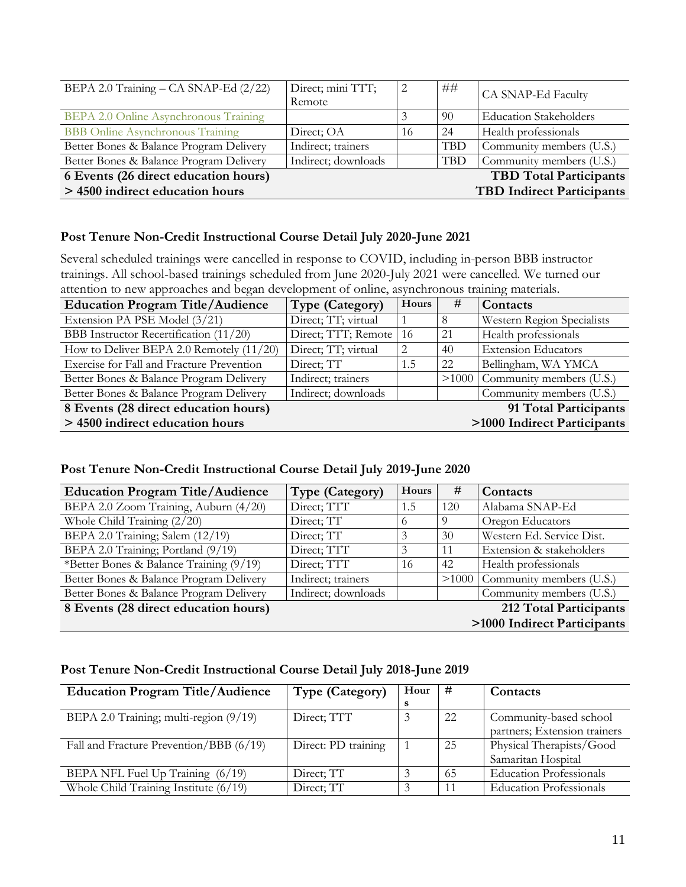| | | | | |
|---|---|---|---|---|
| BEPA 2.0 Training – CA SNAP-Ed (2/22) | Direct; mini TTT; Remote | 2 | ## | CA SNAP-Ed Faculty |
| BEPA 2.0 Online Asynchronous Training | | 3 | 90 | Education Stakeholders |
| BBB Online Asynchronous Training | Direct; OA | 16 | 24 | Health professionals |
| Better Bones & Balance Program Delivery | Indirect; trainers | | TBD | Community members (U.S.) |
| Better Bones & Balance Program Delivery | Indirect; downloads | | TBD | Community members (U.S.) |
| **6 Events (26 direct education hours)** | | | | **TBD Total Participants** |
| **> 4500 indirect education hours** | | | | **TBD Indirect Participants** |

### Post Tenure Non-Credit Instructional Course Detail July 2020-June 2021

Several scheduled trainings were cancelled in response to COVID, including in-person BBB instructor trainings. All school-based trainings scheduled from June 2020-July 2021 were cancelled. We turned our attention to new approaches and began development of online, asynchronous training materials.

| Education Program Title/Audience | Type (Category) | Hours | # | Contacts |
|---|---|---|---|---|
| Extension PA PSE Model (3/21) | Direct; TT; virtual | 1 | 8 | Western Region Specialists |
| BBB Instructor Recertification (11/20) | Direct; TTT; Remote | 16 | 21 | Health professionals |
| How to Deliver BEPA 2.0 Remotely (11/20) | Direct; TT; virtual | 2 | 40 | Extension Educators |
| Exercise for Fall and Fracture Prevention | Direct; TT | 1.5 | 22 | Bellingham, WA YMCA |
| Better Bones & Balance Program Delivery | Indirect; trainers | | >1000 | Community members (U.S.) |
| Better Bones & Balance Program Delivery | Indirect; downloads | | | Community members (U.S.) |
| **8 Events (28 direct education hours)** | | | | **91 Total Participants** |
| **> 4500 indirect education hours** | | | | **>1000 Indirect Participants** |

### Post Tenure Non-Credit Instructional Course Detail July 2019-June 2020

| Education Program Title/Audience | Type (Category) | Hours | # | Contacts |
|---|---|---|---|---|
| BEPA 2.0 Zoom Training, Auburn (4/20) | Direct; TTT | 1.5 | 120 | Alabama SNAP-Ed |
| Whole Child Training (2/20) | Direct; TT | 6 | 9 | Oregon Educators |
| BEPA 2.0 Training; Salem (12/19) | Direct; TT | 3 | 30 | Western Ed. Service Dist. |
| BEPA 2.0 Training; Portland (9/19) | Direct; TTT | 3 | 11 | Extension & stakeholders |
| *Better Bones & Balance Training (9/19) | Direct; TTT | 16 | 42 | Health professionals |
| Better Bones & Balance Program Delivery | Indirect; trainers | | >1000 | Community members (U.S.) |
| Better Bones & Balance Program Delivery | Indirect; downloads | | | Community members (U.S.) |
| **8 Events (28 direct education hours)** | | | | **212 Total Participants** |
| | | | | **>1000 Indirect Participants** |

### Post Tenure Non-Credit Instructional Course Detail July 2018-June 2019

| Education Program Title/Audience | Type (Category) | Hours | # | Contacts |
|---|---|---|---|---|
| BEPA 2.0 Training; multi-region (9/19) | Direct; TTT | 3 | 22 | Community-based school partners; Extension trainers |
| Fall and Fracture Prevention/BBB (6/19) | Direct: PD training | 1 | 25 | Physical Therapists/Good Samaritan Hospital |
| BEPA NFL Fuel Up Training (6/19) | Direct; TT | 3 | 65 | Education Professionals |
| Whole Child Training Institute (6/19) | Direct; TT | 3 | 11 | Education Professionals |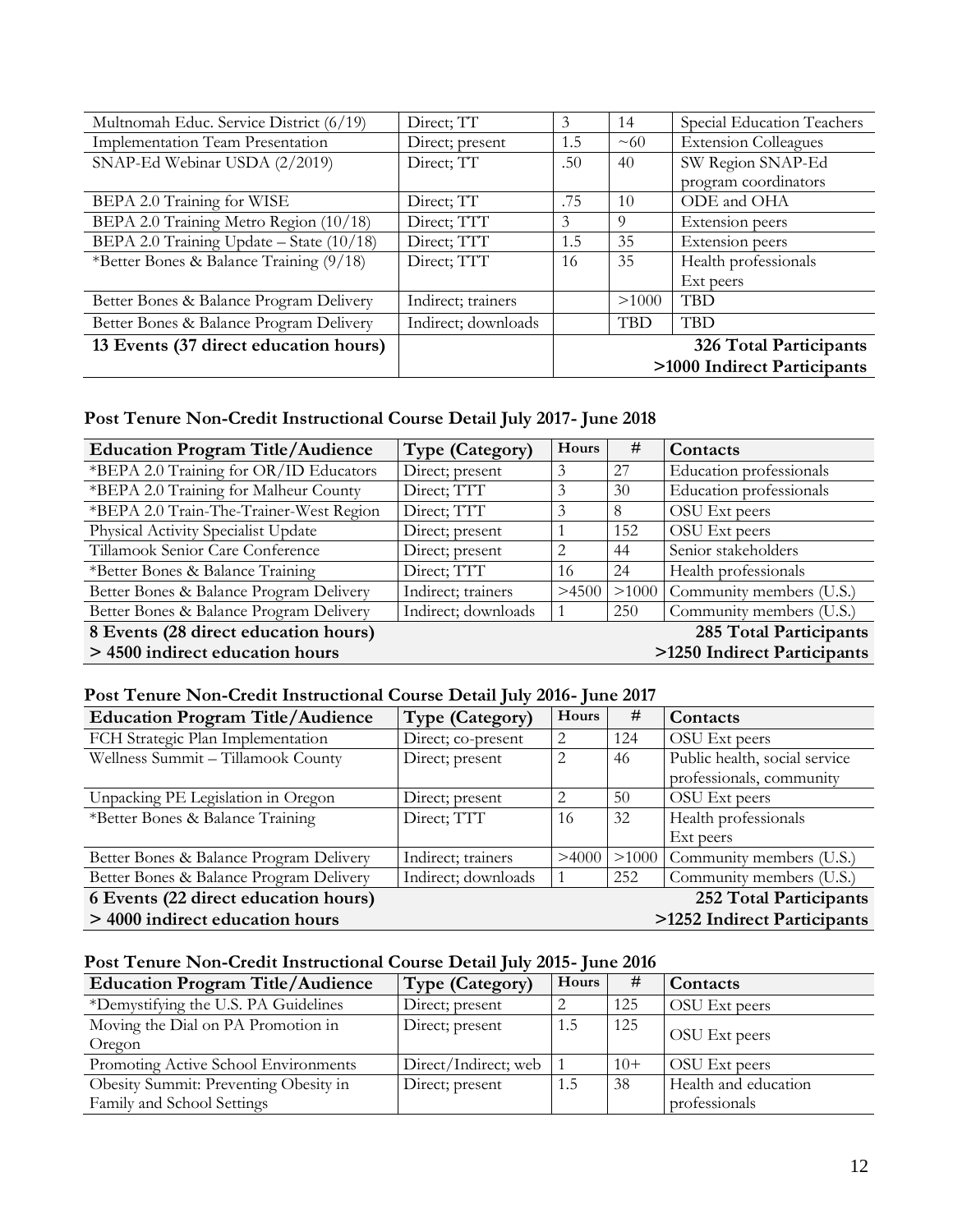| | | | | |
|---|---|---|---|---|
| Multnomah Educ. Service District (6/19) | Direct; TT | 3 | 14 | Special Education Teachers |
| Implementation Team Presentation | Direct; present | 1.5 | ~60 | Extension Colleagues |
| SNAP-Ed Webinar USDA (2/2019) | Direct; TT | .50 | 40 | SW Region SNAP-Ed program coordinators |
| BEPA 2.0 Training for WISE | Direct; TT | .75 | 10 | ODE and OHA |
| BEPA 2.0 Training Metro Region (10/18) | Direct; TTT | 3 | 9 | Extension peers |
| BEPA 2.0 Training Update – State (10/18) | Direct; TTT | 1.5 | 35 | Extension peers |
| *Better Bones & Balance Training (9/18) | Direct; TTT | 16 | 35 | Health professionals Ext peers |
| Better Bones & Balance Program Delivery | Indirect; trainers | | >1000 | TBD |
| Better Bones & Balance Program Delivery | Indirect; downloads | | TBD | TBD |
| **13 Events (37 direct education hours)** | | | | **326 Total Participants >1000 Indirect Participants** |

### Post Tenure Non-Credit Instructional Course Detail July 2017- June 2018

| Education Program Title/Audience | Type (Category) | Hours | # | Contacts |
|---|---|---|---|---|
| *BEPA 2.0 Training for OR/ID Educators | Direct; present | 3 | 27 | Education professionals |
| *BEPA 2.0 Training for Malheur County | Direct; TTT | 3 | 30 | Education professionals |
| *BEPA 2.0 Train-The-Trainer-West Region | Direct; TTT | 3 | 8 | OSU Ext peers |
| Physical Activity Specialist Update | Direct; present | 1 | 152 | OSU Ext peers |
| Tillamook Senior Care Conference | Direct; present | 2 | 44 | Senior stakeholders |
| *Better Bones & Balance Training | Direct; TTT | 16 | 24 | Health professionals |
| Better Bones & Balance Program Delivery | Indirect; trainers | >4500 | >1000 | Community members (U.S.) |
| Better Bones & Balance Program Delivery | Indirect; downloads | 1 | 250 | Community members (U.S.) |
| **8 Events (28 direct education hours)** | | | | **285 Total Participants** |
| **> 4500 indirect education hours** | | | | **>1250 Indirect Participants** |

### Post Tenure Non-Credit Instructional Course Detail July 2016- June 2017

| Education Program Title/Audience | Type (Category) | Hours | # | Contacts |
|---|---|---|---|---|
| FCH Strategic Plan Implementation | Direct; co-present | 2 | 124 | OSU Ext peers |
| Wellness Summit – Tillamook County | Direct; present | 2 | 46 | Public health, social service professionals, community |
| Unpacking PE Legislation in Oregon | Direct; present | 2 | 50 | OSU Ext peers |
| *Better Bones & Balance Training | Direct; TTT | 16 | 32 | Health professionals Ext peers |
| Better Bones & Balance Program Delivery | Indirect; trainers | >4000 | >1000 | Community members (U.S.) |
| Better Bones & Balance Program Delivery | Indirect; downloads | 1 | 252 | Community members (U.S.) |
| **6 Events (22 direct education hours)** | | | | **252 Total Participants** |
| **> 4000 indirect education hours** | | | | **>1252 Indirect Participants** |

### Post Tenure Non-Credit Instructional Course Detail July 2015- June 2016

| Education Program Title/Audience | Type (Category) | Hours | # | Contacts |
|---|---|---|---|---|
| *Demystifying the U.S. PA Guidelines | Direct; present | 2 | 125 | OSU Ext peers |
| Moving the Dial on PA Promotion in Oregon | Direct; present | 1.5 | 125 | OSU Ext peers |
| Promoting Active School Environments | Direct/Indirect; web | 1 | 10+ | OSU Ext peers |
| Obesity Summit: Preventing Obesity in Family and School Settings | Direct; present | 1.5 | 38 | Health and education professionals |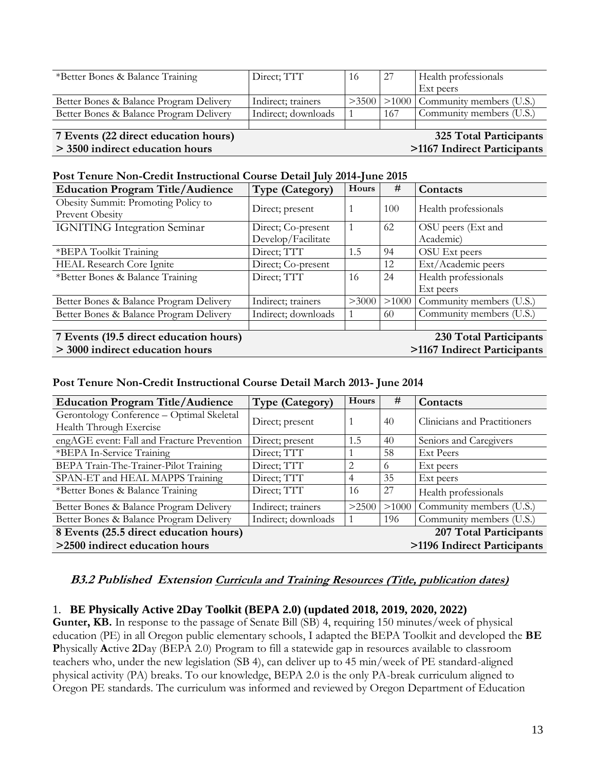| | | | | |
|---|---|---|---|---|
| *Better Bones & Balance Training | Direct; TTT | 16 | 27 | Health professionals Ext peers |
| Better Bones & Balance Program Delivery | Indirect; trainers | >3500 | >1000 | Community members (U.S.) |
| Better Bones & Balance Program Delivery | Indirect; downloads | 1 | 167 | Community members (U.S.) |
| | | | | |
| **7 Events (22 direct education hours)** | | | | **325 Total Participants** |
| **> 3500 indirect education hours** | | | | **>1167 Indirect Participants** |

**Post Tenure Non-Credit Instructional Course Detail July 2014-June 2015**

| Education Program Title/Audience | Type (Category) | Hours | # | Contacts |
|---|---|---|---|---|
| Obesity Summit: Promoting Policy to Prevent Obesity | Direct; present | 1 | 100 | Health professionals |
| IGNITING Integration Seminar | Direct; Co-present Develop/Facilitate | 1 | 62 | OSU peers (Ext and Academic) |
| *BEPA Toolkit Training | Direct; TTT | 1.5 | 94 | OSU Ext peers |
| HEAL Research Core Ignite | Direct; Co-present | | 12 | Ext/Academic peers |
| *Better Bones & Balance Training | Direct; TTT | 16 | 24 | Health professionals Ext peers |
| Better Bones & Balance Program Delivery | Indirect; trainers | >3000 | >1000 | Community members (U.S.) |
| Better Bones & Balance Program Delivery | Indirect; downloads | 1 | 60 | Community members (U.S.) |
| | | | | |
| **7 Events (19.5 direct education hours)** | | | | **230 Total Participants** |
| **> 3000 indirect education hours** | | | | **>1167 Indirect Participants** |

**Post Tenure Non-Credit Instructional Course Detail March 2013- June 2014**

| Education Program Title/Audience | Type (Category) | Hours | # | Contacts |
|---|---|---|---|---|
| Gerontology Conference – Optimal Skeletal Health Through Exercise | Direct; present | 1 | 40 | Clinicians and Practitioners |
| engAGE event: Fall and Fracture Prevention | Direct; present | 1.5 | 40 | Seniors and Caregivers |
| *BEPA In-Service Training | Direct; TTT | 1 | 58 | Ext Peers |
| BEPA Train-The-Trainer-Pilot Training | Direct; TTT | 2 | 6 | Ext peers |
| SPAN-ET and HEAL MAPPS Training | Direct; TTT | 4 | 35 | Ext peers |
| *Better Bones & Balance Training | Direct; TTT | 16 | 27 | Health professionals |
| Better Bones & Balance Program Delivery | Indirect; trainers | >2500 | >1000 | Community members (U.S.) |
| Better Bones & Balance Program Delivery | Indirect; downloads | 1 | 196 | Community members (U.S.) |
| **8 Events (25.5 direct education hours)** | | | | **207 Total Participants** |
| **>2500 indirect education hours** | | | | **>1196 Indirect Participants** |

### *B3.2 Published Extension Curricula and Training Resources (Title, publication dates)*

1. **BE Physically Active 2Day Toolkit (BEPA 2.0) (updated 2018, 2019, 2020, 2022)**

**Gunter, KB.** In response to the passage of Senate Bill (SB) 4, requiring 150 minutes/week of physical education (PE) in all Oregon public elementary schools, I adapted the BEPA Toolkit and developed the **BE P**hysically **A**ctive **2**Day (BEPA 2.0) Program to fill a statewide gap in resources available to classroom teachers who, under the new legislation (SB 4), can deliver up to 45 min/week of PE standard-aligned physical activity (PA) breaks. To our knowledge, BEPA 2.0 is the only PA-break curriculum aligned to Oregon PE standards. The curriculum was informed and reviewed by Oregon Department of Education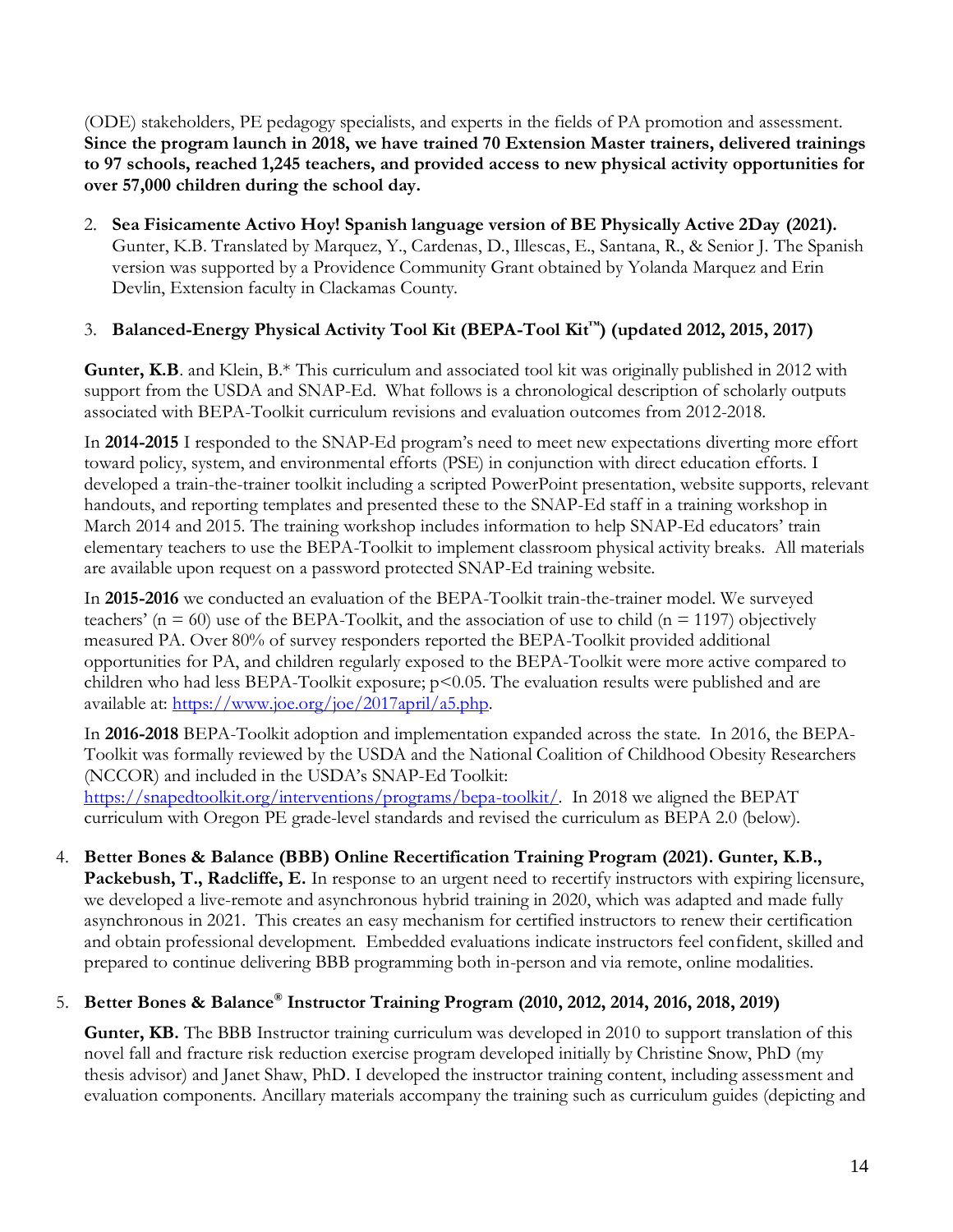(ODE) stakeholders, PE pedagogy specialists, and experts in the fields of PA promotion and assessment. **Since the program launch in 2018, we have trained 70 Extension Master trainers, delivered trainings to 97 schools, reached 1,245 teachers, and provided access to new physical activity opportunities for over 57,000 children during the school day.**

2. **Sea Fisicamente Activo Hoy! Spanish language version of BE Physically Active 2Day (2021).** Gunter, K.B. Translated by Marquez, Y., Cardenas, D., Illescas, E., Santana, R., & Senior J. The Spanish version was supported by a Providence Community Grant obtained by Yolanda Marquez and Erin Devlin, Extension faculty in Clackamas County.

3. **Balanced-Energy Physical Activity Tool Kit (BEPA-Tool Kit™) (updated 2012, 2015, 2017)**

**Gunter, K.B**. and Klein, B.* This curriculum and associated tool kit was originally published in 2012 with support from the USDA and SNAP-Ed. What follows is a chronological description of scholarly outputs associated with BEPA-Toolkit curriculum revisions and evaluation outcomes from 2012-2018.

In **2014-2015** I responded to the SNAP-Ed program's need to meet new expectations diverting more effort toward policy, system, and environmental efforts (PSE) in conjunction with direct education efforts. I developed a train-the-trainer toolkit including a scripted PowerPoint presentation, website supports, relevant handouts, and reporting templates and presented these to the SNAP-Ed staff in a training workshop in March 2014 and 2015. The training workshop includes information to help SNAP-Ed educators' train elementary teachers to use the BEPA-Toolkit to implement classroom physical activity breaks. All materials are available upon request on a password protected SNAP-Ed training website.

In **2015-2016** we conducted an evaluation of the BEPA-Toolkit train-the-trainer model. We surveyed teachers' ($n = 60$) use of the BEPA-Toolkit, and the association of use to child ($n = 1197$) objectively measured PA. Over 80% of survey responders reported the BEPA-Toolkit provided additional opportunities for PA, and children regularly exposed to the BEPA-Toolkit were more active compared to children who had less BEPA-Toolkit exposure; $p<0.05$. The evaluation results were published and are available at: https://www.joe.org/joe/2017april/a5.php.

In **2016-2018** BEPA-Toolkit adoption and implementation expanded across the state. In 2016, the BEPA-Toolkit was formally reviewed by the USDA and the National Coalition of Childhood Obesity Researchers (NCCOR) and included in the USDA's SNAP-Ed Toolkit: https://snapedtoolkit.org/interventions/programs/bepa-toolkit/. In 2018 we aligned the BEPAT curriculum with Oregon PE grade-level standards and revised the curriculum as BEPA 2.0 (below).

4. **Better Bones & Balance (BBB) Online Recertification Training Program (2021). Gunter, K.B., Packebush, T., Radcliffe, E.** In response to an urgent need to recertify instructors with expiring licensure, we developed a live-remote and asynchronous hybrid training in 2020, which was adapted and made fully asynchronous in 2021. This creates an easy mechanism for certified instructors to renew their certification and obtain professional development. Embedded evaluations indicate instructors feel confident, skilled and prepared to continue delivering BBB programming both in-person and via remote, online modalities.

5. **Better Bones & Balance® Instructor Training Program (2010, 2012, 2014, 2016, 2018, 2019)**

**Gunter, KB.** The BBB Instructor training curriculum was developed in 2010 to support translation of this novel fall and fracture risk reduction exercise program developed initially by Christine Snow, PhD (my thesis advisor) and Janet Shaw, PhD. I developed the instructor training content, including assessment and evaluation components. Ancillary materials accompany the training such as curriculum guides (depicting and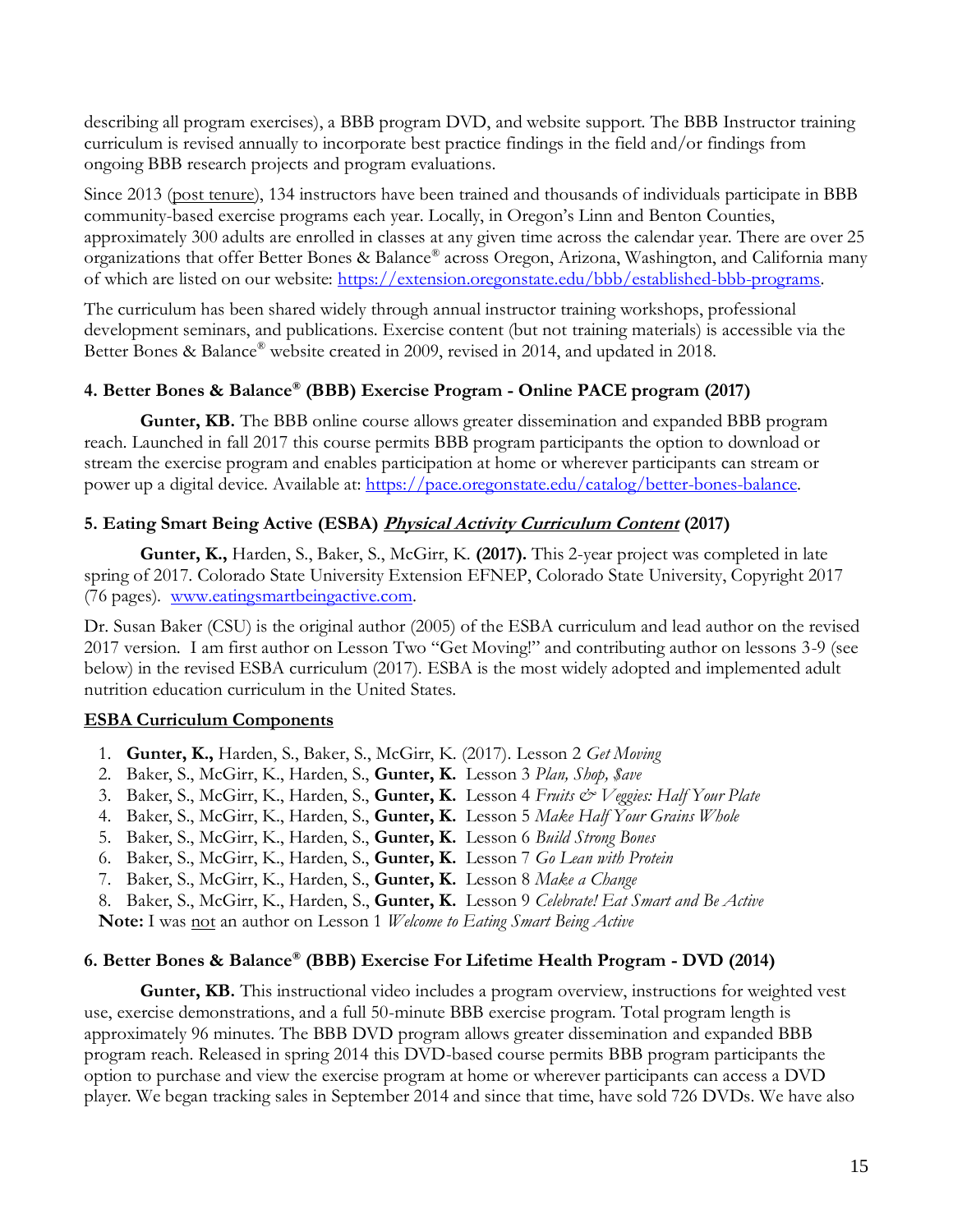describing all program exercises), a BBB program DVD, and website support. The BBB Instructor training curriculum is revised annually to incorporate best practice findings in the field and/or findings from ongoing BBB research projects and program evaluations.

Since 2013 (post tenure), 134 instructors have been trained and thousands of individuals participate in BBB community-based exercise programs each year. Locally, in Oregon's Linn and Benton Counties, approximately 300 adults are enrolled in classes at any given time across the calendar year. There are over 25 organizations that offer Better Bones & Balance® across Oregon, Arizona, Washington, and California many of which are listed on our website: https://extension.oregonstate.edu/bbb/established-bbb-programs.

The curriculum has been shared widely through annual instructor training workshops, professional development seminars, and publications. Exercise content (but not training materials) is accessible via the Better Bones & Balance® website created in 2009, revised in 2014, and updated in 2018.

#### 4. Better Bones & Balance® (BBB) Exercise Program - Online PACE program (2017)

**Gunter, KB.** The BBB online course allows greater dissemination and expanded BBB program reach. Launched in fall 2017 this course permits BBB program participants the option to download or stream the exercise program and enables participation at home or wherever participants can stream or power up a digital device. Available at: https://pace.oregonstate.edu/catalog/better-bones-balance.

#### 5. Eating Smart Being Active (ESBA) ***Physical Activity Curriculum Content*** (2017)

**Gunter, K.,** Harden, S., Baker, S., McGirr, K. **(2017).** This 2-year project was completed in late spring of 2017. Colorado State University Extension EFNEP, Colorado State University, Copyright 2017 (76 pages). www.eatingsmartbeingactive.com.

Dr. Susan Baker (CSU) is the original author (2005) of the ESBA curriculum and lead author on the revised 2017 version. I am first author on Lesson Two "Get Moving!" and contributing author on lessons 3-9 (see below) in the revised ESBA curriculum (2017). ESBA is the most widely adopted and implemented adult nutrition education curriculum in the United States.

**ESBA Curriculum Components**

1. **Gunter, K.,** Harden, S., Baker, S., McGirr, K. (2017). Lesson 2 *Get Moving*
2. Baker, S., McGirr, K., Harden, S., **Gunter, K.** Lesson 3 *Plan, Shop, $ave*
3. Baker, S., McGirr, K., Harden, S., **Gunter, K.** Lesson 4 *Fruits & Veggies: Half Your Plate*
4. Baker, S., McGirr, K., Harden, S., **Gunter, K.** Lesson 5 *Make Half Your Grains Whole*
5. Baker, S., McGirr, K., Harden, S., **Gunter, K.** Lesson 6 *Build Strong Bones*
6. Baker, S., McGirr, K., Harden, S., **Gunter, K.** Lesson 7 *Go Lean with Protein*
7. Baker, S., McGirr, K., Harden, S., **Gunter, K.** Lesson 8 *Make a Change*
8. Baker, S., McGirr, K., Harden, S., **Gunter, K.** Lesson 9 *Celebrate! Eat Smart and Be Active*

**Note:** I was not an author on Lesson 1 *Welcome to Eating Smart Being Active*

#### 6. Better Bones & Balance® (BBB) Exercise For Lifetime Health Program - DVD (2014)

**Gunter, KB.** This instructional video includes a program overview, instructions for weighted vest use, exercise demonstrations, and a full 50-minute BBB exercise program. Total program length is approximately 96 minutes. The BBB DVD program allows greater dissemination and expanded BBB program reach. Released in spring 2014 this DVD-based course permits BBB program participants the option to purchase and view the exercise program at home or wherever participants can access a DVD player. We began tracking sales in September 2014 and since that time, have sold 726 DVDs. We have also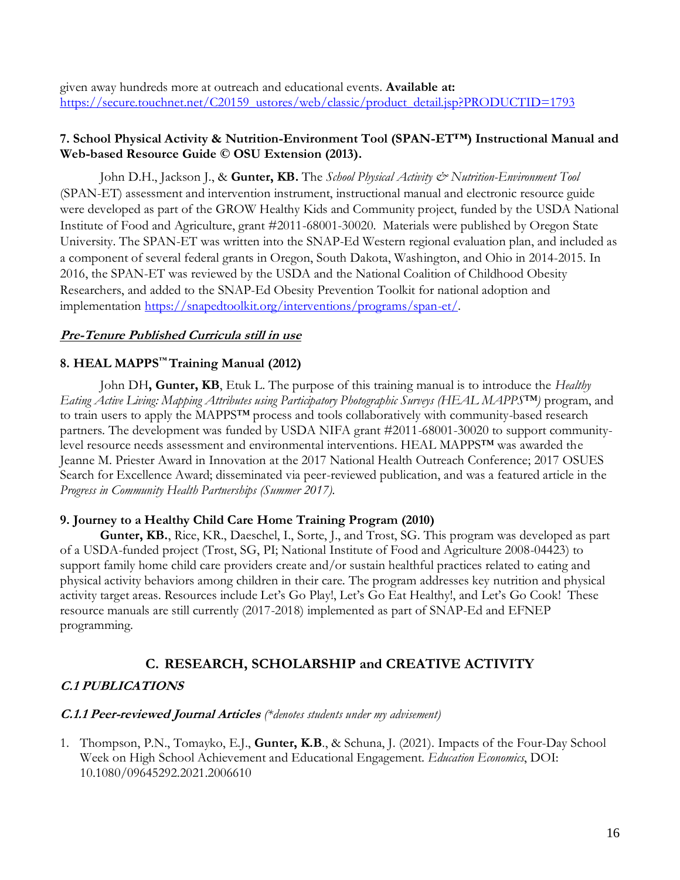given away hundreds more at outreach and educational events. **Available at:** https://secure.touchnet.net/C20159_ustores/web/classic/product_detail.jsp?PRODUCTID=1793

**7. School Physical Activity & Nutrition-Environment Tool (SPAN-ET™) Instructional Manual and Web-based Resource Guide © OSU Extension (2013).**

John D.H., Jackson J., & **Gunter, KB.** The *School Physical Activity & Nutrition-Environment Tool* (SPAN-ET) assessment and intervention instrument, instructional manual and electronic resource guide were developed as part of the GROW Healthy Kids and Community project, funded by the USDA National Institute of Food and Agriculture, grant #2011-68001-30020. Materials were published by Oregon State University. The SPAN-ET was written into the SNAP-Ed Western regional evaluation plan, and included as a component of several federal grants in Oregon, South Dakota, Washington, and Ohio in 2014-2015. In 2016, the SPAN-ET was reviewed by the USDA and the National Coalition of Childhood Obesity Researchers, and added to the SNAP-Ed Obesity Prevention Toolkit for national adoption and implementation https://snapedtoolkit.org/interventions/programs/span-et/.

***Pre-Tenure Published Curricula still in use***

**8. HEAL MAPPS™ Training Manual (2012)**

John DH**, Gunter, KB**, Etuk L. The purpose of this training manual is to introduce the *Healthy Eating Active Living: Mapping Attributes using Participatory Photographic Surveys (HEAL MAPPS™)* program, and to train users to apply the MAPPS™ process and tools collaboratively with community-based research partners. The development was funded by USDA NIFA grant #2011-68001-30020 to support community-level resource needs assessment and environmental interventions. HEAL MAPPS™ was awarded the Jeanne M. Priester Award in Innovation at the 2017 National Health Outreach Conference; 2017 OSUES Search for Excellence Award; disseminated via peer-reviewed publication, and was a featured article in the *Progress in Community Health Partnerships (Summer 2017).*

**9. Journey to a Healthy Child Care Home Training Program (2010)**

**Gunter, KB.**, Rice, KR., Daeschel, I., Sorte, J., and Trost, SG. This program was developed as part of a USDA-funded project (Trost, SG, PI; National Institute of Food and Agriculture 2008-04423) to support family home child care providers create and/or sustain healthful practices related to eating and physical activity behaviors among children in their care. The program addresses key nutrition and physical activity target areas. Resources include Let's Go Play!, Let's Go Eat Healthy!, and Let's Go Cook! These resource manuals are still currently (2017-2018) implemented as part of SNAP-Ed and EFNEP programming.

## C. RESEARCH, SCHOLARSHIP and CREATIVE ACTIVITY

### *C.1 PUBLICATIONS*

#### *C.1.1 Peer-reviewed Journal Articles* *(\*denotes students under my advisement)*

1. Thompson, P.N., Tomayko, E.J., **Gunter, K.B**., & Schuna, J. (2021). Impacts of the Four-Day School Week on High School Achievement and Educational Engagement. *Education Economics*, DOI: 10.1080/09645292.2021.2006610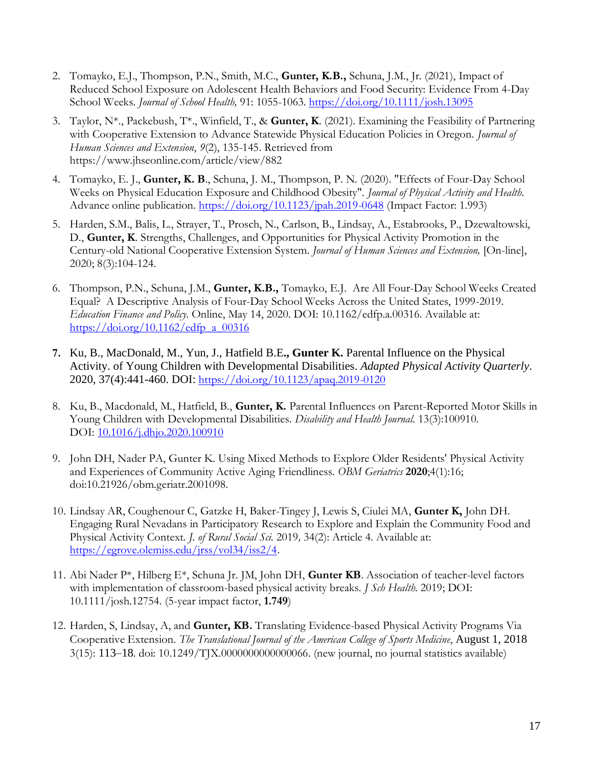2. Tomayko, E.J., Thompson, P.N., Smith, M.C., **Gunter, K.B.,** Schuna, J.M., Jr. (2021), Impact of Reduced School Exposure on Adolescent Health Behaviors and Food Security: Evidence From 4-Day School Weeks. *Journal of School Health,* 91: 1055-1063. https://doi.org/10.1111/josh.13095

3. Taylor, N*., Packebush, T*., Winfield, T., & **Gunter, K**. (2021). Examining the Feasibility of Partnering with Cooperative Extension to Advance Statewide Physical Education Policies in Oregon. *Journal of Human Sciences and Extension*, *9*(2), 135-145. Retrieved from https://www.jhseonline.com/article/view/882

4. Tomayko, E. J., **Gunter, K. B**., Schuna, J. M., Thompson, P. N. (2020). "Effects of Four-Day School Weeks on Physical Education Exposure and Childhood Obesity". *Journal of Physical Activity and Health*. Advance online publication. https://doi.org/10.1123/jpah.2019-0648 (Impact Factor: 1.993)

5. Harden, S.M., Balis, L., Strayer, T., Prosch, N., Carlson, B., Lindsay, A., Estabrooks, P., Dzewaltowski, D., **Gunter, K**. Strengths, Challenges, and Opportunities for Physical Activity Promotion in the Century-old National Cooperative Extension System. *Journal of Human Sciences and Extension,* [On-line], 2020; 8(3):104-124.

6. Thompson, P.N., Schuna, J.M., **Gunter, K.B.,** Tomayko, E.J. Are All Four-Day School Weeks Created Equal? A Descriptive Analysis of Four-Day School Weeks Across the United States, 1999-2019. *Education Finance and Policy*. Online, May 14, 2020. DOI: 10.1162/edfp.a.00316. Available at: https://doi.org/10.1162/edfp_a_00316

7. Ku, B., MacDonald, M., Yun, J., Hatfield B.E**., Gunter K.** Parental Influence on the Physical Activity. of Young Children with Developmental Disabilities. *Adapted Physical Activity Quarterly*. 2020, 37(4):441-460. DOI: https://doi.org/10.1123/apaq.2019-0120

8. Ku, B., Macdonald, M., Hatfield, B., **Gunter, K.** Parental Influences on Parent-Reported Motor Skills in Young Children with Developmental Disabilities. *Disability and Health Journal.* 13(3):100910. DOI: 10.1016/j.dhjo.2020.100910

9. John DH, Nader PA, Gunter K. Using Mixed Methods to Explore Older Residents' Physical Activity and Experiences of Community Active Aging Friendliness. *OBM Geriatrics* **2020**;4(1):16; doi:10.21926/obm.geriatr.2001098.

10. Lindsay AR, Coughenour C, Gatzke H, Baker-Tingey J, Lewis S, Ciulei MA, **Gunter K,** John DH. Engaging Rural Nevadans in Participatory Research to Explore and Explain the Community Food and Physical Activity Context. *J. of Rural Social Sci.* 2019*,* 34(2): Article 4. Available at: https://egrove.olemiss.edu/jrss/vol34/iss2/4.

11. Abi Nader P*, Hilberg E*, Schuna Jr. JM, John DH, **Gunter KB**. Association of teacher-level factors with implementation of classroom-based physical activity breaks. *J Sch Health.* 2019; DOI: 10.1111/josh.12754. (5-year impact factor, **1.749**)

12. Harden, S, Lindsay, A, and **Gunter, KB.** Translating Evidence-based Physical Activity Programs Via Cooperative Extension. *The Translational Journal of the American College of Sports Medicine*, August 1, 2018 3(15): 113–18. doi: 10.1249/TJX.0000000000000066. (new journal, no journal statistics available)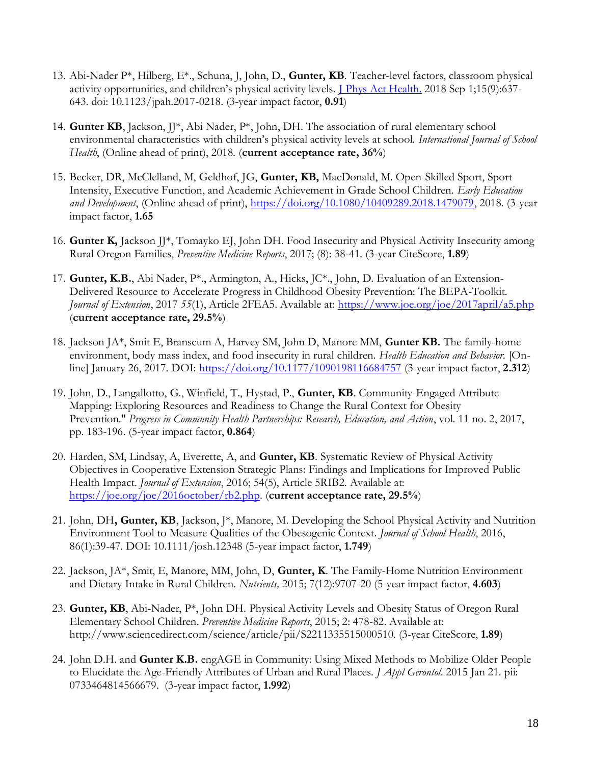13. Abi-Nader P*, Hilberg, E*., Schuna, J, John, D., **Gunter, KB**. Teacher-level factors, classroom physical activity opportunities, and children's physical activity levels. J Phys Act Health. 2018 Sep 1;15(9):637-643. doi: 10.1123/jpah.2017-0218. (3-year impact factor, **0.91**)

14. **Gunter KB**, Jackson, JJ*, Abi Nader, P*, John, DH. The association of rural elementary school environmental characteristics with children's physical activity levels at school. *International Journal of School Health*, (Online ahead of print), 2018. (**current acceptance rate, 36%**)

15. Becker, DR, McClelland, M, Geldhof, JG, **Gunter, KB,** MacDonald, M. Open-Skilled Sport, Sport Intensity, Executive Function, and Academic Achievement in Grade School Children. *Early Education and Development*, (Online ahead of print), https://doi.org/10.1080/10409289.2018.1479079, 2018. (3-year impact factor, **1.65**

16. **Gunter K,** Jackson JJ*, Tomayko EJ, John DH. Food Insecurity and Physical Activity Insecurity among Rural Oregon Families, *Preventive Medicine Reports*, 2017; (8): 38-41. (3-year CiteScore, **1.89**)

17. **Gunter, K.B.**, Abi Nader, P*., Armington, A., Hicks, JC*., John, D. Evaluation of an Extension-Delivered Resource to Accelerate Progress in Childhood Obesity Prevention: The BEPA-Toolkit. *Journal of Extension*, 2017 *55*(1), Article 2FEA5. Available at: https://www.joe.org/joe/2017april/a5.php (**current acceptance rate, 29.5%**)

18. Jackson JA*, Smit E, Branscum A, Harvey SM, John D, Manore MM, **Gunter KB.** The family-home environment, body mass index, and food insecurity in rural children. *Health Education and Behavior.* [On-line] January 26, 2017. DOI: https://doi.org/10.1177/1090198116684757 (3-year impact factor, **2.312**)

19. John, D., Langallotto, G., Winfield, T., Hystad, P., **Gunter, KB**. Community-Engaged Attribute Mapping: Exploring Resources and Readiness to Change the Rural Context for Obesity Prevention." *Progress in Community Health Partnerships: Research, Education, and Action*, vol. 11 no. 2, 2017, pp. 183-196. (5-year impact factor, **0.864**)

20. Harden, SM, Lindsay, A, Everette, A, and **Gunter, KB**. Systematic Review of Physical Activity Objectives in Cooperative Extension Strategic Plans: Findings and Implications for Improved Public Health Impact. *Journal of Extension*, 2016; 54(5), Article 5RIB2. Available at: https://joe.org/joe/2016october/rb2.php. (**current acceptance rate, 29.5%**)

21. John, DH**, Gunter, KB**, Jackson, J*, Manore, M. Developing the School Physical Activity and Nutrition Environment Tool to Measure Qualities of the Obesogenic Context. *Journal of School Health*, 2016, 86(1):39-47. DOI: 10.1111/josh.12348 (5-year impact factor, **1.749**)

22. Jackson, JA*, Smit, E, Manore, MM, John, D, **Gunter, K**. The Family-Home Nutrition Environment and Dietary Intake in Rural Children. *Nutrients,* 2015; 7(12):9707-20 (5-year impact factor, **4.603**)

23. **Gunter, KB**, Abi-Nader, P*, John DH. Physical Activity Levels and Obesity Status of Oregon Rural Elementary School Children. *Preventive Medicine Reports*, 2015; 2: 478-82. Available at: http://www.sciencedirect.com/science/article/pii/S2211335515000510. (3-year CiteScore, **1.89**)

24. John D.H. and **Gunter K.B.** engAGE in Community: Using Mixed Methods to Mobilize Older People to Elucidate the Age-Friendly Attributes of Urban and Rural Places. *J Appl Gerontol*. 2015 Jan 21. pii: 0733464814566679. (3-year impact factor, **1.992**)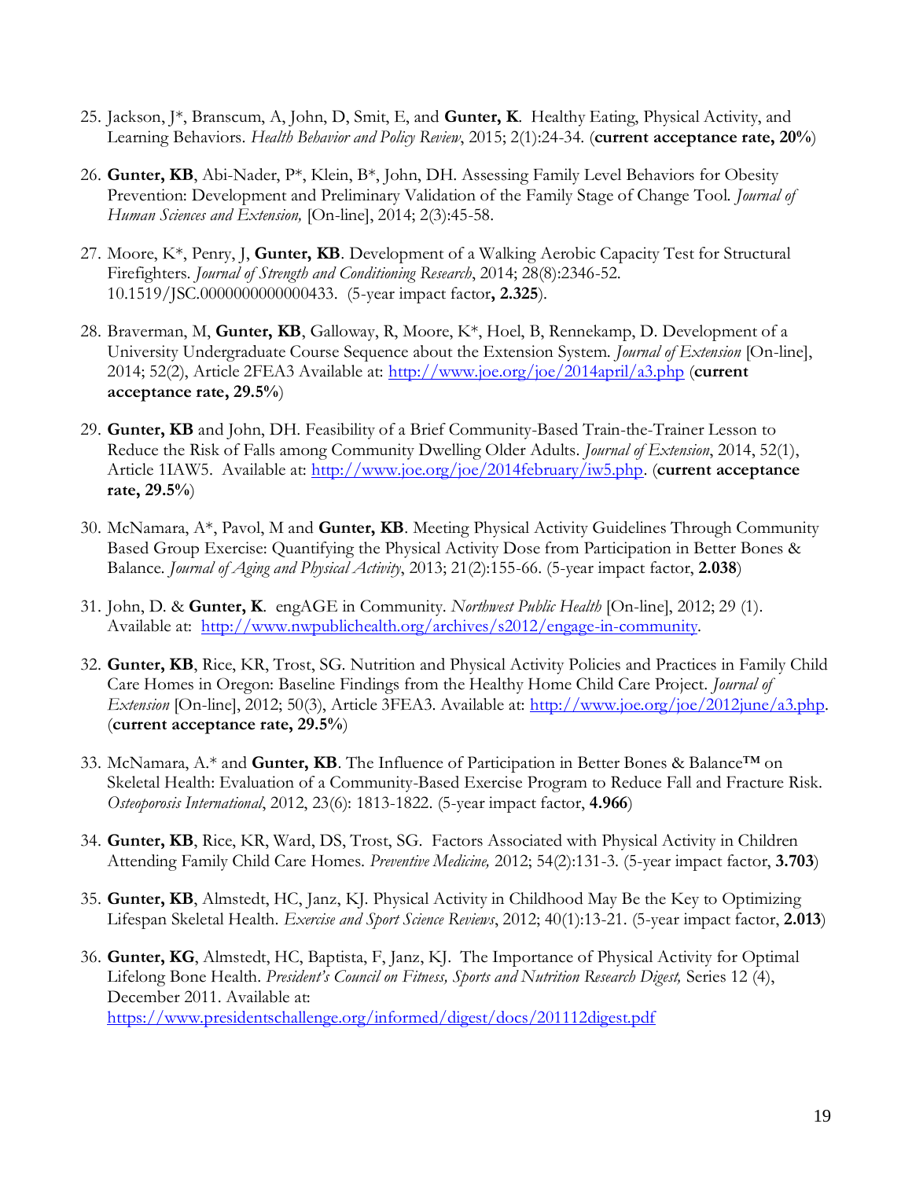25. Jackson, J*, Branscum, A, John, D, Smit, E, and **Gunter, K**. Healthy Eating, Physical Activity, and Learning Behaviors. *Health Behavior and Policy Review*, 2015; 2(1):24-34. (**current acceptance rate, 20%**)

26. **Gunter, KB**, Abi-Nader, P*, Klein, B*, John, DH. Assessing Family Level Behaviors for Obesity Prevention: Development and Preliminary Validation of the Family Stage of Change Tool. *Journal of Human Sciences and Extension,* [On-line], 2014; 2(3):45-58.

27. Moore, K*, Penry, J, **Gunter, KB**. Development of a Walking Aerobic Capacity Test for Structural Firefighters. *Journal of Strength and Conditioning Research*, 2014; 28(8):2346-52. 10.1519/JSC.0000000000000433. (5-year impact factor**, 2.325**).

28. Braverman, M, **Gunter, KB**, Galloway, R, Moore, K*, Hoel, B, Rennekamp, D. Development of a University Undergraduate Course Sequence about the Extension System. *Journal of Extension* [On-line], 2014; 52(2), Article 2FEA3 Available at: http://www.joe.org/joe/2014april/a3.php (**current acceptance rate, 29.5%**)

29. **Gunter, KB** and John, DH. Feasibility of a Brief Community-Based Train-the-Trainer Lesson to Reduce the Risk of Falls among Community Dwelling Older Adults. *Journal of Extension*, 2014, 52(1), Article 1IAW5. Available at: http://www.joe.org/joe/2014february/iw5.php. (**current acceptance rate, 29.5%**)

30. McNamara, A*, Pavol, M and **Gunter, KB**. Meeting Physical Activity Guidelines Through Community Based Group Exercise: Quantifying the Physical Activity Dose from Participation in Better Bones & Balance. *Journal of Aging and Physical Activity*, 2013; 21(2):155-66. (5-year impact factor, **2.038**)

31. John, D. & **Gunter, K**. engAGE in Community. *Northwest Public Health* [On-line], 2012; 29 (1). Available at: http://www.nwpublichealth.org/archives/s2012/engage-in-community.

32. **Gunter, KB**, Rice, KR, Trost, SG. Nutrition and Physical Activity Policies and Practices in Family Child Care Homes in Oregon: Baseline Findings from the Healthy Home Child Care Project. *Journal of Extension* [On-line], 2012; 50(3), Article 3FEA3. Available at: http://www.joe.org/joe/2012june/a3.php. (**current acceptance rate, 29.5%**)

33. McNamara, A.* and **Gunter, KB**. The Influence of Participation in Better Bones & Balance™ on Skeletal Health: Evaluation of a Community-Based Exercise Program to Reduce Fall and Fracture Risk. *Osteoporosis International*, 2012, 23(6): 1813-1822. (5-year impact factor, **4.966**)

34. **Gunter, KB**, Rice, KR, Ward, DS, Trost, SG. Factors Associated with Physical Activity in Children Attending Family Child Care Homes. *Preventive Medicine,* 2012; 54(2):131-3. (5-year impact factor, **3.703**)

35. **Gunter, KB**, Almstedt, HC, Janz, KJ. Physical Activity in Childhood May Be the Key to Optimizing Lifespan Skeletal Health. *Exercise and Sport Science Reviews*, 2012; 40(1):13-21. (5-year impact factor, **2.013**)

36. **Gunter, KG**, Almstedt, HC, Baptista, F, Janz, KJ. The Importance of Physical Activity for Optimal Lifelong Bone Health. *President's Council on Fitness, Sports and Nutrition Research Digest,* Series 12 (4), December 2011. Available at: https://www.presidentschallenge.org/informed/digest/docs/201112digest.pdf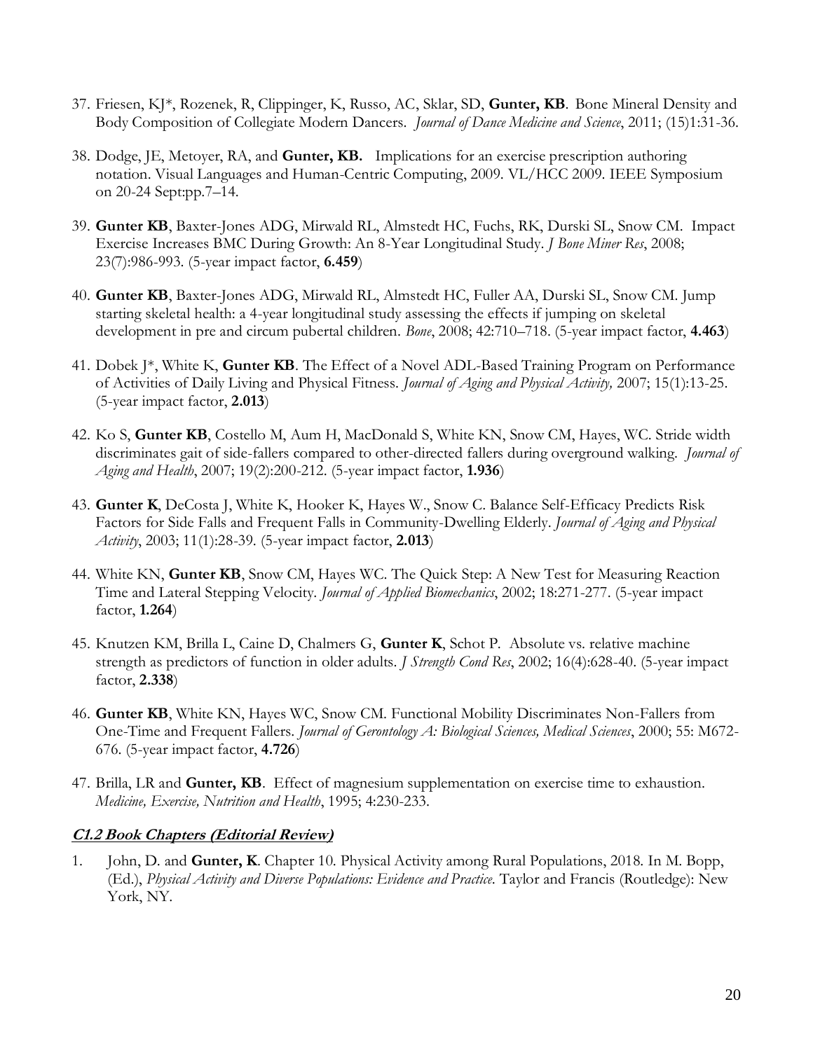37. Friesen, KJ*, Rozenek, R, Clippinger, K, Russo, AC, Sklar, SD, **Gunter, KB**. Bone Mineral Density and Body Composition of Collegiate Modern Dancers. *Journal of Dance Medicine and Science*, 2011; (15)1:31-36.

38. Dodge, JE, Metoyer, RA, and **Gunter, KB.** Implications for an exercise prescription authoring notation. Visual Languages and Human-Centric Computing, 2009. VL/HCC 2009. IEEE Symposium on 20-24 Sept:pp.7–14.

39. **Gunter KB**, Baxter-Jones ADG, Mirwald RL, Almstedt HC, Fuchs, RK, Durski SL, Snow CM. Impact Exercise Increases BMC During Growth: An 8-Year Longitudinal Study. *J Bone Miner Res*, 2008; 23(7):986-993. (5-year impact factor, **6.459**)

40. **Gunter KB**, Baxter-Jones ADG, Mirwald RL, Almstedt HC, Fuller AA, Durski SL, Snow CM. Jump starting skeletal health: a 4-year longitudinal study assessing the effects if jumping on skeletal development in pre and circum pubertal children. *Bone*, 2008; 42:710–718. (5-year impact factor, **4.463**)

41. Dobek J*, White K, **Gunter KB**. The Effect of a Novel ADL-Based Training Program on Performance of Activities of Daily Living and Physical Fitness. *Journal of Aging and Physical Activity,* 2007; 15(1):13-25. (5-year impact factor, **2.013**)

42. Ko S, **Gunter KB**, Costello M, Aum H, MacDonald S, White KN, Snow CM, Hayes, WC. Stride width discriminates gait of side-fallers compared to other-directed fallers during overground walking. *Journal of Aging and Health*, 2007; 19(2):200-212. (5-year impact factor, **1.936**)

43. **Gunter K**, DeCosta J, White K, Hooker K, Hayes W., Snow C. Balance Self-Efficacy Predicts Risk Factors for Side Falls and Frequent Falls in Community-Dwelling Elderly. *Journal of Aging and Physical Activity*, 2003; 11(1):28-39. (5-year impact factor, **2.013**)

44. White KN, **Gunter KB**, Snow CM, Hayes WC. The Quick Step: A New Test for Measuring Reaction Time and Lateral Stepping Velocity. *Journal of Applied Biomechanics*, 2002; 18:271-277. (5-year impact factor, **1.264**)

45. Knutzen KM, Brilla L, Caine D, Chalmers G, **Gunter K**, Schot P. Absolute vs. relative machine strength as predictors of function in older adults. *J Strength Cond Res*, 2002; 16(4):628-40. (5-year impact factor, **2.338**)

46. **Gunter KB**, White KN, Hayes WC, Snow CM. Functional Mobility Discriminates Non-Fallers from One-Time and Frequent Fallers. *Journal of Gerontology A: Biological Sciences, Medical Sciences*, 2000; 55: M672-676. (5-year impact factor, **4.726**)

47. Brilla, LR and **Gunter, KB**. Effect of magnesium supplementation on exercise time to exhaustion. *Medicine, Exercise, Nutrition and Health*, 1995; 4:230-233.

### ***C1.2 Book Chapters (Editorial Review)***

1. John, D. and **Gunter, K**. Chapter 10. Physical Activity among Rural Populations, 2018. In M. Bopp, (Ed.), *Physical Activity and Diverse Populations: Evidence and Practice*. Taylor and Francis (Routledge): New York, NY.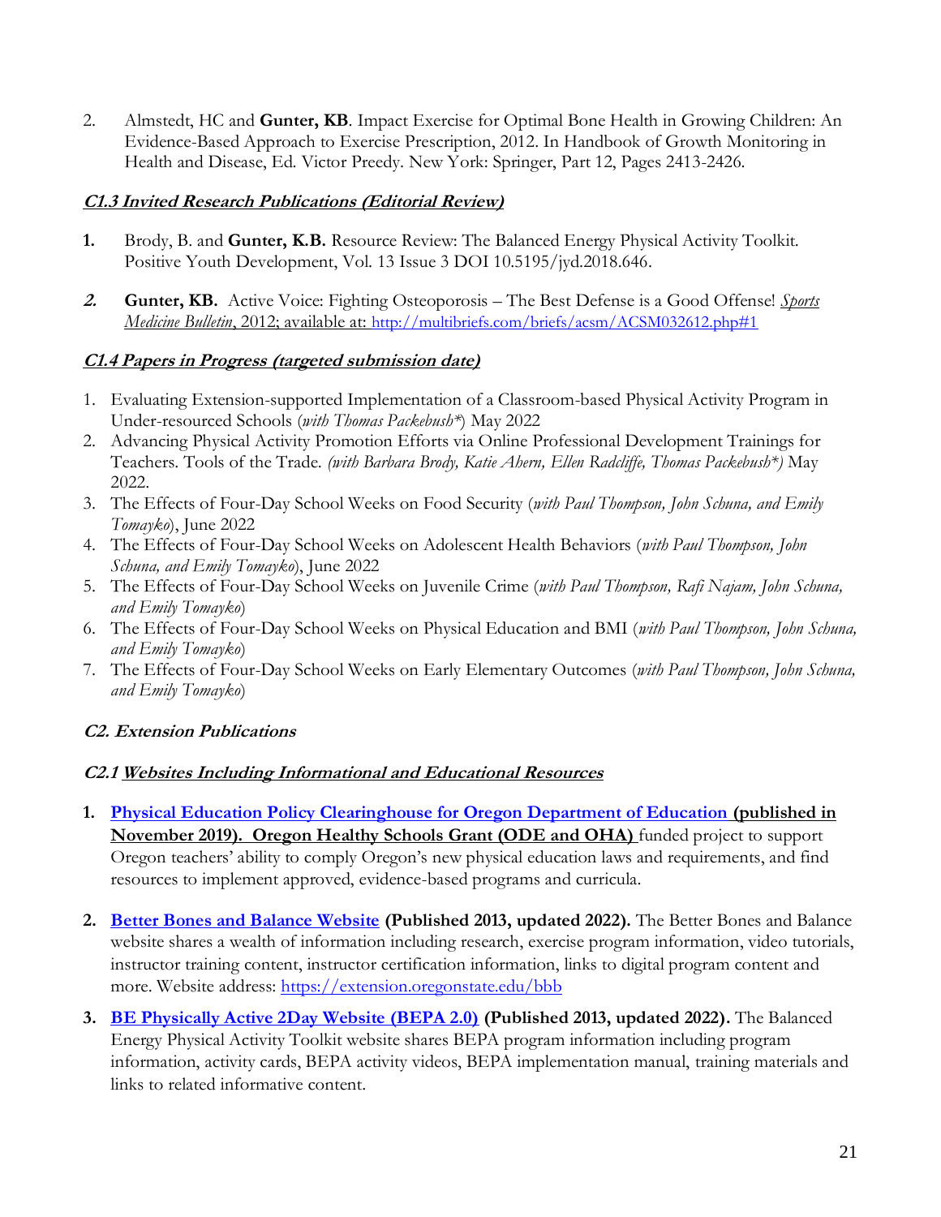2. Almstedt, HC and **Gunter, KB**. Impact Exercise for Optimal Bone Health in Growing Children: An Evidence-Based Approach to Exercise Prescription, 2012. In Handbook of Growth Monitoring in Health and Disease, Ed. Victor Preedy. New York: Springer, Part 12, Pages 2413-2426.

***C1.3 Invited Research Publications (Editorial Review)***

1. Brody, B. and **Gunter, K.B.** Resource Review: The Balanced Energy Physical Activity Toolkit. Positive Youth Development, Vol. 13 Issue 3 DOI 10.5195/jyd.2018.646.

2. **Gunter, KB.** Active Voice: Fighting Osteoporosis – The Best Defense is a Good Offense! *Sports Medicine Bulletin*, 2012; available at: http://multibriefs.com/briefs/acsm/ACSM032612.php#1

***C1.4 Papers in Progress (targeted submission date)***

1. Evaluating Extension-supported Implementation of a Classroom-based Physical Activity Program in Under-resourced Schools (*with Thomas Packebush**) May 2022
2. Advancing Physical Activity Promotion Efforts via Online Professional Development Trainings for Teachers. Tools of the Trade. *(with Barbara Brody, Katie Ahern, Ellen Radcliffe, Thomas Packebush*)* May 2022.
3. The Effects of Four-Day School Weeks on Food Security (*with Paul Thompson, John Schuna, and Emily Tomayko*), June 2022
4. The Effects of Four-Day School Weeks on Adolescent Health Behaviors (*with Paul Thompson, John Schuna, and Emily Tomayko*), June 2022
5. The Effects of Four-Day School Weeks on Juvenile Crime (*with Paul Thompson, Rafi Najam, John Schuna, and Emily Tomayko*)
6. The Effects of Four-Day School Weeks on Physical Education and BMI (*with Paul Thompson, John Schuna, and Emily Tomayko*)
7. The Effects of Four-Day School Weeks on Early Elementary Outcomes (*with Paul Thompson, John Schuna, and Emily Tomayko*)

***C2. Extension Publications***

***C2.1 Websites Including Informational and Educational Resources***

1. **Physical Education Policy Clearinghouse for Oregon Department of Education (published in November 2019). Oregon Healthy Schools Grant (ODE and OHA)** funded project to support Oregon teachers' ability to comply Oregon's new physical education laws and requirements, and find resources to implement approved, evidence-based programs and curricula.

2. **Better Bones and Balance Website (Published 2013, updated 2022).** The Better Bones and Balance website shares a wealth of information including research, exercise program information, video tutorials, instructor training content, instructor certification information, links to digital program content and more. Website address: https://extension.oregonstate.edu/bbb

3. **BE Physically Active 2Day Website (BEPA 2.0) (Published 2013, updated 2022).** The Balanced Energy Physical Activity Toolkit website shares BEPA program information including program information, activity cards, BEPA activity videos, BEPA implementation manual, training materials and links to related informative content.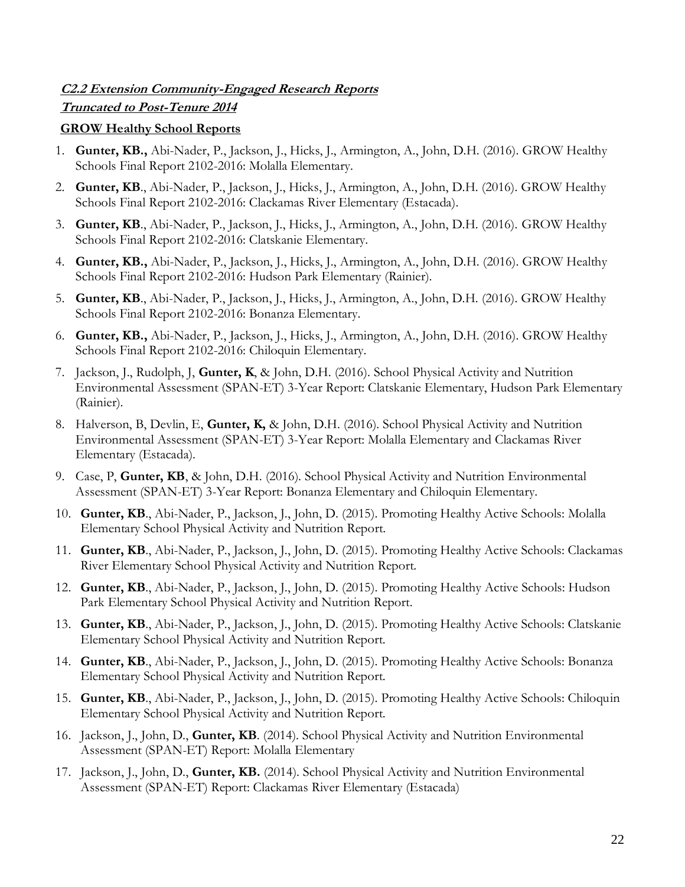***C2.2 Extension Community-Engaged Research Reports***
***Truncated to Post-Tenure 2014***

**GROW Healthy School Reports**

1. **Gunter, KB.,** Abi-Nader, P., Jackson, J., Hicks, J., Armington, A., John, D.H. (2016). GROW Healthy Schools Final Report 2102-2016: Molalla Elementary.
2. **Gunter, KB**., Abi-Nader, P., Jackson, J., Hicks, J., Armington, A., John, D.H. (2016). GROW Healthy Schools Final Report 2102-2016: Clackamas River Elementary (Estacada).
3. **Gunter, KB**., Abi-Nader, P., Jackson, J., Hicks, J., Armington, A., John, D.H. (2016). GROW Healthy Schools Final Report 2102-2016: Clatskanie Elementary.
4. **Gunter, KB.,** Abi-Nader, P., Jackson, J., Hicks, J., Armington, A., John, D.H. (2016). GROW Healthy Schools Final Report 2102-2016: Hudson Park Elementary (Rainier).
5. **Gunter, KB**., Abi-Nader, P., Jackson, J., Hicks, J., Armington, A., John, D.H. (2016). GROW Healthy Schools Final Report 2102-2016: Bonanza Elementary.
6. **Gunter, KB.,** Abi-Nader, P., Jackson, J., Hicks, J., Armington, A., John, D.H. (2016). GROW Healthy Schools Final Report 2102-2016: Chiloquin Elementary.
7. Jackson, J., Rudolph, J, **Gunter, K**, & John, D.H. (2016). School Physical Activity and Nutrition Environmental Assessment (SPAN-ET) 3-Year Report: Clatskanie Elementary, Hudson Park Elementary (Rainier).
8. Halverson, B, Devlin, E, **Gunter, K,** & John, D.H. (2016). School Physical Activity and Nutrition Environmental Assessment (SPAN-ET) 3-Year Report: Molalla Elementary and Clackamas River Elementary (Estacada).
9. Case, P, **Gunter, KB**, & John, D.H. (2016). School Physical Activity and Nutrition Environmental Assessment (SPAN-ET) 3-Year Report: Bonanza Elementary and Chiloquin Elementary.
10. **Gunter, KB**., Abi-Nader, P., Jackson, J., John, D. (2015). Promoting Healthy Active Schools: Molalla Elementary School Physical Activity and Nutrition Report.
11. **Gunter, KB**., Abi-Nader, P., Jackson, J., John, D. (2015). Promoting Healthy Active Schools: Clackamas River Elementary School Physical Activity and Nutrition Report.
12. **Gunter, KB**., Abi-Nader, P., Jackson, J., John, D. (2015). Promoting Healthy Active Schools: Hudson Park Elementary School Physical Activity and Nutrition Report.
13. **Gunter, KB**., Abi-Nader, P., Jackson, J., John, D. (2015). Promoting Healthy Active Schools: Clatskanie Elementary School Physical Activity and Nutrition Report.
14. **Gunter, KB**., Abi-Nader, P., Jackson, J., John, D. (2015). Promoting Healthy Active Schools: Bonanza Elementary School Physical Activity and Nutrition Report.
15. **Gunter, KB**., Abi-Nader, P., Jackson, J., John, D. (2015). Promoting Healthy Active Schools: Chiloquin Elementary School Physical Activity and Nutrition Report.
16. Jackson, J., John, D., **Gunter, KB**. (2014). School Physical Activity and Nutrition Environmental Assessment (SPAN-ET) Report: Molalla Elementary
17. Jackson, J., John, D., **Gunter, KB.** (2014). School Physical Activity and Nutrition Environmental Assessment (SPAN-ET) Report: Clackamas River Elementary (Estacada)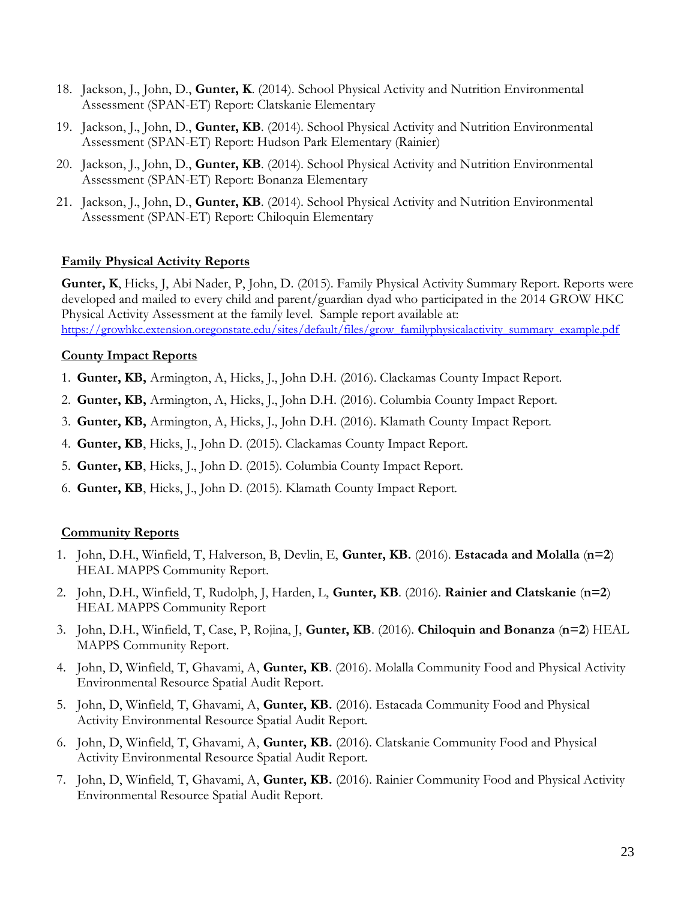18. Jackson, J., John, D., **Gunter, K**. (2014). School Physical Activity and Nutrition Environmental Assessment (SPAN-ET) Report: Clatskanie Elementary
19. Jackson, J., John, D., **Gunter, KB**. (2014). School Physical Activity and Nutrition Environmental Assessment (SPAN-ET) Report: Hudson Park Elementary (Rainier)
20. Jackson, J., John, D., **Gunter, KB**. (2014). School Physical Activity and Nutrition Environmental Assessment (SPAN-ET) Report: Bonanza Elementary
21. Jackson, J., John, D., **Gunter, KB**. (2014). School Physical Activity and Nutrition Environmental Assessment (SPAN-ET) Report: Chiloquin Elementary

**Family Physical Activity Reports**

**Gunter, K**, Hicks, J, Abi Nader, P, John, D. (2015). Family Physical Activity Summary Report. Reports were developed and mailed to every child and parent/guardian dyad who participated in the 2014 GROW HKC Physical Activity Assessment at the family level. Sample report available at: https://growhkc.extension.oregonstate.edu/sites/default/files/grow_familyphysicalactivity_summary_example.pdf

**County Impact Reports**

1. **Gunter, KB,** Armington, A, Hicks, J., John D.H. (2016). Clackamas County Impact Report.
2. **Gunter, KB,** Armington, A, Hicks, J., John D.H. (2016). Columbia County Impact Report.
3. **Gunter, KB,** Armington, A, Hicks, J., John D.H. (2016). Klamath County Impact Report.
4. **Gunter, KB**, Hicks, J., John D. (2015). Clackamas County Impact Report.
5. **Gunter, KB**, Hicks, J., John D. (2015). Columbia County Impact Report.
6. **Gunter, KB**, Hicks, J., John D. (2015). Klamath County Impact Report.

**Community Reports**

1. John, D.H., Winfield, T, Halverson, B, Devlin, E, **Gunter, KB.** (2016). **Estacada and Molalla** (**n=2**) HEAL MAPPS Community Report.
2. John, D.H., Winfield, T, Rudolph, J, Harden, L, **Gunter, KB**. (2016). **Rainier and Clatskanie** (**n=2**) HEAL MAPPS Community Report
3. John, D.H., Winfield, T, Case, P, Rojina, J, **Gunter, KB**. (2016). **Chiloquin and Bonanza** (**n=2**) HEAL MAPPS Community Report.
4. John, D, Winfield, T, Ghavami, A, **Gunter, KB**. (2016). Molalla Community Food and Physical Activity Environmental Resource Spatial Audit Report.
5. John, D, Winfield, T, Ghavami, A, **Gunter, KB.** (2016). Estacada Community Food and Physical Activity Environmental Resource Spatial Audit Report.
6. John, D, Winfield, T, Ghavami, A, **Gunter, KB.** (2016). Clatskanie Community Food and Physical Activity Environmental Resource Spatial Audit Report.
7. John, D, Winfield, T, Ghavami, A, **Gunter, KB.** (2016). Rainier Community Food and Physical Activity Environmental Resource Spatial Audit Report.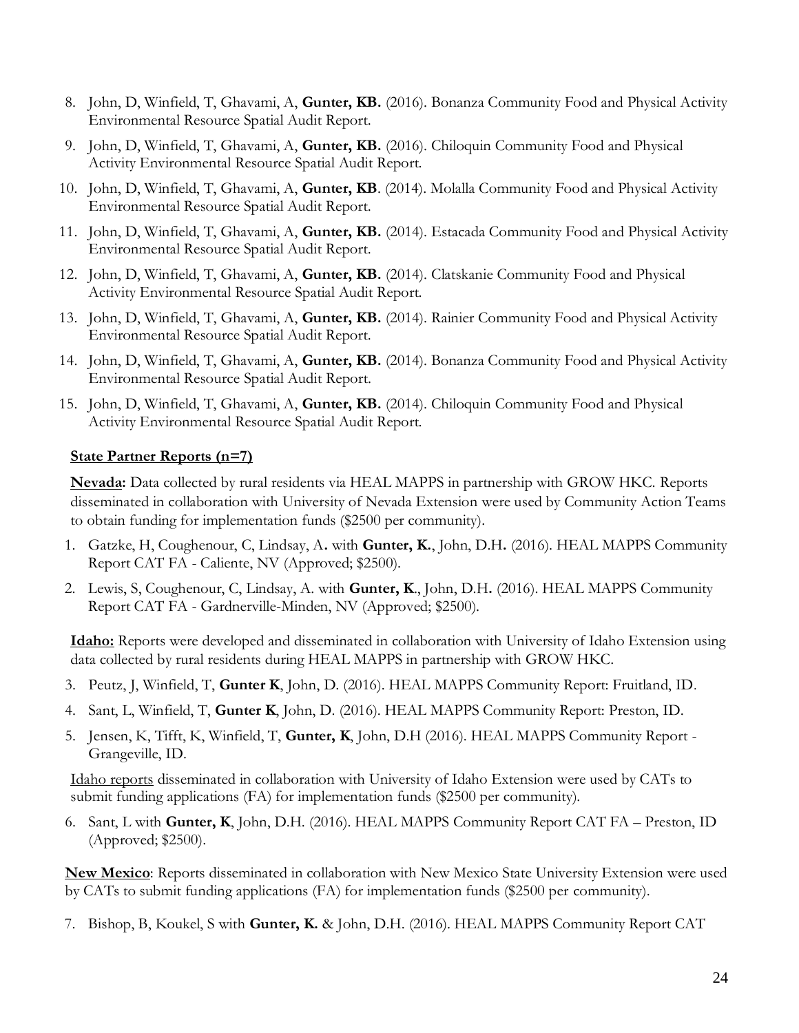8. John, D, Winfield, T, Ghavami, A, **Gunter, KB.** (2016). Bonanza Community Food and Physical Activity Environmental Resource Spatial Audit Report.
9. John, D, Winfield, T, Ghavami, A, **Gunter, KB.** (2016). Chiloquin Community Food and Physical Activity Environmental Resource Spatial Audit Report.
10. John, D, Winfield, T, Ghavami, A, **Gunter, KB**. (2014). Molalla Community Food and Physical Activity Environmental Resource Spatial Audit Report.
11. John, D, Winfield, T, Ghavami, A, **Gunter, KB.** (2014). Estacada Community Food and Physical Activity Environmental Resource Spatial Audit Report.
12. John, D, Winfield, T, Ghavami, A, **Gunter, KB.** (2014). Clatskanie Community Food and Physical Activity Environmental Resource Spatial Audit Report.
13. John, D, Winfield, T, Ghavami, A, **Gunter, KB.** (2014). Rainier Community Food and Physical Activity Environmental Resource Spatial Audit Report.
14. John, D, Winfield, T, Ghavami, A, **Gunter, KB.** (2014). Bonanza Community Food and Physical Activity Environmental Resource Spatial Audit Report.
15. John, D, Winfield, T, Ghavami, A, **Gunter, KB.** (2014). Chiloquin Community Food and Physical Activity Environmental Resource Spatial Audit Report.

**State Partner Reports (n=7)**

**Nevada:** Data collected by rural residents via HEAL MAPPS in partnership with GROW HKC. Reports disseminated in collaboration with University of Nevada Extension were used by Community Action Teams to obtain funding for implementation funds ($2500 per community).

1. Gatzke, H, Coughenour, C, Lindsay, A. with **Gunter, K.**, John, D.H. (2016). HEAL MAPPS Community Report CAT FA - Caliente, NV (Approved; $2500).
2. Lewis, S, Coughenour, C, Lindsay, A. with **Gunter, K.**, John, D.H. (2016). HEAL MAPPS Community Report CAT FA - Gardnerville-Minden, NV (Approved; $2500).

**Idaho:** Reports were developed and disseminated in collaboration with University of Idaho Extension using data collected by rural residents during HEAL MAPPS in partnership with GROW HKC.

3. Peutz, J, Winfield, T, **Gunter K**, John, D. (2016). HEAL MAPPS Community Report: Fruitland, ID.
4. Sant, L, Winfield, T, **Gunter K**, John, D. (2016). HEAL MAPPS Community Report: Preston, ID.
5. Jensen, K, Tifft, K, Winfield, T, **Gunter, K**, John, D.H (2016). HEAL MAPPS Community Report - Grangeville, ID.

Idaho reports disseminated in collaboration with University of Idaho Extension were used by CATs to submit funding applications (FA) for implementation funds ($2500 per community).

6. Sant, L with **Gunter, K**, John, D.H. (2016). HEAL MAPPS Community Report CAT FA – Preston, ID (Approved; $2500).

**New Mexico**: Reports disseminated in collaboration with New Mexico State University Extension were used by CATs to submit funding applications (FA) for implementation funds ($2500 per community).

7. Bishop, B, Koukel, S with **Gunter, K.** & John, D.H. (2016). HEAL MAPPS Community Report CAT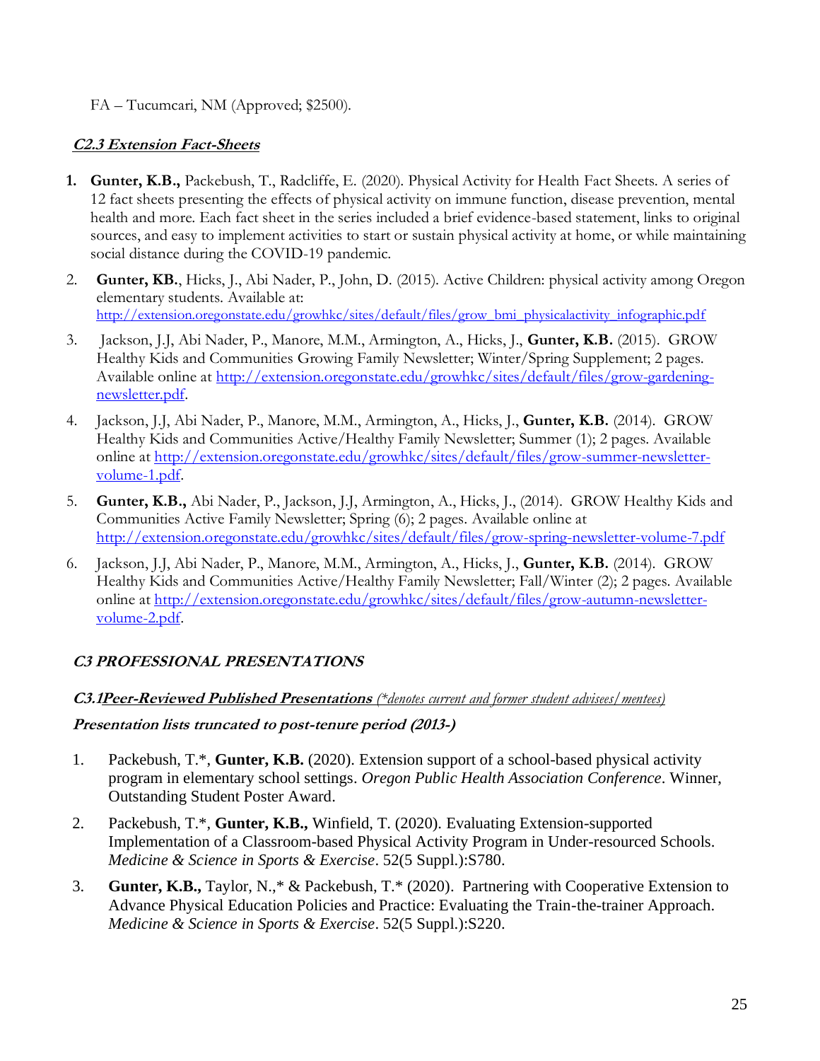FA – Tucumcari, NM (Approved; $2500).

***C2.3 Extension Fact-Sheets***

1. **Gunter, K.B.,** Packebush, T., Radcliffe, E. (2020). Physical Activity for Health Fact Sheets. A series of 12 fact sheets presenting the effects of physical activity on immune function, disease prevention, mental health and more. Each fact sheet in the series included a brief evidence-based statement, links to original sources, and easy to implement activities to start or sustain physical activity at home, or while maintaining social distance during the COVID-19 pandemic.
2. **Gunter, KB.**, Hicks, J., Abi Nader, P., John, D. (2015). Active Children: physical activity among Oregon elementary students. Available at: http://extension.oregonstate.edu/growhkc/sites/default/files/grow_bmi_physicalactivity_infographic.pdf
3. Jackson, J.J, Abi Nader, P., Manore, M.M., Armington, A., Hicks, J., **Gunter, K.B.** (2015). GROW Healthy Kids and Communities Growing Family Newsletter; Winter/Spring Supplement; 2 pages. Available online at http://extension.oregonstate.edu/growhkc/sites/default/files/grow-gardening-newsletter.pdf.
4. Jackson, J.J, Abi Nader, P., Manore, M.M., Armington, A., Hicks, J., **Gunter, K.B.** (2014). GROW Healthy Kids and Communities Active/Healthy Family Newsletter; Summer (1); 2 pages. Available online at http://extension.oregonstate.edu/growhkc/sites/default/files/grow-summer-newsletter-volume-1.pdf.
5. **Gunter, K.B.,** Abi Nader, P., Jackson, J.J, Armington, A., Hicks, J., (2014). GROW Healthy Kids and Communities Active Family Newsletter; Spring (6); 2 pages. Available online at http://extension.oregonstate.edu/growhkc/sites/default/files/grow-spring-newsletter-volume-7.pdf
6. Jackson, J.J, Abi Nader, P., Manore, M.M., Armington, A., Hicks, J., **Gunter, K.B.** (2014). GROW Healthy Kids and Communities Active/Healthy Family Newsletter; Fall/Winter (2); 2 pages. Available online at http://extension.oregonstate.edu/growhkc/sites/default/files/grow-autumn-newsletter-volume-2.pdf.

***C3 PROFESSIONAL PRESENTATIONS***

***C3.1Peer-Reviewed Published Presentations*** *(\*denotes current and former student advisees/mentees)*

***Presentation lists truncated to post-tenure period (2013-)***

1. Packebush, T.*, **Gunter, K.B.** (2020). Extension support of a school-based physical activity program in elementary school settings. *Oregon Public Health Association Conference*. Winner, Outstanding Student Poster Award.
2. Packebush, T.*, **Gunter, K.B.,** Winfield, T. (2020). Evaluating Extension-supported Implementation of a Classroom-based Physical Activity Program in Under-resourced Schools. *Medicine & Science in Sports & Exercise*. 52(5 Suppl.):S780.
3. **Gunter, K.B.,** Taylor, N.,* & Packebush, T.* (2020). Partnering with Cooperative Extension to Advance Physical Education Policies and Practice: Evaluating the Train-the-trainer Approach. *Medicine & Science in Sports & Exercise*. 52(5 Suppl.):S220.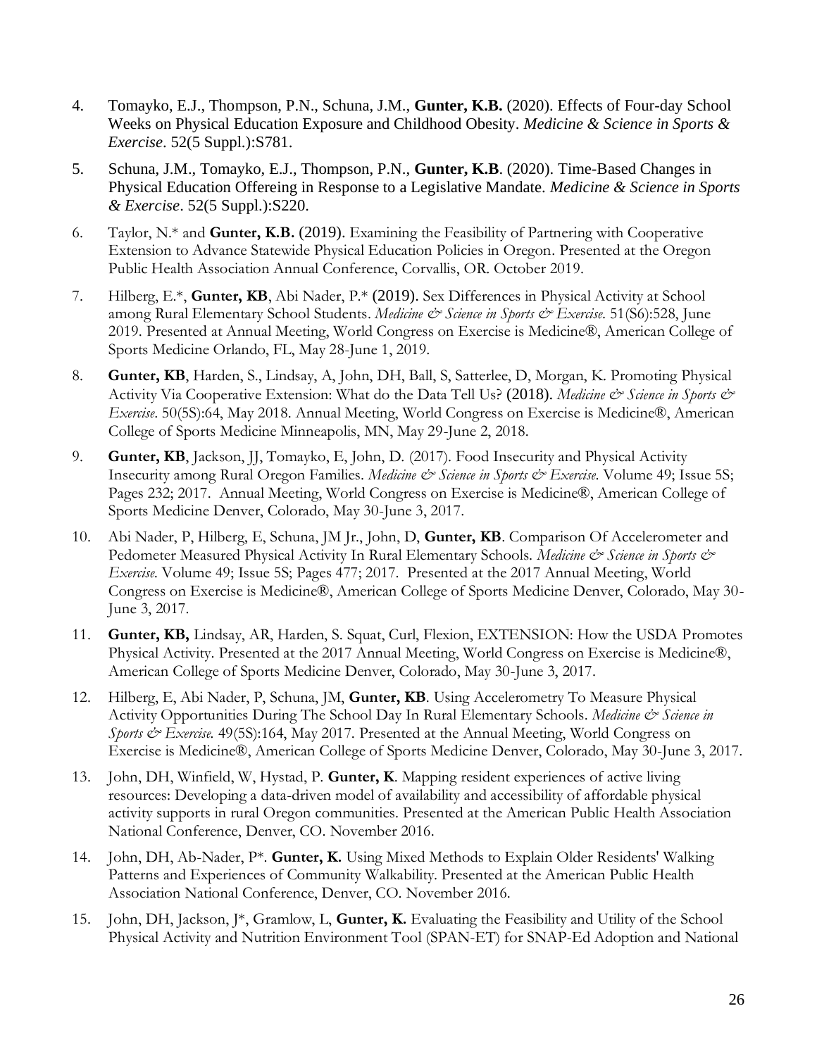4. Tomayko, E.J., Thompson, P.N., Schuna, J.M., **Gunter, K.B.** (2020). Effects of Four-day School Weeks on Physical Education Exposure and Childhood Obesity. *Medicine & Science in Sports & Exercise*. 52(5 Suppl.):S781.

5. Schuna, J.M., Tomayko, E.J., Thompson, P.N., **Gunter, K.B**. (2020). Time-Based Changes in Physical Education Offereing in Response to a Legislative Mandate. *Medicine & Science in Sports & Exercise*. 52(5 Suppl.):S220.

6. Taylor, N.* and **Gunter, K.B.** (2019). Examining the Feasibility of Partnering with Cooperative Extension to Advance Statewide Physical Education Policies in Oregon. Presented at the Oregon Public Health Association Annual Conference, Corvallis, OR. October 2019.

7. Hilberg, E.*, **Gunter, KB**, Abi Nader, P.* (2019). Sex Differences in Physical Activity at School among Rural Elementary School Students. *Medicine & Science in Sports & Exercise*. 51(S6):528, June 2019. Presented at Annual Meeting, World Congress on Exercise is Medicine®, American College of Sports Medicine Orlando, FL, May 28-June 1, 2019.

8. **Gunter, KB**, Harden, S., Lindsay, A, John, DH, Ball, S, Satterlee, D, Morgan, K. Promoting Physical Activity Via Cooperative Extension: What do the Data Tell Us? (2018). *Medicine & Science in Sports & Exercise*. 50(5S):64, May 2018. Annual Meeting, World Congress on Exercise is Medicine®, American College of Sports Medicine Minneapolis, MN, May 29-June 2, 2018.

9. **Gunter, KB**, Jackson, JJ, Tomayko, E, John, D. (2017). Food Insecurity and Physical Activity Insecurity among Rural Oregon Families. *Medicine & Science in Sports & Exercise*. Volume 49; Issue 5S; Pages 232; 2017. Annual Meeting, World Congress on Exercise is Medicine®, American College of Sports Medicine Denver, Colorado, May 30-June 3, 2017.

10. Abi Nader, P, Hilberg, E, Schuna, JM Jr., John, D, **Gunter, KB**. Comparison Of Accelerometer and Pedometer Measured Physical Activity In Rural Elementary Schools. *Medicine & Science in Sports & Exercise*. Volume 49; Issue 5S; Pages 477; 2017. Presented at the 2017 Annual Meeting, World Congress on Exercise is Medicine®, American College of Sports Medicine Denver, Colorado, May 30-June 3, 2017.

11. **Gunter, KB,** Lindsay, AR, Harden, S. Squat, Curl, Flexion, EXTENSION: How the USDA Promotes Physical Activity. Presented at the 2017 Annual Meeting, World Congress on Exercise is Medicine®, American College of Sports Medicine Denver, Colorado, May 30-June 3, 2017.

12. Hilberg, E, Abi Nader, P, Schuna, JM, **Gunter, KB**. Using Accelerometry To Measure Physical Activity Opportunities During The School Day In Rural Elementary Schools. *Medicine & Science in Sports & Exercise.* 49(5S):164, May 2017. Presented at the Annual Meeting, World Congress on Exercise is Medicine®, American College of Sports Medicine Denver, Colorado, May 30-June 3, 2017.

13. John, DH, Winfield, W, Hystad, P. **Gunter, K**. Mapping resident experiences of active living resources: Developing a data-driven model of availability and accessibility of affordable physical activity supports in rural Oregon communities. Presented at the American Public Health Association National Conference, Denver, CO. November 2016.

14. John, DH, Ab-Nader, P*. **Gunter, K.** Using Mixed Methods to Explain Older Residents' Walking Patterns and Experiences of Community Walkability. Presented at the American Public Health Association National Conference, Denver, CO. November 2016.

15. John, DH, Jackson, J*, Gramlow, L, **Gunter, K.** Evaluating the Feasibility and Utility of the School Physical Activity and Nutrition Environment Tool (SPAN-ET) for SNAP-Ed Adoption and National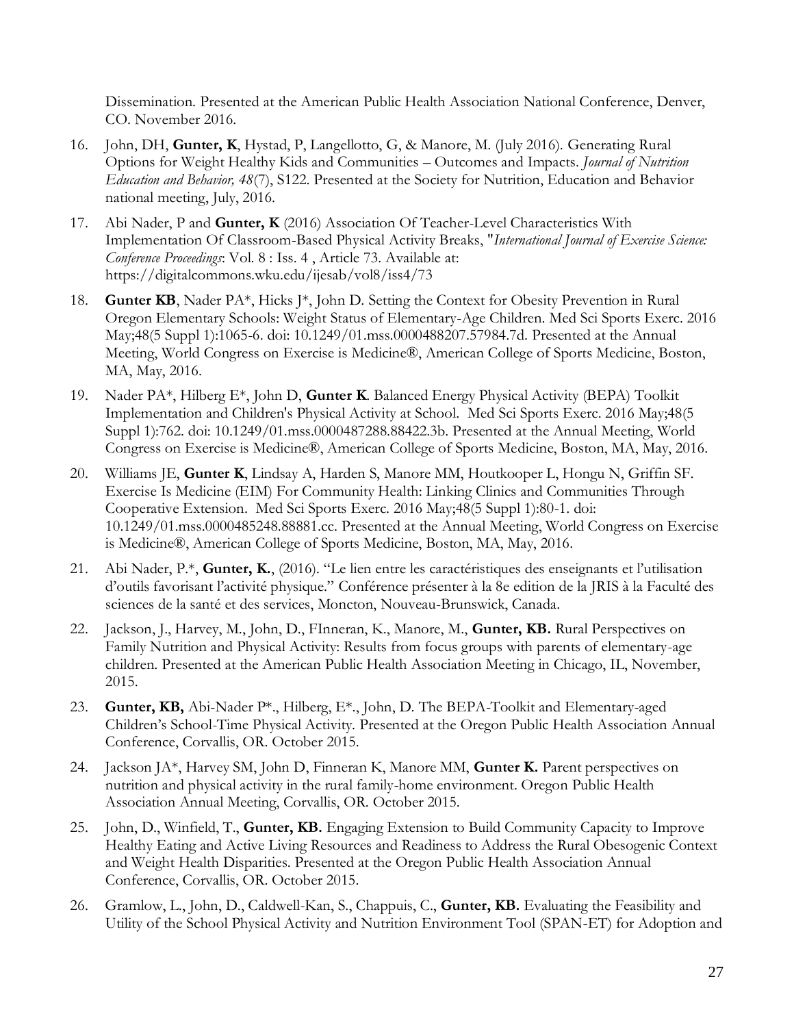Dissemination. Presented at the American Public Health Association National Conference, Denver, CO. November 2016.

16. John, DH, **Gunter, K**, Hystad, P, Langellotto, G, & Manore, M. (July 2016). Generating Rural Options for Weight Healthy Kids and Communities – Outcomes and Impacts. *Journal of Nutrition Education and Behavior, 48*(7), S122. Presented at the Society for Nutrition, Education and Behavior national meeting, July, 2016.

17. Abi Nader, P and **Gunter, K** (2016) Association Of Teacher-Level Characteristics With Implementation Of Classroom-Based Physical Activity Breaks, "*International Journal of Exercise Science: Conference Proceedings*: Vol. 8 : Iss. 4 , Article 73. Available at: https://digitalcommons.wku.edu/ijesab/vol8/iss4/73

18. **Gunter KB**, Nader PA*, Hicks J*, John D. Setting the Context for Obesity Prevention in Rural Oregon Elementary Schools: Weight Status of Elementary-Age Children. Med Sci Sports Exerc. 2016 May;48(5 Suppl 1):1065-6. doi: 10.1249/01.mss.0000488207.57984.7d. Presented at the Annual Meeting, World Congress on Exercise is Medicine®, American College of Sports Medicine, Boston, MA, May, 2016.

19. Nader PA*, Hilberg E*, John D, **Gunter K**. Balanced Energy Physical Activity (BEPA) Toolkit Implementation and Children's Physical Activity at School. Med Sci Sports Exerc. 2016 May;48(5 Suppl 1):762. doi: 10.1249/01.mss.0000487288.88422.3b. Presented at the Annual Meeting, World Congress on Exercise is Medicine®, American College of Sports Medicine, Boston, MA, May, 2016.

20. Williams JE, **Gunter K**, Lindsay A, Harden S, Manore MM, Houtkooper L, Hongu N, Griffin SF. Exercise Is Medicine (EIM) For Community Health: Linking Clinics and Communities Through Cooperative Extension. Med Sci Sports Exerc. 2016 May;48(5 Suppl 1):80-1. doi: 10.1249/01.mss.0000485248.88881.cc. Presented at the Annual Meeting, World Congress on Exercise is Medicine®, American College of Sports Medicine, Boston, MA, May, 2016.

21. Abi Nader, P.*, **Gunter, K.**, (2016). "Le lien entre les caractéristiques des enseignants et l'utilisation d'outils favorisant l'activité physique." Conférence présenter à la 8e edition de la JRIS à la Faculté des sciences de la santé et des services, Moncton, Nouveau-Brunswick, Canada.

22. Jackson, J., Harvey, M., John, D., FInneran, K., Manore, M., **Gunter, KB.** Rural Perspectives on Family Nutrition and Physical Activity: Results from focus groups with parents of elementary-age children. Presented at the American Public Health Association Meeting in Chicago, IL, November, 2015.

23. **Gunter, KB,** Abi-Nader P*., Hilberg, E*., John, D. The BEPA-Toolkit and Elementary-aged Children's School-Time Physical Activity. Presented at the Oregon Public Health Association Annual Conference, Corvallis, OR. October 2015.

24. Jackson JA*, Harvey SM, John D, Finneran K, Manore MM, **Gunter K.** Parent perspectives on nutrition and physical activity in the rural family-home environment. Oregon Public Health Association Annual Meeting, Corvallis, OR. October 2015.

25. John, D., Winfield, T., **Gunter, KB.** Engaging Extension to Build Community Capacity to Improve Healthy Eating and Active Living Resources and Readiness to Address the Rural Obesogenic Context and Weight Health Disparities. Presented at the Oregon Public Health Association Annual Conference, Corvallis, OR. October 2015.

26. Gramlow, L., John, D., Caldwell-Kan, S., Chappuis, C., **Gunter, KB.** Evaluating the Feasibility and Utility of the School Physical Activity and Nutrition Environment Tool (SPAN-ET) for Adoption and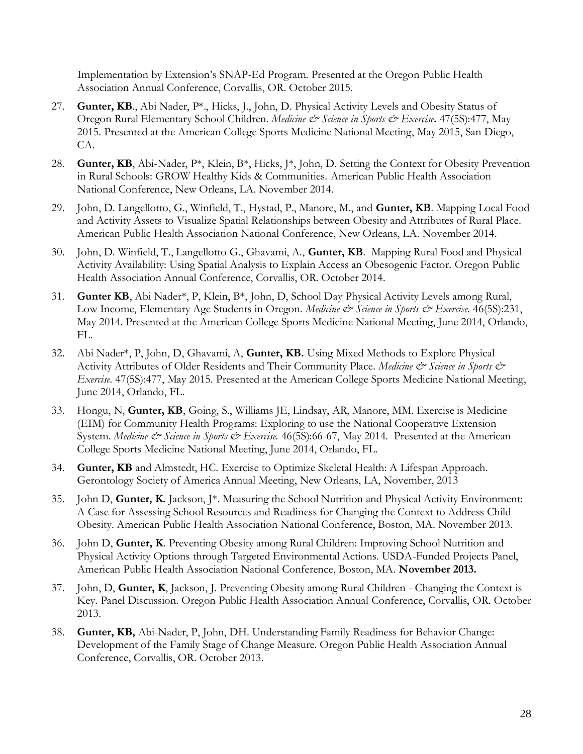Implementation by Extension's SNAP-Ed Program. Presented at the Oregon Public Health Association Annual Conference, Corvallis, OR. October 2015.

27. **Gunter, KB**., Abi Nader, P*., Hicks, J., John, D. Physical Activity Levels and Obesity Status of Oregon Rural Elementary School Children. *Medicine & Science in Sports & Exercise***.** 47(5S):477, May 2015. Presented at the American College Sports Medicine National Meeting, May 2015, San Diego, CA.

28. **Gunter, KB**, Abi-Nader, P*, Klein, B*, Hicks, J*, John, D. Setting the Context for Obesity Prevention in Rural Schools: GROW Healthy Kids & Communities. American Public Health Association National Conference, New Orleans, LA. November 2014.

29. John, D. Langellotto, G., Winfield, T., Hystad, P., Manore, M., and **Gunter, KB**. Mapping Local Food and Activity Assets to Visualize Spatial Relationships between Obesity and Attributes of Rural Place. American Public Health Association National Conference, New Orleans, LA. November 2014.

30. John, D. Winfield, T., Langellotto G., Ghavami, A., **Gunter, KB**. Mapping Rural Food and Physical Activity Availability: Using Spatial Analysis to Explain Access an Obesogenic Factor. Oregon Public Health Association Annual Conference, Corvallis, OR. October 2014.

31. **Gunter KB**, Abi Nader*, P, Klein, B*, John, D, School Day Physical Activity Levels among Rural, Low Income, Elementary Age Students in Oregon. *Medicine & Science in Sports & Exercise.* 46(5S):231, May 2014. Presented at the American College Sports Medicine National Meeting, June 2014, Orlando, FL.

32. Abi Nader*, P, John, D, Ghavami, A, **Gunter, KB.** Using Mixed Methods to Explore Physical Activity Attributes of Older Residents and Their Community Place. *Medicine & Science in Sports & Exercise.* 47(5S):477, May 2015. Presented at the American College Sports Medicine National Meeting, June 2014, Orlando, FL.

33. Hongu, N, **Gunter, KB**, Going, S., Williams JE, Lindsay, AR, Manore, MM. Exercise is Medicine (EIM) for Community Health Programs: Exploring to use the National Cooperative Extension System. *Medicine & Science in Sports & Exercise.* 46(5S):66-67, May 2014. Presented at the American College Sports Medicine National Meeting, June 2014, Orlando, FL.

34. **Gunter, KB** and Almstedt, HC. Exercise to Optimize Skeletal Health: A Lifespan Approach. Gerontology Society of America Annual Meeting, New Orleans, LA, November, 2013

35. John D, **Gunter, K.** Jackson, J*. Measuring the School Nutrition and Physical Activity Environment: A Case for Assessing School Resources and Readiness for Changing the Context to Address Child Obesity. American Public Health Association National Conference, Boston, MA. November 2013.

36. John D, **Gunter, K**. Preventing Obesity among Rural Children: Improving School Nutrition and Physical Activity Options through Targeted Environmental Actions. USDA-Funded Projects Panel, American Public Health Association National Conference, Boston, MA. **November 2013.**

37. John, D, **Gunter, K**, Jackson, J. Preventing Obesity among Rural Children - Changing the Context is Key. Panel Discussion. Oregon Public Health Association Annual Conference, Corvallis, OR. October 2013.

38. **Gunter, KB,** Abi-Nader, P, John, DH. Understanding Family Readiness for Behavior Change: Development of the Family Stage of Change Measure. Oregon Public Health Association Annual Conference, Corvallis, OR. October 2013.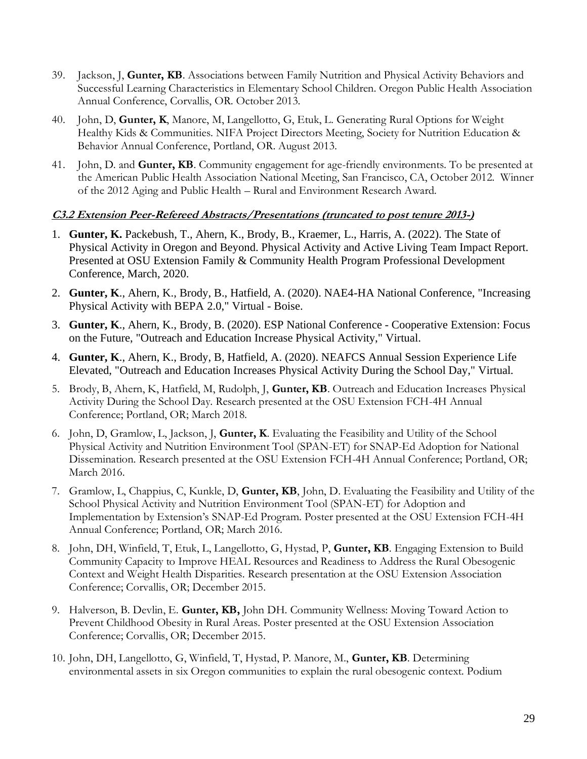39. Jackson, J, **Gunter, KB**. Associations between Family Nutrition and Physical Activity Behaviors and Successful Learning Characteristics in Elementary School Children. Oregon Public Health Association Annual Conference, Corvallis, OR. October 2013.

40. John, D, **Gunter, K**, Manore, M, Langellotto, G, Etuk, L. Generating Rural Options for Weight Healthy Kids & Communities. NIFA Project Directors Meeting, Society for Nutrition Education & Behavior Annual Conference, Portland, OR. August 2013.

41. John, D. and **Gunter, KB**. Community engagement for age-friendly environments. To be presented at the American Public Health Association National Meeting, San Francisco, CA, October 2012. Winner of the 2012 Aging and Public Health – Rural and Environment Research Award.

***C3.2 Extension Peer-Refereed Abstracts/Presentations (truncated to post tenure 2013-)***

1. **Gunter, K.** Packebush, T., Ahern, K., Brody, B., Kraemer, L., Harris, A. (2022). The State of Physical Activity in Oregon and Beyond. Physical Activity and Active Living Team Impact Report. Presented at OSU Extension Family & Community Health Program Professional Development Conference, March, 2020.

2. **Gunter, K**., Ahern, K., Brody, B., Hatfield, A. (2020). NAE4-HA National Conference, "Increasing Physical Activity with BEPA 2.0," Virtual - Boise.

3. **Gunter, K**., Ahern, K., Brody, B. (2020). ESP National Conference - Cooperative Extension: Focus on the Future, "Outreach and Education Increase Physical Activity," Virtual.

4. **Gunter, K**., Ahern, K., Brody, B, Hatfield, A. (2020). NEAFCS Annual Session Experience Life Elevated, "Outreach and Education Increases Physical Activity During the School Day," Virtual.

5. Brody, B, Ahern, K, Hatfield, M, Rudolph, J, **Gunter, KB**. Outreach and Education Increases Physical Activity During the School Day. Research presented at the OSU Extension FCH-4H Annual Conference; Portland, OR; March 2018.

6. John, D, Gramlow, L, Jackson, J, **Gunter, K**. Evaluating the Feasibility and Utility of the School Physical Activity and Nutrition Environment Tool (SPAN-ET) for SNAP-Ed Adoption for National Dissemination. Research presented at the OSU Extension FCH-4H Annual Conference; Portland, OR; March 2016.

7. Gramlow, L, Chappius, C, Kunkle, D, **Gunter, KB**, John, D. Evaluating the Feasibility and Utility of the School Physical Activity and Nutrition Environment Tool (SPAN-ET) for Adoption and Implementation by Extension's SNAP-Ed Program. Poster presented at the OSU Extension FCH-4H Annual Conference; Portland, OR; March 2016.

8. John, DH, Winfield, T, Etuk, L, Langellotto, G, Hystad, P, **Gunter, KB**. Engaging Extension to Build Community Capacity to Improve HEAL Resources and Readiness to Address the Rural Obesogenic Context and Weight Health Disparities. Research presentation at the OSU Extension Association Conference; Corvallis, OR; December 2015.

9. Halverson, B. Devlin, E. **Gunter, KB,** John DH. Community Wellness: Moving Toward Action to Prevent Childhood Obesity in Rural Areas. Poster presented at the OSU Extension Association Conference; Corvallis, OR; December 2015.

10. John, DH, Langellotto, G, Winfield, T, Hystad, P. Manore, M., **Gunter, KB**. Determining environmental assets in six Oregon communities to explain the rural obesogenic context. Podium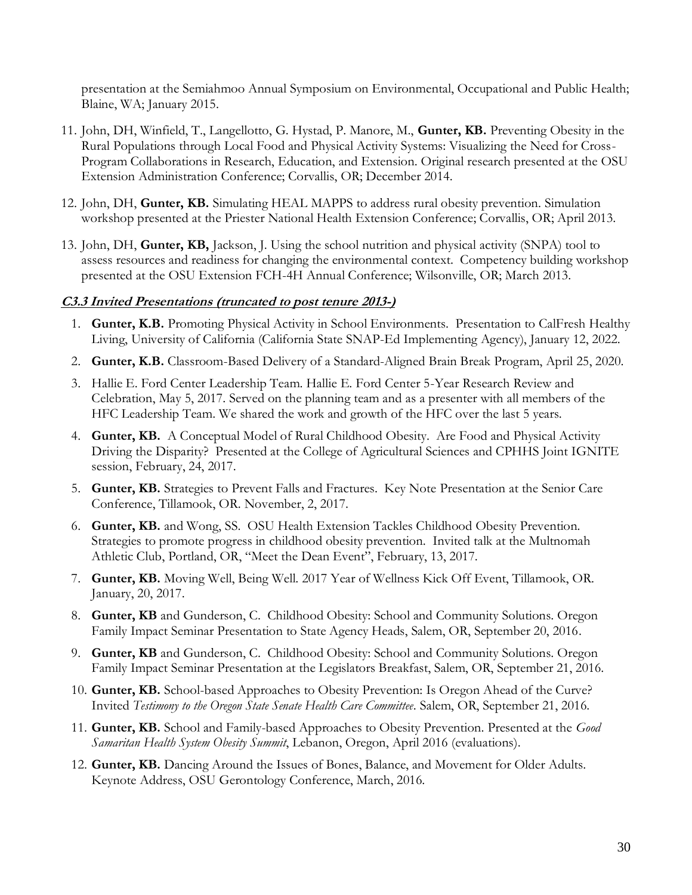presentation at the Semiahmoo Annual Symposium on Environmental, Occupational and Public Health; Blaine, WA; January 2015.

11. John, DH, Winfield, T., Langellotto, G. Hystad, P. Manore, M., **Gunter, KB.** Preventing Obesity in the Rural Populations through Local Food and Physical Activity Systems: Visualizing the Need for Cross-Program Collaborations in Research, Education, and Extension. Original research presented at the OSU Extension Administration Conference; Corvallis, OR; December 2014.
12. John, DH, **Gunter, KB.** Simulating HEAL MAPPS to address rural obesity prevention. Simulation workshop presented at the Priester National Health Extension Conference; Corvallis, OR; April 2013.
13. John, DH, **Gunter, KB,** Jackson, J. Using the school nutrition and physical activity (SNPA) tool to assess resources and readiness for changing the environmental context. Competency building workshop presented at the OSU Extension FCH-4H Annual Conference; Wilsonville, OR; March 2013.

### ***C3.3 Invited Presentations (truncated to post tenure 2013-)***

1. **Gunter, K.B.** Promoting Physical Activity in School Environments. Presentation to CalFresh Healthy Living, University of California (California State SNAP-Ed Implementing Agency), January 12, 2022.
2. **Gunter, K.B.** Classroom-Based Delivery of a Standard-Aligned Brain Break Program, April 25, 2020.
3. Hallie E. Ford Center Leadership Team. Hallie E. Ford Center 5-Year Research Review and Celebration, May 5, 2017. Served on the planning team and as a presenter with all members of the HFC Leadership Team. We shared the work and growth of the HFC over the last 5 years.
4. **Gunter, KB.** A Conceptual Model of Rural Childhood Obesity. Are Food and Physical Activity Driving the Disparity? Presented at the College of Agricultural Sciences and CPHHS Joint IGNITE session, February, 24, 2017.
5. **Gunter, KB.** Strategies to Prevent Falls and Fractures. Key Note Presentation at the Senior Care Conference, Tillamook, OR. November, 2, 2017.
6. **Gunter, KB.** and Wong, SS. OSU Health Extension Tackles Childhood Obesity Prevention. Strategies to promote progress in childhood obesity prevention. Invited talk at the Multnomah Athletic Club, Portland, OR, "Meet the Dean Event", February, 13, 2017.
7. **Gunter, KB.** Moving Well, Being Well. 2017 Year of Wellness Kick Off Event, Tillamook, OR. January, 20, 2017.
8. **Gunter, KB** and Gunderson, C. Childhood Obesity: School and Community Solutions. Oregon Family Impact Seminar Presentation to State Agency Heads, Salem, OR, September 20, 2016.
9. **Gunter, KB** and Gunderson, C. Childhood Obesity: School and Community Solutions. Oregon Family Impact Seminar Presentation at the Legislators Breakfast, Salem, OR, September 21, 2016.
10. **Gunter, KB.** School-based Approaches to Obesity Prevention: Is Oregon Ahead of the Curve? Invited *Testimony to the Oregon State Senate Health Care Committee*. Salem, OR, September 21, 2016.
11. **Gunter, KB.** School and Family-based Approaches to Obesity Prevention. Presented at the *Good Samaritan Health System Obesity Summit*, Lebanon, Oregon, April 2016 (evaluations).
12. **Gunter, KB.** Dancing Around the Issues of Bones, Balance, and Movement for Older Adults. Keynote Address, OSU Gerontology Conference, March, 2016.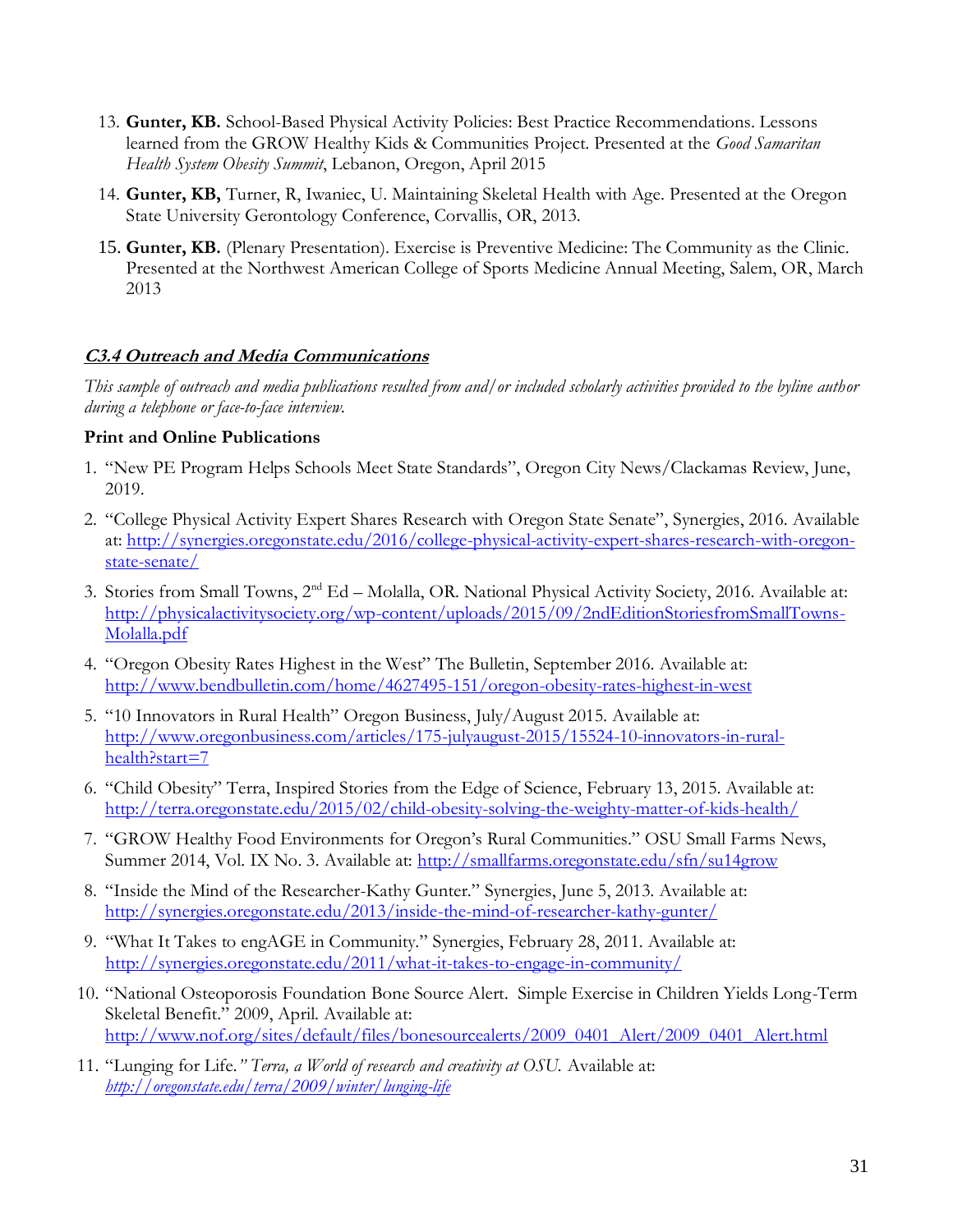13. **Gunter, KB.** School-Based Physical Activity Policies: Best Practice Recommendations. Lessons learned from the GROW Healthy Kids & Communities Project. Presented at the *Good Samaritan Health System Obesity Summit*, Lebanon, Oregon, April 2015

14. **Gunter, KB,** Turner, R, Iwaniec, U. Maintaining Skeletal Health with Age. Presented at the Oregon State University Gerontology Conference, Corvallis, OR, 2013.

15. **Gunter, KB.** (Plenary Presentation). Exercise is Preventive Medicine: The Community as the Clinic. Presented at the Northwest American College of Sports Medicine Annual Meeting, Salem, OR, March 2013

### ***C3.4 Outreach and Media Communications***

*This sample of outreach and media publications resulted from and/or included scholarly activities provided to the byline author during a telephone or face-to-face interview.*

**Print and Online Publications**

1. "New PE Program Helps Schools Meet State Standards", Oregon City News/Clackamas Review, June, 2019.

2. "College Physical Activity Expert Shares Research with Oregon State Senate", Synergies, 2016. Available at: http://synergies.oregonstate.edu/2016/college-physical-activity-expert-shares-research-with-oregon-state-senate/

3. Stories from Small Towns, 2nd Ed – Molalla, OR. National Physical Activity Society, 2016. Available at: http://physicalactivitysociety.org/wp-content/uploads/2015/09/2ndEditionStoriesfromSmallTowns-Molalla.pdf

4. "Oregon Obesity Rates Highest in the West" The Bulletin, September 2016. Available at: http://www.bendbulletin.com/home/4627495-151/oregon-obesity-rates-highest-in-west

5. "10 Innovators in Rural Health" Oregon Business, July/August 2015. Available at: http://www.oregonbusiness.com/articles/175-julyaugust-2015/15524-10-innovators-in-rural-health?start=7

6. "Child Obesity" Terra, Inspired Stories from the Edge of Science, February 13, 2015. Available at: http://terra.oregonstate.edu/2015/02/child-obesity-solving-the-weighty-matter-of-kids-health/

7. "GROW Healthy Food Environments for Oregon's Rural Communities." OSU Small Farms News, Summer 2014, Vol. IX No. 3. Available at: http://smallfarms.oregonstate.edu/sfn/su14grow

8. "Inside the Mind of the Researcher-Kathy Gunter." Synergies, June 5, 2013. Available at: http://synergies.oregonstate.edu/2013/inside-the-mind-of-researcher-kathy-gunter/

9. "What It Takes to engAGE in Community." Synergies, February 28, 2011. Available at: http://synergies.oregonstate.edu/2011/what-it-takes-to-engage-in-community/

10. "National Osteoporosis Foundation Bone Source Alert. Simple Exercise in Children Yields Long-Term Skeletal Benefit." 2009, April. Available at: http://www.nof.org/sites/default/files/bonesourcealerts/2009_0401_Alert/2009_0401_Alert.html

11. "Lunging for Life.*" Terra, a World of research and creativity at OSU.* Available at: *http://oregonstate.edu/terra/2009/winter/lunging-life*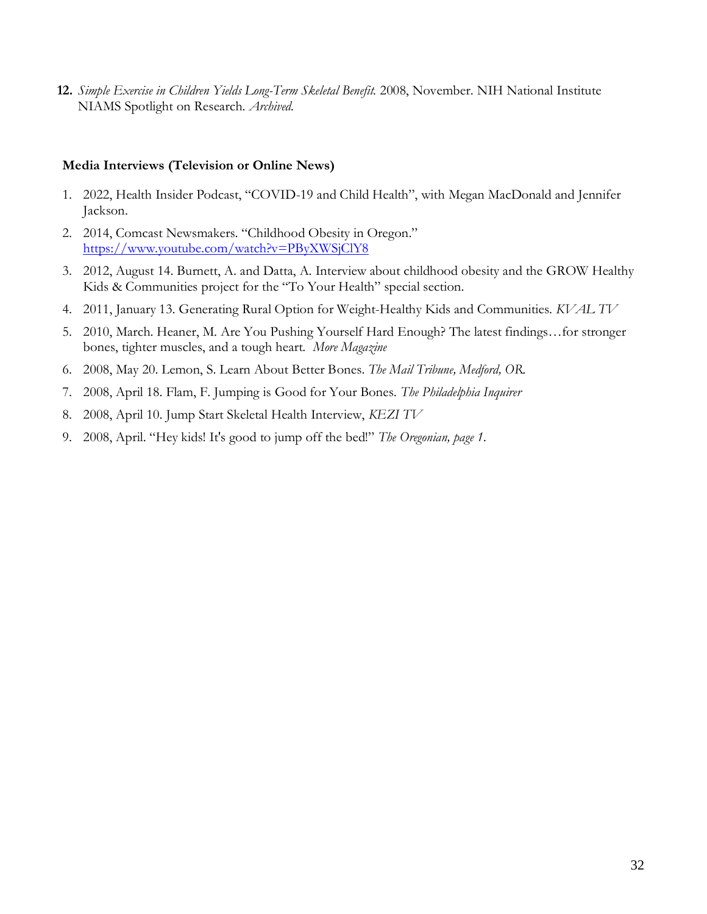**12.** *Simple Exercise in Children Yields Long-Term Skeletal Benefit.* 2008, November. NIH National Institute NIAMS Spotlight on Research. *Archived.*

**Media Interviews (Television or Online News)**

1. 2022, Health Insider Podcast, "COVID-19 and Child Health", with Megan MacDonald and Jennifer Jackson.
2. 2014, Comcast Newsmakers. "Childhood Obesity in Oregon." https://www.youtube.com/watch?v=PByXWSjClY8
3. 2012, August 14. Burnett, A. and Datta, A. Interview about childhood obesity and the GROW Healthy Kids & Communities project for the "To Your Health" special section.
4. 2011, January 13. Generating Rural Option for Weight-Healthy Kids and Communities. *KVAL TV*
5. 2010, March. Heaner, M. Are You Pushing Yourself Hard Enough? The latest findings…for stronger bones, tighter muscles, and a tough heart. *More Magazine*
6. 2008, May 20. Lemon, S. Learn About Better Bones. *The Mail Tribune, Medford, OR.*
7. 2008, April 18. Flam, F. Jumping is Good for Your Bones. *The Philadelphia Inquirer*
8. 2008, April 10. Jump Start Skeletal Health Interview, *KEZI TV*
9. 2008, April. "Hey kids! It's good to jump off the bed!" *The Oregonian, page 1*.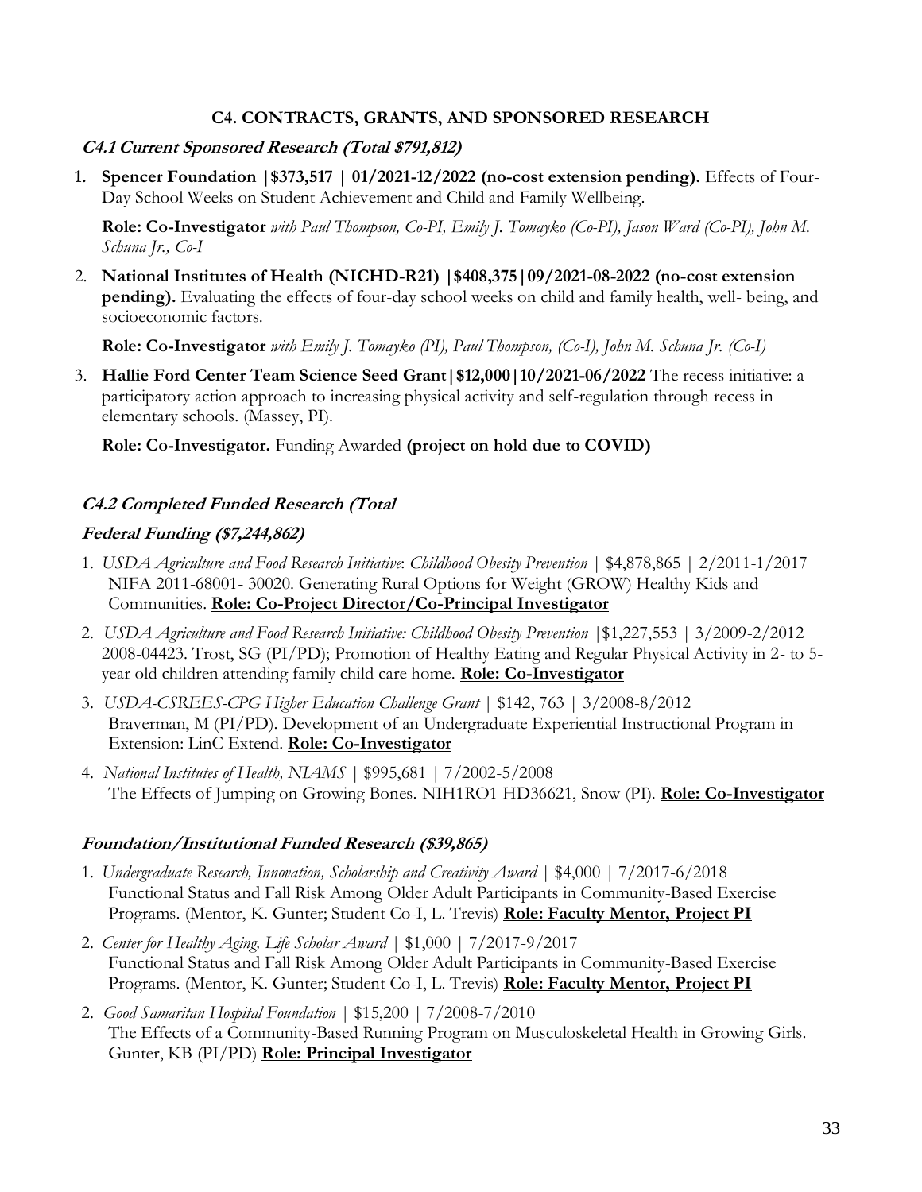### C4. CONTRACTS, GRANTS, AND SPONSORED RESEARCH

#### *C4.1 Current Sponsored Research (Total $791,812)*

1. **Spencer Foundation |$373,517 | 01/2021-12/2022 (no-cost extension pending).** Effects of Four-Day School Weeks on Student Achievement and Child and Family Wellbeing.

   **Role: Co-Investigator** *with Paul Thompson, Co-PI, Emily J. Tomayko (Co-PI), Jason Ward (Co-PI), John M. Schuna Jr., Co-I*

2. **National Institutes of Health (NICHD-R21) |$408,375|09/2021-08-2022 (no-cost extension pending).** Evaluating the effects of four-day school weeks on child and family health, well- being, and socioeconomic factors.

   **Role: Co-Investigator** *with Emily J. Tomayko (PI), Paul Thompson, (Co-I), John M. Schuna Jr. (Co-I)*

3. **Hallie Ford Center Team Science Seed Grant|$12,000|10/2021-06/2022** The recess initiative: a participatory action approach to increasing physical activity and self-regulation through recess in elementary schools. (Massey, PI).

   **Role: Co-Investigator.** Funding Awarded **(project on hold due to COVID)**

#### *C4.2 Completed Funded Research (Total*

#### *Federal Funding ($7,244,862)*

1. *USDA Agriculture and Food Research Initiative*: *Childhood Obesity Prevention* | $4,878,865 | 2/2011-1/2017 NIFA 2011-68001- 30020. Generating Rural Options for Weight (GROW) Healthy Kids and Communities. **Role: Co-Project Director/Co-Principal Investigator**
2. *USDA Agriculture and Food Research Initiative: Childhood Obesity Prevention* |$1,227,553 | 3/2009-2/2012 2008-04423. Trost, SG (PI/PD); Promotion of Healthy Eating and Regular Physical Activity in 2- to 5-year old children attending family child care home. **Role: Co-Investigator**
3. *USDA-CSREES-CPG Higher Education Challenge Grant* | $142, 763 | 3/2008-8/2012 Braverman, M (PI/PD). Development of an Undergraduate Experiential Instructional Program in Extension: LinC Extend. **Role: Co-Investigator**
4. *National Institutes of Health, NIAMS* | $995,681 | 7/2002-5/2008 The Effects of Jumping on Growing Bones. NIH1RO1 HD36621, Snow (PI). **Role: Co-Investigator**

#### *Foundation/Institutional Funded Research ($39,865)*

1. *Undergraduate Research, Innovation, Scholarship and Creativity Award* | $4,000 | 7/2017-6/2018 Functional Status and Fall Risk Among Older Adult Participants in Community-Based Exercise Programs. (Mentor, K. Gunter; Student Co-I, L. Trevis) **Role: Faculty Mentor, Project PI**
2. *Center for Healthy Aging, Life Scholar Award* | $1,000 | 7/2017-9/2017 Functional Status and Fall Risk Among Older Adult Participants in Community-Based Exercise Programs. (Mentor, K. Gunter; Student Co-I, L. Trevis) **Role: Faculty Mentor, Project PI**
3. *Good Samaritan Hospital Foundation* | $15,200 | 7/2008-7/2010 The Effects of a Community-Based Running Program on Musculoskeletal Health in Growing Girls. Gunter, KB (PI/PD) **Role: Principal Investigator**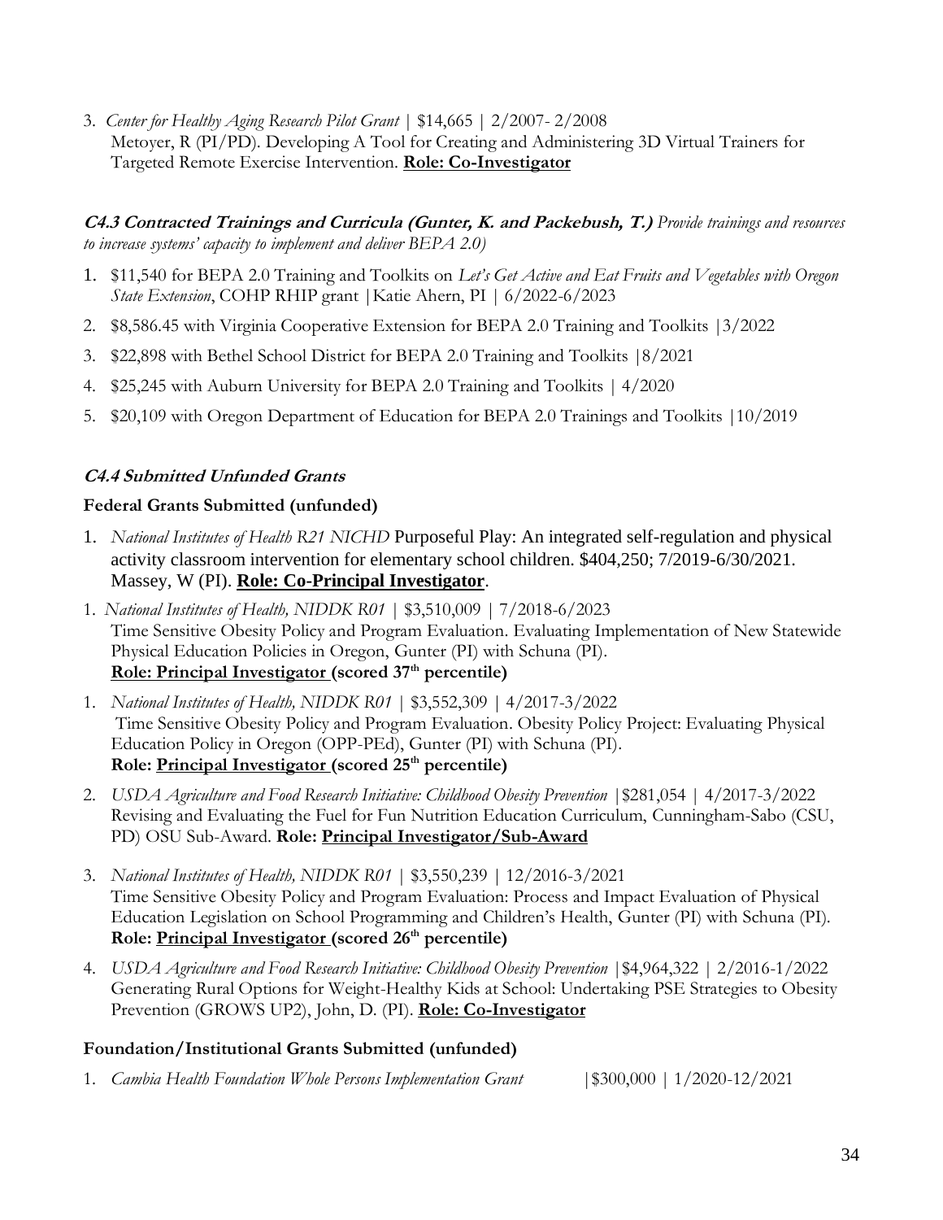3. *Center for Healthy Aging Research Pilot Grant* | $14,665 | 2/2007- 2/2008
   Metoyer, R (PI/PD). Developing A Tool for Creating and Administering 3D Virtual Trainers for Targeted Remote Exercise Intervention. **Role: Co-Investigator**

### C4.3 Contracted Trainings and Curricula (Gunter, K. and Packebush, T.) *Provide trainings and resources to increase systems' capacity to implement and deliver BEPA 2.0)*

1. $11,540 for BEPA 2.0 Training and Toolkits on *Let's Get Active and Eat Fruits and Vegetables with Oregon State Extension*, COHP RHIP grant |Katie Ahern, PI | 6/2022-6/2023
2. $8,586.45 with Virginia Cooperative Extension for BEPA 2.0 Training and Toolkits |3/2022
3. $22,898 with Bethel School District for BEPA 2.0 Training and Toolkits |8/2021
4. $25,245 with Auburn University for BEPA 2.0 Training and Toolkits | 4/2020
5. $20,109 with Oregon Department of Education for BEPA 2.0 Trainings and Toolkits |10/2019

### C4.4 Submitted Unfunded Grants

**Federal Grants Submitted (unfunded)**

1. *National Institutes of Health R21 NICHD* Purposeful Play: An integrated self-regulation and physical activity classroom intervention for elementary school children. $404,250; 7/2019-6/30/2021. Massey, W (PI). **Role: Co-Principal Investigator**.
1. *National Institutes of Health, NIDDK R01* | $3,510,009 | 7/2018-6/2023
   Time Sensitive Obesity Policy and Program Evaluation. Evaluating Implementation of New Statewide Physical Education Policies in Oregon, Gunter (PI) with Schuna (PI).
   **Role: Principal Investigator (scored 37th percentile)**
1. *National Institutes of Health, NIDDK R01* | $3,552,309 | 4/2017-3/2022
   Time Sensitive Obesity Policy and Program Evaluation. Obesity Policy Project: Evaluating Physical Education Policy in Oregon (OPP-PEd), Gunter (PI) with Schuna (PI).
   **Role: Principal Investigator (scored 25th percentile)**
2. *USDA Agriculture and Food Research Initiative: Childhood Obesity Prevention* |$281,054 | 4/2017-3/2022
   Revising and Evaluating the Fuel for Fun Nutrition Education Curriculum, Cunningham-Sabo (CSU, PD) OSU Sub-Award. **Role: Principal Investigator/Sub-Award**
3. *National Institutes of Health, NIDDK R01* | $3,550,239 | 12/2016-3/2021
   Time Sensitive Obesity Policy and Program Evaluation: Process and Impact Evaluation of Physical Education Legislation on School Programming and Children's Health, Gunter (PI) with Schuna (PI).
   **Role: Principal Investigator (scored 26th percentile)**
4. *USDA Agriculture and Food Research Initiative: Childhood Obesity Prevention* |$4,964,322 | 2/2016-1/2022
   Generating Rural Options for Weight-Healthy Kids at School: Undertaking PSE Strategies to Obesity Prevention (GROWS UP2), John, D. (PI). **Role: Co-Investigator**

**Foundation/Institutional Grants Submitted (unfunded)**

1. *Cambia Health Foundation Whole Persons Implementation Grant* |$300,000 | 1/2020-12/2021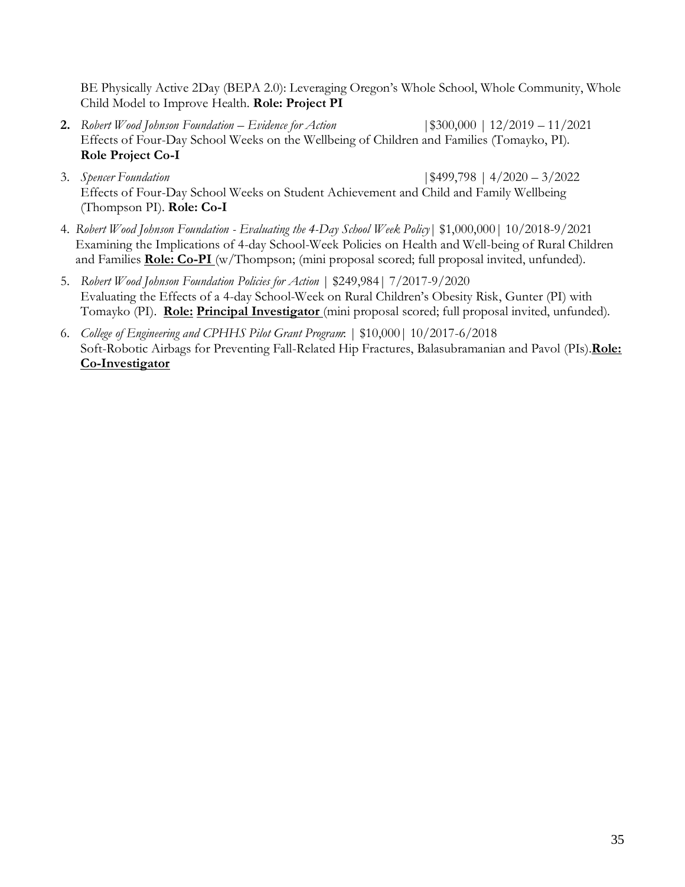BE Physically Active 2Day (BEPA 2.0): Leveraging Oregon's Whole School, Whole Community, Whole Child Model to Improve Health. **Role: Project PI**

2. *Robert Wood Johnson Foundation – Evidence for Action* |$300,000 | 12/2019 – 11/2021
   Effects of Four-Day School Weeks on the Wellbeing of Children and Families (Tomayko, PI). **Role Project Co-I**

3. *Spencer Foundation* |$499,798 | 4/2020 – 3/2022
   Effects of Four-Day School Weeks on Student Achievement and Child and Family Wellbeing (Thompson PI). **Role: Co-I**

4. *Robert Wood Johnson Foundation - Evaluating the 4-Day School Week Policy*| $1,000,000| 10/2018-9/2021
   Examining the Implications of 4-day School-Week Policies on Health and Well-being of Rural Children and Families **Role: Co-PI** (w/Thompson; (mini proposal scored; full proposal invited, unfunded).

5. *Robert Wood Johnson Foundation Policies for Action* | $249,984| 7/2017-9/2020
   Evaluating the Effects of a 4-day School-Week on Rural Children's Obesity Risk, Gunter (PI) with Tomayko (PI). **Role: Principal Investigator** (mini proposal scored; full proposal invited, unfunded).

6. *College of Engineering and CPHHS Pilot Grant Program*: | $10,000| 10/2017-6/2018
   Soft-Robotic Airbags for Preventing Fall-Related Hip Fractures, Balasubramanian and Pavol (PIs).**Role: Co-Investigator**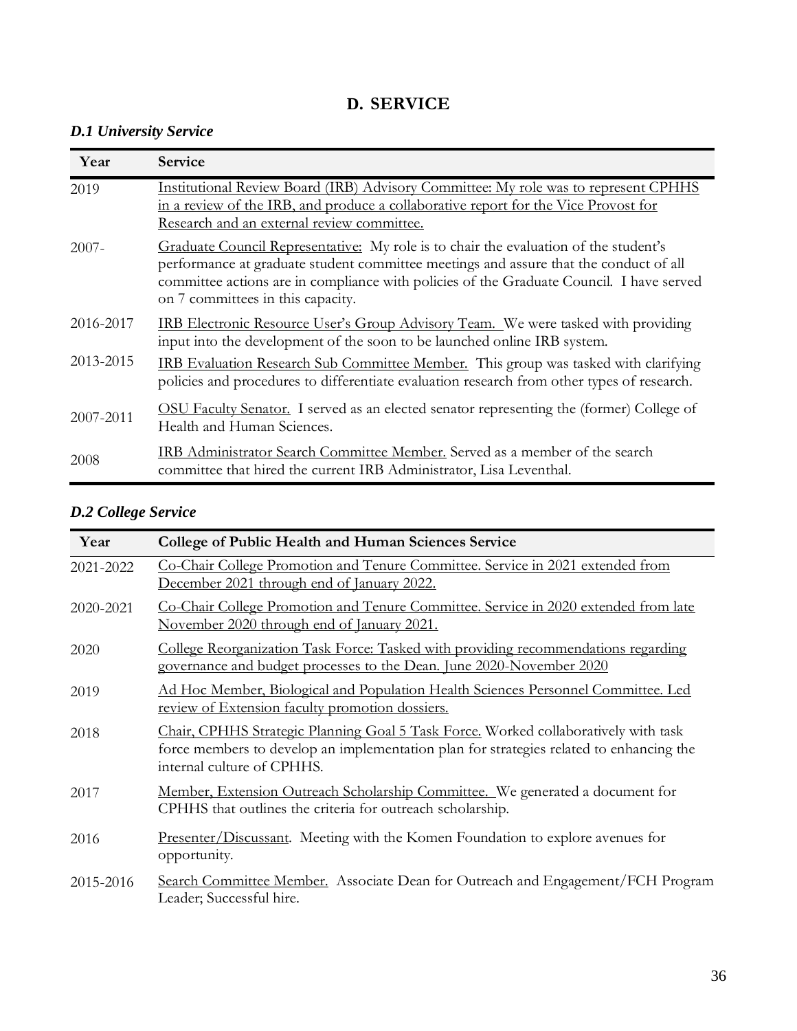# D. SERVICE

### *D.1 University Service*

| Year | Service |
|---|---|
| 2019 | Institutional Review Board (IRB) Advisory Committee: My role was to represent CPHHS in a review of the IRB, and produce a collaborative report for the Vice Provost for Research and an external review committee. |
| 2007- | Graduate Council Representative: My role is to chair the evaluation of the student's performance at graduate student committee meetings and assure that the conduct of all committee actions are in compliance with policies of the Graduate Council. I have served on 7 committees in this capacity. |
| 2016-2017 | IRB Electronic Resource User's Group Advisory Team. We were tasked with providing input into the development of the soon to be launched online IRB system. |
| 2013-2015 | IRB Evaluation Research Sub Committee Member. This group was tasked with clarifying policies and procedures to differentiate evaluation research from other types of research. |
| 2007-2011 | OSU Faculty Senator. I served as an elected senator representing the (former) College of Health and Human Sciences. |
| 2008 | IRB Administrator Search Committee Member. Served as a member of the search committee that hired the current IRB Administrator, Lisa Leventhal. |

### *D.2 College Service*

| Year | College of Public Health and Human Sciences Service |
|---|---|
| 2021-2022 | Co-Chair College Promotion and Tenure Committee. Service in 2021 extended from December 2021 through end of January 2022. |
| 2020-2021 | Co-Chair College Promotion and Tenure Committee. Service in 2020 extended from late November 2020 through end of January 2021. |
| 2020 | College Reorganization Task Force: Tasked with providing recommendations regarding governance and budget processes to the Dean. June 2020-November 2020 |
| 2019 | Ad Hoc Member, Biological and Population Health Sciences Personnel Committee. Led review of Extension faculty promotion dossiers. |
| 2018 | Chair, CPHHS Strategic Planning Goal 5 Task Force. Worked collaboratively with task force members to develop an implementation plan for strategies related to enhancing the internal culture of CPHHS. |
| 2017 | Member, Extension Outreach Scholarship Committee. We generated a document for CPHHS that outlines the criteria for outreach scholarship. |
| 2016 | Presenter/Discussant. Meeting with the Komen Foundation to explore avenues for opportunity. |
| 2015-2016 | Search Committee Member. Associate Dean for Outreach and Engagement/FCH Program Leader; Successful hire. |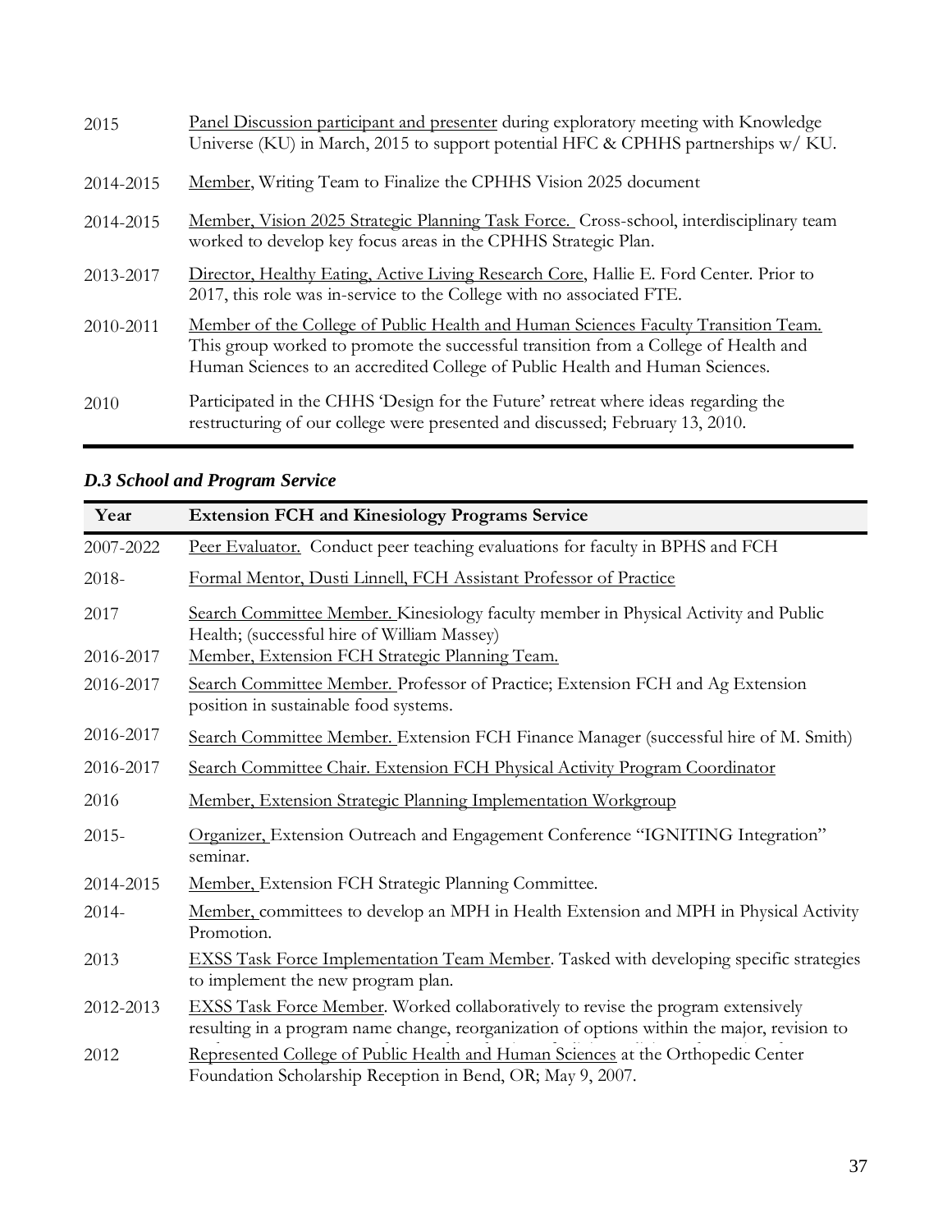| | |
|---|---|
| 2015 | Panel Discussion participant and presenter during exploratory meeting with Knowledge Universe (KU) in March, 2015 to support potential HFC & CPHHS partnerships w/ KU. |
| 2014-2015 | Member, Writing Team to Finalize the CPHHS Vision 2025 document |
| 2014-2015 | Member, Vision 2025 Strategic Planning Task Force. Cross-school, interdisciplinary team worked to develop key focus areas in the CPHHS Strategic Plan. |
| 2013-2017 | Director, Healthy Eating, Active Living Research Core, Hallie E. Ford Center. Prior to 2017, this role was in-service to the College with no associated FTE. |
| 2010-2011 | Member of the College of Public Health and Human Sciences Faculty Transition Team. This group worked to promote the successful transition from a College of Health and Human Sciences to an accredited College of Public Health and Human Sciences. |
| 2010 | Participated in the CHHS 'Design for the Future' retreat where ideas regarding the restructuring of our college were presented and discussed; February 13, 2010. |

### *D.3 School and Program Service*

| Year | Extension FCH and Kinesiology Programs Service |
|---|---|
| 2007-2022 | Peer Evaluator. Conduct peer teaching evaluations for faculty in BPHS and FCH |
| 2018- | Formal Mentor, Dusti Linnell, FCH Assistant Professor of Practice |
| 2017 | Search Committee Member. Kinesiology faculty member in Physical Activity and Public Health; (successful hire of William Massey) |
| 2016-2017 | Member, Extension FCH Strategic Planning Team. |
| 2016-2017 | Search Committee Member. Professor of Practice; Extension FCH and Ag Extension position in sustainable food systems. |
| 2016-2017 | Search Committee Member. Extension FCH Finance Manager (successful hire of M. Smith) |
| 2016-2017 | Search Committee Chair. Extension FCH Physical Activity Program Coordinator |
| 2016 | Member, Extension Strategic Planning Implementation Workgroup |
| 2015- | Organizer, Extension Outreach and Engagement Conference "IGNITING Integration" seminar. |
| 2014-2015 | Member, Extension FCH Strategic Planning Committee. |
| 2014- | Member, committees to develop an MPH in Health Extension and MPH in Physical Activity Promotion. |
| 2013 | EXSS Task Force Implementation Team Member. Tasked with developing specific strategies to implement the new program plan. |
| 2012-2013 | EXSS Task Force Member. Worked collaboratively to revise the program extensively resulting in a program name change, reorganization of options within the major, revision to |
| 2012 | Represented College of Public Health and Human Sciences at the Orthopedic Center Foundation Scholarship Reception in Bend, OR; May 9, 2007. |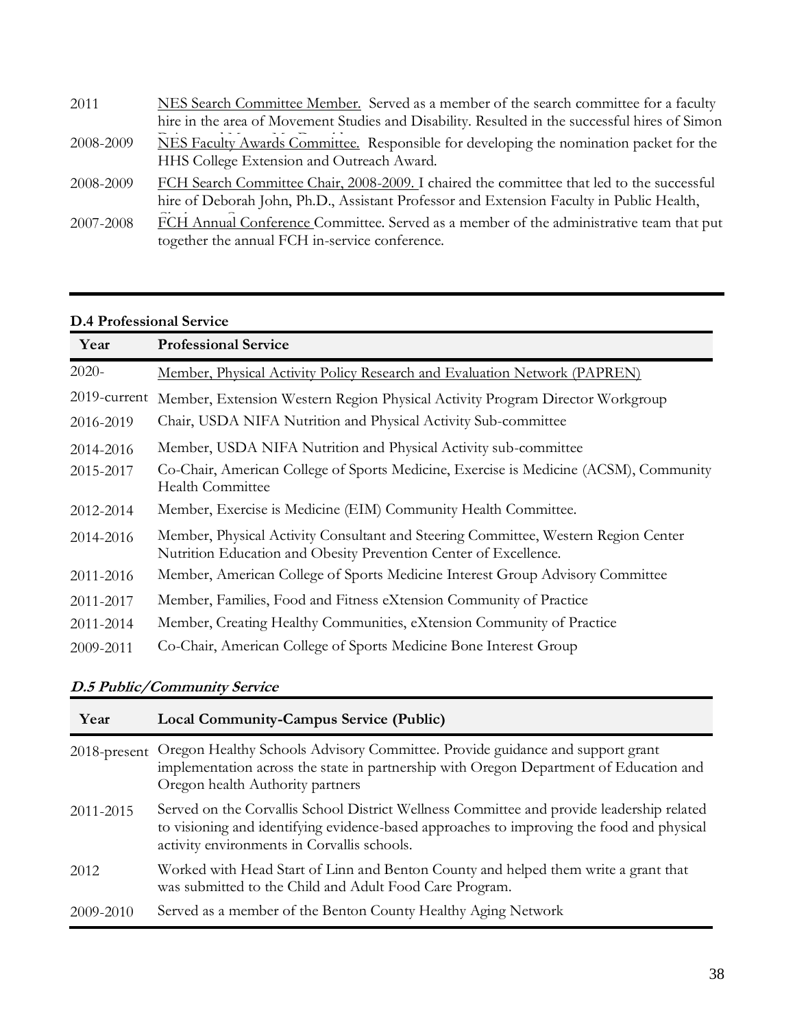| | |
|---|---|
| 2011 | <u>NES Search Committee Member.</u> Served as a member of the search committee for a faculty hire in the area of Movement Studies and Disability. Resulted in the successful hires of Simon |
| 2008-2009 | <u>NES Faculty Awards Committee.</u> Responsible for developing the nomination packet for the HHS College Extension and Outreach Award. |
| 2008-2009 | <u>FCH Search Committee Chair, 2008-2009.</u> I chaired the committee that led to the successful hire of Deborah John, Ph.D., Assistant Professor and Extension Faculty in Public Health, |
| 2007-2008 | <u>FCH Annual Conference</u> Committee. Served as a member of the administrative team that put together the annual FCH in-service conference. |

**D.4 Professional Service**

| Year | Professional Service |
|---|---|
| 2020- | <u>Member, Physical Activity Policy Research and Evaluation Network (PAPREN)</u> |
| 2019-current | Member, Extension Western Region Physical Activity Program Director Workgroup |
| 2016-2019 | Chair, USDA NIFA Nutrition and Physical Activity Sub-committee |
| 2014-2016 | Member, USDA NIFA Nutrition and Physical Activity sub-committee |
| 2015-2017 | Co-Chair, American College of Sports Medicine, Exercise is Medicine (ACSM), Community Health Committee |
| 2012-2014 | Member, Exercise is Medicine (EIM) Community Health Committee. |
| 2014-2016 | Member, Physical Activity Consultant and Steering Committee, Western Region Center Nutrition Education and Obesity Prevention Center of Excellence. |
| 2011-2016 | Member, American College of Sports Medicine Interest Group Advisory Committee |
| 2011-2017 | Member, Families, Food and Fitness eXtension Community of Practice |
| 2011-2014 | Member, Creating Healthy Communities, eXtension Community of Practice |
| 2009-2011 | Co-Chair, American College of Sports Medicine Bone Interest Group |

***D.5 Public/Community Service***

| Year | Local Community-Campus Service (Public) |
|---|---|
| 2018-present | Oregon Healthy Schools Advisory Committee. Provide guidance and support grant implementation across the state in partnership with Oregon Department of Education and Oregon health Authority partners |
| 2011-2015 | Served on the Corvallis School District Wellness Committee and provide leadership related to visioning and identifying evidence-based approaches to improving the food and physical activity environments in Corvallis schools. |
| 2012 | Worked with Head Start of Linn and Benton County and helped them write a grant that was submitted to the Child and Adult Food Care Program. |
| 2009-2010 | Served as a member of the Benton County Healthy Aging Network |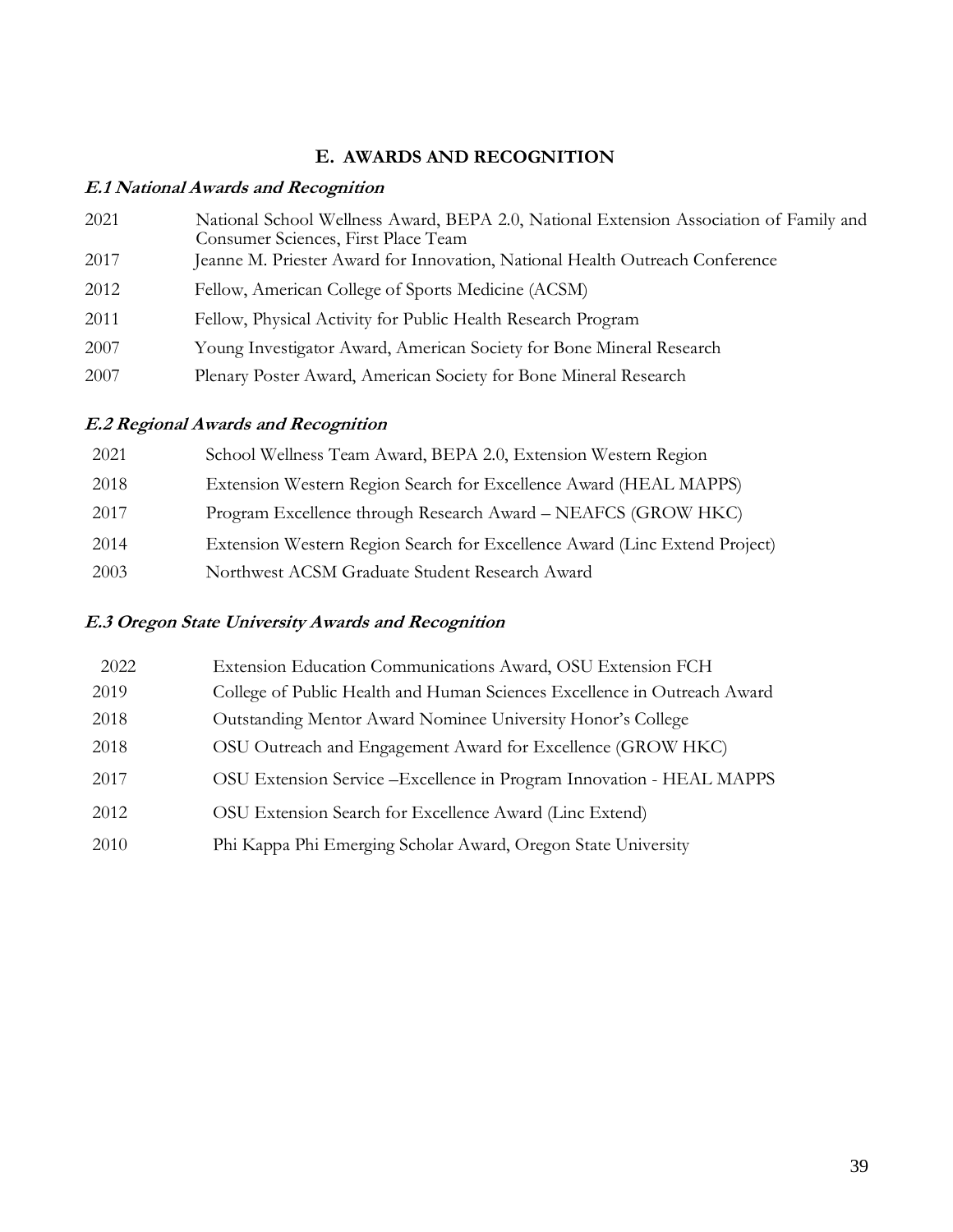## E. AWARDS AND RECOGNITION

### *E.1 National Awards and Recognition*

| | |
|---|---|
| 2021 | National School Wellness Award, BEPA 2.0, National Extension Association of Family and Consumer Sciences, First Place Team |
| 2017 | Jeanne M. Priester Award for Innovation, National Health Outreach Conference |
| 2012 | Fellow, American College of Sports Medicine (ACSM) |
| 2011 | Fellow, Physical Activity for Public Health Research Program |
| 2007 | Young Investigator Award, American Society for Bone Mineral Research |
| 2007 | Plenary Poster Award, American Society for Bone Mineral Research |

### *E.2 Regional Awards and Recognition*

| | |
|---|---|
| 2021 | School Wellness Team Award, BEPA 2.0, Extension Western Region |
| 2018 | Extension Western Region Search for Excellence Award (HEAL MAPPS) |
| 2017 | Program Excellence through Research Award – NEAFCS (GROW HKC) |
| 2014 | Extension Western Region Search for Excellence Award (Linc Extend Project) |
| 2003 | Northwest ACSM Graduate Student Research Award |

### *E.3 Oregon State University Awards and Recognition*

| | |
|---|---|
| 2022 | Extension Education Communications Award, OSU Extension FCH |
| 2019 | College of Public Health and Human Sciences Excellence in Outreach Award |
| 2018 | Outstanding Mentor Award Nominee University Honor's College |
| 2018 | OSU Outreach and Engagement Award for Excellence (GROW HKC) |
| 2017 | OSU Extension Service –Excellence in Program Innovation - HEAL MAPPS |
| 2012 | OSU Extension Search for Excellence Award (Linc Extend) |
| 2010 | Phi Kappa Phi Emerging Scholar Award, Oregon State University |